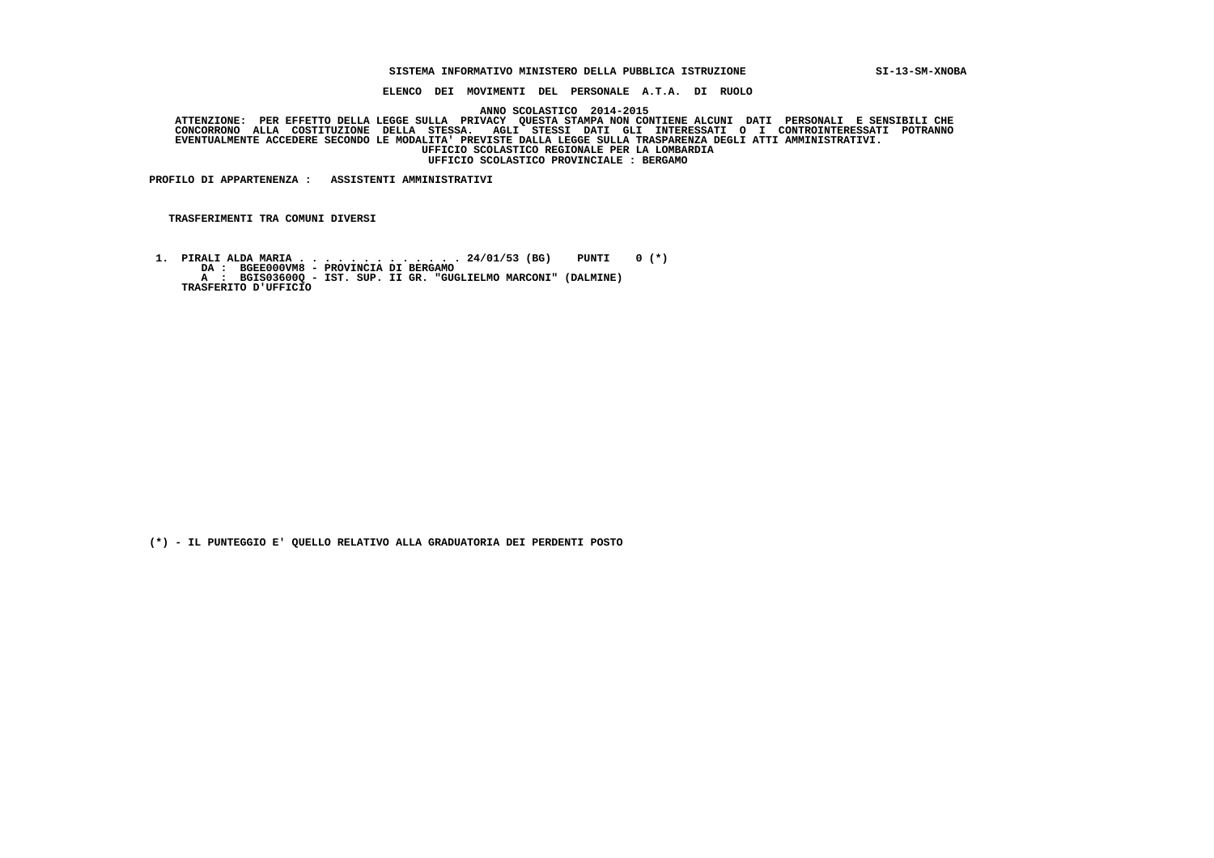**SISTEMA INFORMATIVO MINISTERO DELLA PUBBLICA ISTRUZIONE** SI-13-SM-XNOBA

**ELENCO DEI MOVIMENTI DEL PERSONALE A.T.A. DI RUOLO**

**ANNO SCOLASTICO 2014-2015**

**ATTENZIONE: PER EFFETTO DELLA LEGGE SULLA PRIVACY QUESTA STAMPA NON CONTIENE ALCUNI DATI PERSONALI E SENSIBILI CHE CONCORRONO ALLA COSTITUZIONE DELLA STESSA. AGLI STESSI DATI GLI INTERESSATI O I CONTROINTERESSATI POTRANNO EVENTUALMENTE ACCEDERE SECONDO LE MODALITA' PREVISTE DALLA LEGGE SULLA TRASPARENZA DEGLI ATTI AMMINISTRATIVI.**

**UFFICIO SCOLASTICO REGIONALE PER LA LOMBARDIA**

**UFFICIO SCOLASTICO PROVINCIALE : BERGAMO**

**PROFILO DI APPARTENENZA : ASSISTENTI AMMINISTRATIVI**

**TRASFERIMENTI TRA COMUNI DIVERSI**

```
 1.  PIRALI ALDA MARIA . . . . . . . . . . . . . 24/01/53 (BG)    PUNTI    0 (*)
        DA :  BGEE000VM8 - PROVINCIA DI BERGAMO
        A  :  BGIS03600Q - IST. SUP. II GR. "GUGLIELMO MARCONI" (DALMINE)
     TRASFERITO D'UFFICIO
```

**(*) - IL PUNTEGGIO E' QUELLO RELATIVO ALLA GRADUATORIA DEI PERDENTI POSTO**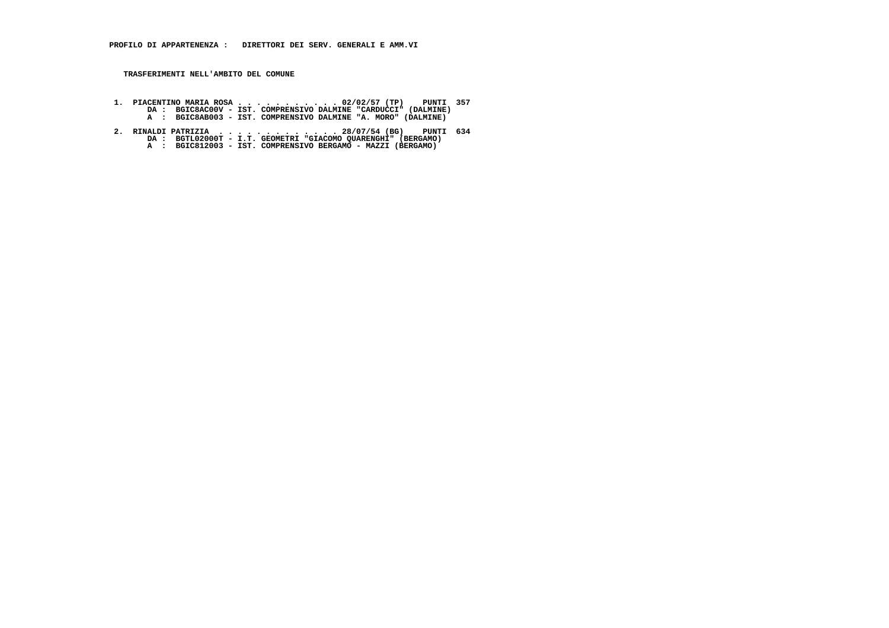**PROFILO DI APPARTENENZA : DIRETTORI DEI SERV. GENERALI E AMM.VI**

**TRASFERIMENTI NELL'AMBITO DEL COMUNE**

1. **PIACENTINO MARIA ROSA . . . . . . . . . . . . 02/02/57 (TP) PUNTI 357**
   **DA : BGIC8AC00V - IST. COMPRENSIVO DALMINE "CARDUCCI" (DALMINE)**
   **A : BGIC8AB003 - IST. COMPRENSIVO DALMINE "A. MORO" (DALMINE)**

2. **RINALDI PATRIZIA . . . . . . . . . . . . . . 28/07/54 (BG) PUNTI 634**
   **DA : BGTL02000T - I.T. GEOMETRI "GIACOMO QUARENGHI" (BERGAMO)**
   **A : BGIC812003 - IST. COMPRENSIVO BERGAMO - MAZZI (BERGAMO)**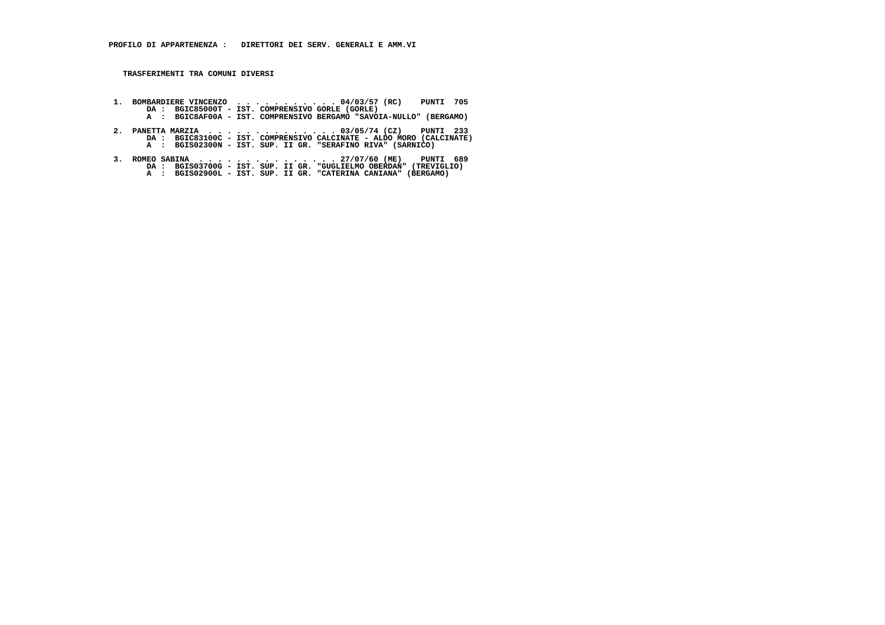**PROFILO DI APPARTENENZA :   DIRETTORI DEI SERV. GENERALI E AMM.VI**

**TRASFERIMENTI TRA COMUNI DIVERSI**

**1. BOMBARDIERE VINCENZO . . . . . . . . . . . 04/03/57 (RC)    PUNTI 705**
   **DA : BGIC85000T - IST. COMPRENSIVO GORLE (GORLE)**
   **A  : BGIC8AF00A - IST. COMPRENSIVO BERGAMO "SAVOIA-NULLO" (BERGAMO)**

**2. PANETTA MARZIA . . . . . . . . . . . . . 03/05/74 (CZ)    PUNTI 233**
   **DA : BGIC83100C - IST. COMPRENSIVO CALCINATE - ALDO MORO (CALCINATE)**
   **A  : BGIS02300N - IST. SUP. II GR. "SERAFINO RIVA" (SARNICO)**

**3. ROMEO SABINA . . . . . . . . . . . . . . 27/07/60 (ME)    PUNTI 689**
   **DA : BGIS03700G - IST. SUP. II GR. "GUGLIELMO OBERDAN" (TREVIGLIO)**
   **A  : BGIS02900L - IST. SUP. II GR. "CATERINA CANIANA" (BERGAMO)**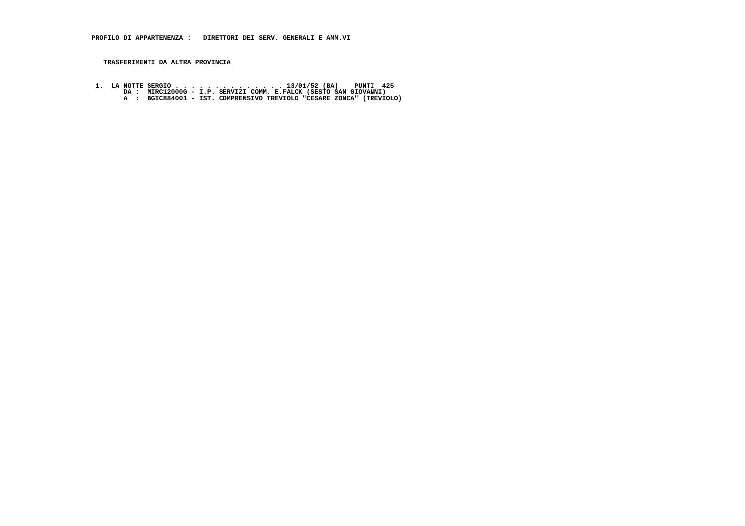**PROFILO DI APPARTENENZA : DIRETTORI DEI SERV. GENERALI E AMM.VI**

**TRASFERIMENTI DA ALTRA PROVINCIA**

```
 1.  LA NOTTE SERGIO . . . . . . . . . . . . . . . 13/01/52 (BA)    PUNTI  425
        DA :  MIRC12000G - I.P. SERVIZI COMM. E.FALCK (SESTO SAN GIOVANNI)
        A  :  BGIC884001 - IST. COMPRENSIVO TREVIOLO "CESARE ZONCA" (TREVIOLO)
```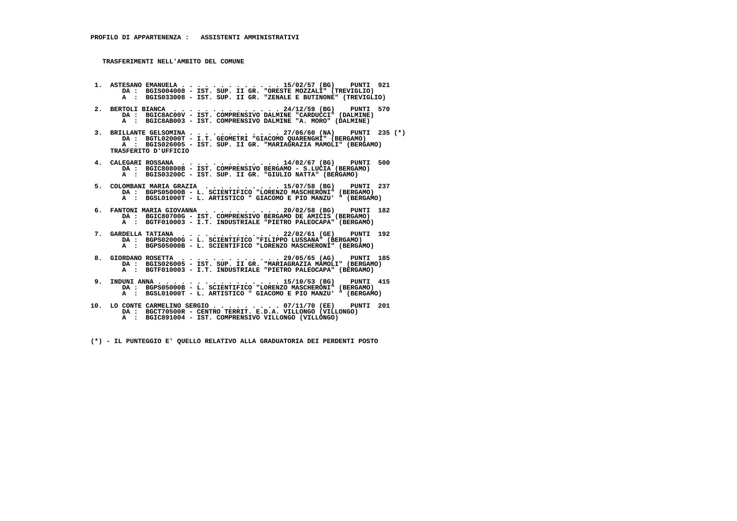**PROFILO DI APPARTENENZA : ASSISTENTI AMMINISTRATIVI**

**TRASFERIMENTI NELL'AMBITO DEL COMUNE**

1. ASTESANO EMANUELA . . . . . . . . . . . . . 15/02/57 (BG) PUNTI 921
   DA : BGIS004008 - IST. SUP. II GR. "ORESTE MOZZALI" (TREVIGLIO)
   A : BGIS033008 - IST. SUP. II GR. "ZENALE E BUTINONE" (TREVIGLIO)

2. BERTOLI BIANCA . . . . . . . . . . . . . . 24/12/59 (BG) PUNTI 570
   DA : BGIC8AC00V - IST. COMPRENSIVO DALMINE "CARDUCCI" (DALMINE)
   A : BGIC8AB003 - IST. COMPRENSIVO DALMINE "A. MORO" (DALMINE)

3. BRILLANTE GELSOMINA . . . . . . . . . . . . 27/06/60 (NA) PUNTI 235 (*)
   DA : BGTL02000T - I.T. GEOMETRI "GIACOMO QUARENGHI" (BERGAMO)
   A : BGIS026005 - IST. SUP. II GR. "MARIAGRAZIA MAMOLI" (BERGAMO)
   TRASFERITO D'UFFICIO

4. CALEGARI ROSSANA . . . . . . . . . . . . . 14/02/67 (BG) PUNTI 500
   DA : BGIC80800B - IST. COMPRENSIVO BERGAMO - S.LUCIA (BERGAMO)
   A : BGIS03200C - IST. SUP. II GR. "GIULIO NATTA" (BERGAMO)

5. COLOMBANI MARIA GRAZIA . . . . . . . . . . 15/07/58 (BG) PUNTI 237
   DA : BGPS05000B - L. SCIENTIFICO "LORENZO MASCHERONI" (BERGAMO)
   A : BGSL01000T - L. ARTISTICO " GIACOMO E PIO MANZU' " (BERGAMO)

6. FANTONI MARIA GIOVANNA . . . . . . . . . . 20/02/58 (BG) PUNTI 182
   DA : BGIC80700G - IST. COMPRENSIVO BERGAMO DE AMICIS (BERGAMO)
   A : BGTF010003 - I.T. INDUSTRIALE "PIETRO PALEOCAPA" (BERGAMO)

7. GARDELLA TATIANA . . . . . . . . . . . . . 22/02/61 (GE) PUNTI 192
   DA : BGPS02000G - L. SCIENTIFICO "FILIPPO LUSSANA" (BERGAMO)
   A : BGPS05000B - L. SCIENTIFICO "LORENZO MASCHERONI" (BERGAMO)

8. GIORDANO ROSETTA . . . . . . . . . . . . . 29/05/65 (AG) PUNTI 185
   DA : BGIS026005 - IST. SUP. II GR. "MARIAGRAZIA MAMOLI" (BERGAMO)
   A : BGTF010003 - I.T. INDUSTRIALE "PIETRO PALEOCAPA" (BERGAMO)

9. INDUNI ANNA . . . . . . . . . . . . . . . . 15/10/53 (BG) PUNTI 415
   DA : BGPS05000B - L. SCIENTIFICO "LORENZO MASCHERONI" (BERGAMO)
   A : BGSL01000T - L. ARTISTICO " GIACOMO E PIO MANZU' " (BERGAMO)

10. LO CONTE CARMELINO SERGIO . . . . . . . . . 07/11/70 (EE) PUNTI 201
    DA : BGCT70500R - CENTRO TERRIT. E.D.A. VILLONGO (VILLONGO)
    A : BGIC891004 - IST. COMPRENSIVO VILLONGO (VILLONGO)

(*) - IL PUNTEGGIO E' QUELLO RELATIVO ALLA GRADUATORIA DEI PERDENTI POSTO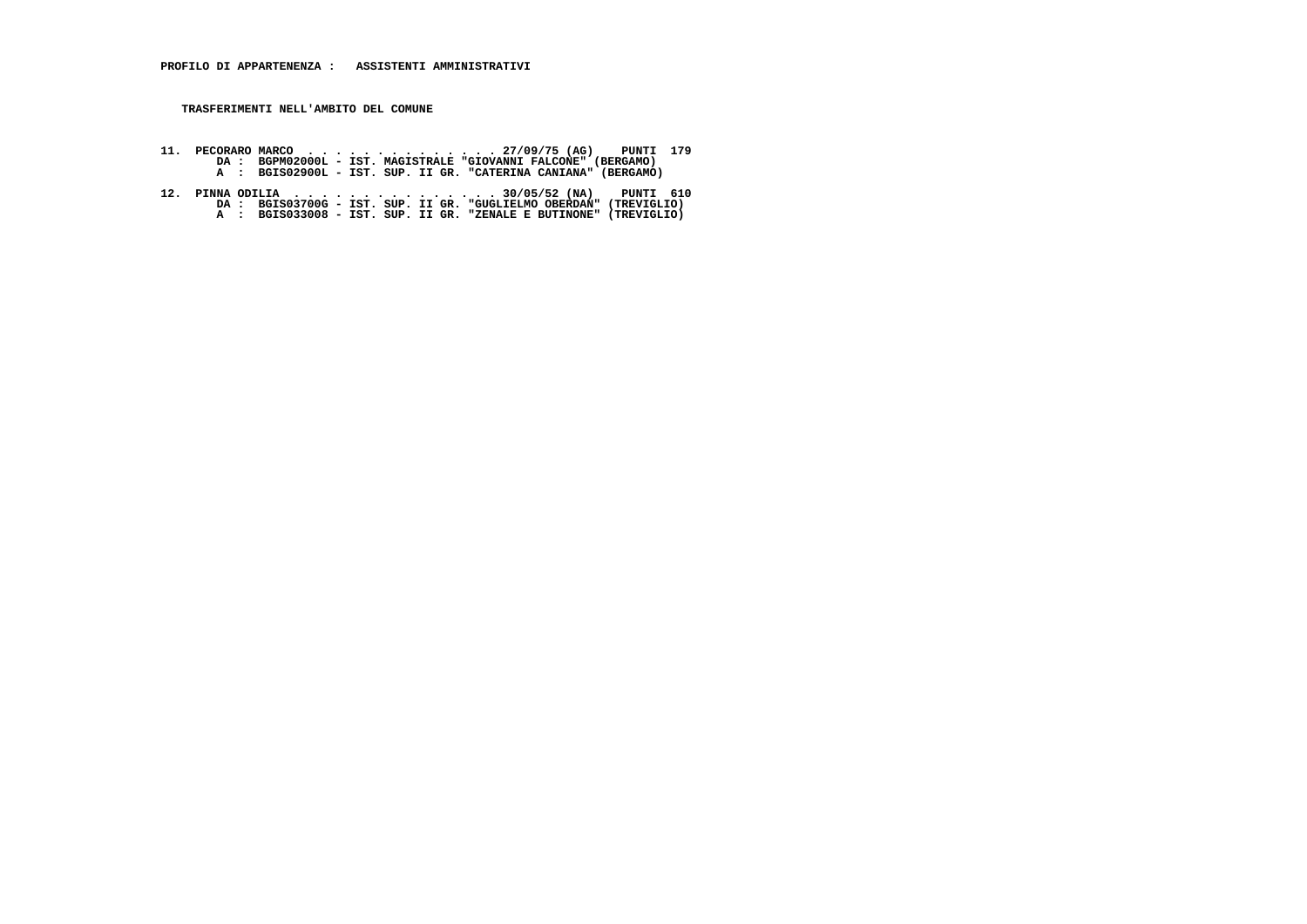**PROFILO DI APPARTENENZA : ASSISTENTI AMMINISTRATIVI**

**TRASFERIMENTI NELL'AMBITO DEL COMUNE**

**11. PECORARO MARCO . . . . . . . . . . . . . . 27/09/75 (AG) PUNTI 179**
DA : BGPM02000L - IST. MAGISTRALE "GIOVANNI FALCONE" (BERGAMO)
A : BGIS02900L - IST. SUP. II GR. "CATERINA CANIANA" (BERGAMO)

**12. PINNA ODILIA . . . . . . . . . . . . . . 30/05/52 (NA) PUNTI 610**
DA : BGIS03700G - IST. SUP. II GR. "GUGLIELMO OBERDAN" (TREVIGLIO)
A : BGIS033008 - IST. SUP. II GR. "ZENALE E BUTINONE" (TREVIGLIO)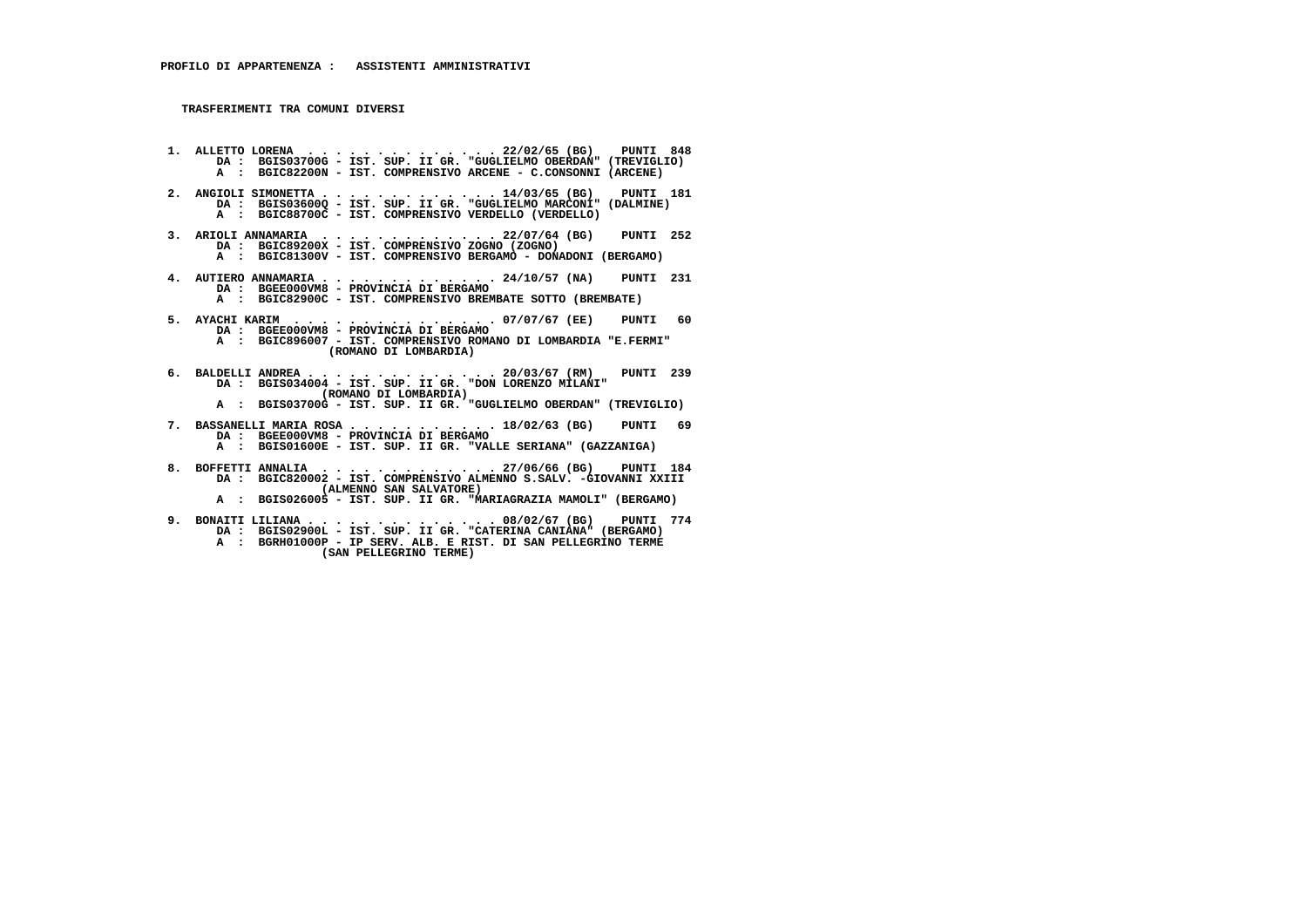**PROFILO DI APPARTENENZA : ASSISTENTI AMMINISTRATIVI**

**TRASFERIMENTI TRA COMUNI DIVERSI**

1. ALLETTO LORENA . . . . . . . . . . . . . 22/02/65 (BG) PUNTI 848
   DA : BGIS03700G - IST. SUP. II GR. "GUGLIELMO OBERDAN" (TREVIGLIO)
   A : BGIC82200N - IST. COMPRENSIVO ARCENE - C.CONSONNI (ARCENE)

2. ANGIOLI SIMONETTA . . . . . . . . . . . . 14/03/65 (BG) PUNTI 181
   DA : BGIS03600Q - IST. SUP. II GR. "GUGLIELMO MARCONI" (DALMINE)
   A : BGIC88700C - IST. COMPRENSIVO VERDELLO (VERDELLO)

3. ARIOLI ANNAMARIA . . . . . . . . . . . . 22/07/64 (BG) PUNTI 252
   DA : BGIC89200X - IST. COMPRENSIVO ZOGNO (ZOGNO)
   A : BGIC81300V - IST. COMPRENSIVO BERGAMO - DONADONI (BERGAMO)

4. AUTIERO ANNAMARIA . . . . . . . . . . . . 24/10/57 (NA) PUNTI 231
   DA : BGEE000VM8 - PROVINCIA DI BERGAMO
   A : BGIC82900C - IST. COMPRENSIVO BREMBATE SOTTO (BREMBATE)

5. AYACHI KARIM . . . . . . . . . . . . . . 07/07/67 (EE) PUNTI 60
   DA : BGEE000VM8 - PROVINCIA DI BERGAMO
   A : BGIC896007 - IST. COMPRENSIVO ROMANO DI LOMBARDIA "E.FERMI" (ROMANO DI LOMBARDIA)

6. BALDELLI ANDREA . . . . . . . . . . . . . 20/03/67 (RM) PUNTI 239
   DA : BGIS034004 - IST. SUP. II GR. "DON LORENZO MILANI" (ROMANO DI LOMBARDIA)
   A : BGIS03700G - IST. SUP. II GR. "GUGLIELMO OBERDAN" (TREVIGLIO)

7. BASSANELLI MARIA ROSA . . . . . . . . . . 18/02/63 (BG) PUNTI 69
   DA : BGEE000VM8 - PROVINCIA DI BERGAMO
   A : BGIS01600E - IST. SUP. II GR. "VALLE SERIANA" (GAZZANIGA)

8. BOFFETTI ANNALIA . . . . . . . . . . . . 27/06/66 (BG) PUNTI 184
   DA : BGIC820002 - IST. COMPRENSIVO ALMENNO S.SALV. -GIOVANNI XXIII (ALMENNO SAN SALVATORE)
   A : BGIS026005 - IST. SUP. II GR. "MARIAGRAZIA MAMOLI" (BERGAMO)

9. BONAITI LILIANA . . . . . . . . . . . . . 08/02/67 (BG) PUNTI 774
   DA : BGIS02900L - IST. SUP. II GR. "CATERINA CANIANA" (BERGAMO)
   A : BGRH01000P - IP SERV. ALB. E RIST. DI SAN PELLEGRINO TERME (SAN PELLEGRINO TERME)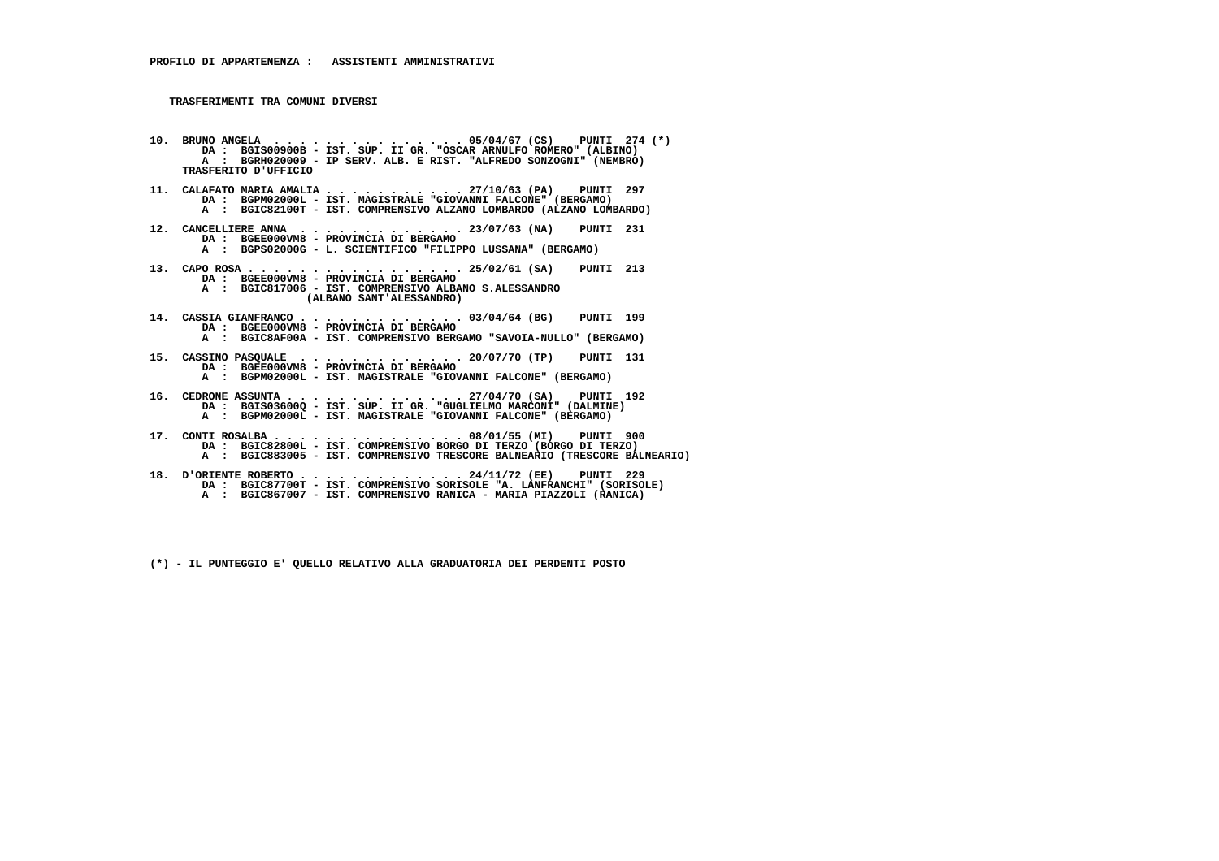**PROFILO DI APPARTENENZA : ASSISTENTI AMMINISTRATIVI**

**TRASFERIMENTI TRA COMUNI DIVERSI**

**10. BRUNO ANGELA . . . . . . . . . . . . . . . 05/04/67 (CS) PUNTI 274 (*)**
DA : BGIS00900B - IST. SUP. II GR. "OSCAR ARNULFO ROMERO" (ALBINO)
A : BGRH020009 - IP SERV. ALB. E RIST. "ALFREDO SONZOGNI" (NEMBRO)
TRASFERITO D'UFFICIO

**11. CALAFATO MARIA AMALIA . . . . . . . . . . 27/10/63 (PA) PUNTI 297**
DA : BGPM02000L - IST. MAGISTRALE "GIOVANNI FALCONE" (BERGAMO)
A : BGIC82100T - IST. COMPRENSIVO ALZANO LOMBARDO (ALZANO LOMBARDO)

**12. CANCELLIERE ANNA . . . . . . . . . . . . . 23/07/63 (NA) PUNTI 231**
DA : BGEE000VM8 - PROVINCIA DI BERGAMO
A : BGPS02000G - L. SCIENTIFICO "FILIPPO LUSSANA" (BERGAMO)

**13. CAPO ROSA . . . . . . . . . . . . . . . . . 25/02/61 (SA) PUNTI 213**
DA : BGEE000VM8 - PROVINCIA DI BERGAMO
A : BGIC817006 - IST. COMPRENSIVO ALBANO S.ALESSANDRO (ALBANO SANT'ALESSANDRO)

**14. CASSIA GIANFRANCO . . . . . . . . . . . . . 03/04/64 (BG) PUNTI 199**
DA : BGEE000VM8 - PROVINCIA DI BERGAMO
A : BGIC8AF00A - IST. COMPRENSIVO BERGAMO "SAVOIA-NULLO" (BERGAMO)

**15. CASSINO PASQUALE . . . . . . . . . . . . . 20/07/70 (TP) PUNTI 131**
DA : BGEE000VM8 - PROVINCIA DI BERGAMO
A : BGPM02000L - IST. MAGISTRALE "GIOVANNI FALCONE" (BERGAMO)

**16. CEDRONE ASSUNTA . . . . . . . . . . . . . . 27/04/70 (SA) PUNTI 192**
DA : BGIS03600Q - IST. SUP. II GR. "GUGLIELMO MARCONI" (DALMINE)
A : BGPM02000L - IST. MAGISTRALE "GIOVANNI FALCONE" (BERGAMO)

**17. CONTI ROSALBA . . . . . . . . . . . . . . . 08/01/55 (MI) PUNTI 900**
DA : BGIC82800L - IST. COMPRENSIVO BORGO DI TERZO (BORGO DI TERZO)
A : BGIC883005 - IST. COMPRENSIVO TRESCORE BALNEARIO (TRESCORE BALNEARIO)

**18. D'ORIENTE ROBERTO . . . . . . . . . . . . . 24/11/72 (EE) PUNTI 229**
DA : BGIC87700T - IST. COMPRENSIVO SORISOLE "A. LANFRANCHI" (SORISOLE)
A : BGIC867007 - IST. COMPRENSIVO RANICA - MARIA PIAZZOLI (RANICA)

(*) - IL PUNTEGGIO E' QUELLO RELATIVO ALLA GRADUATORIA DEI PERDENTI POSTO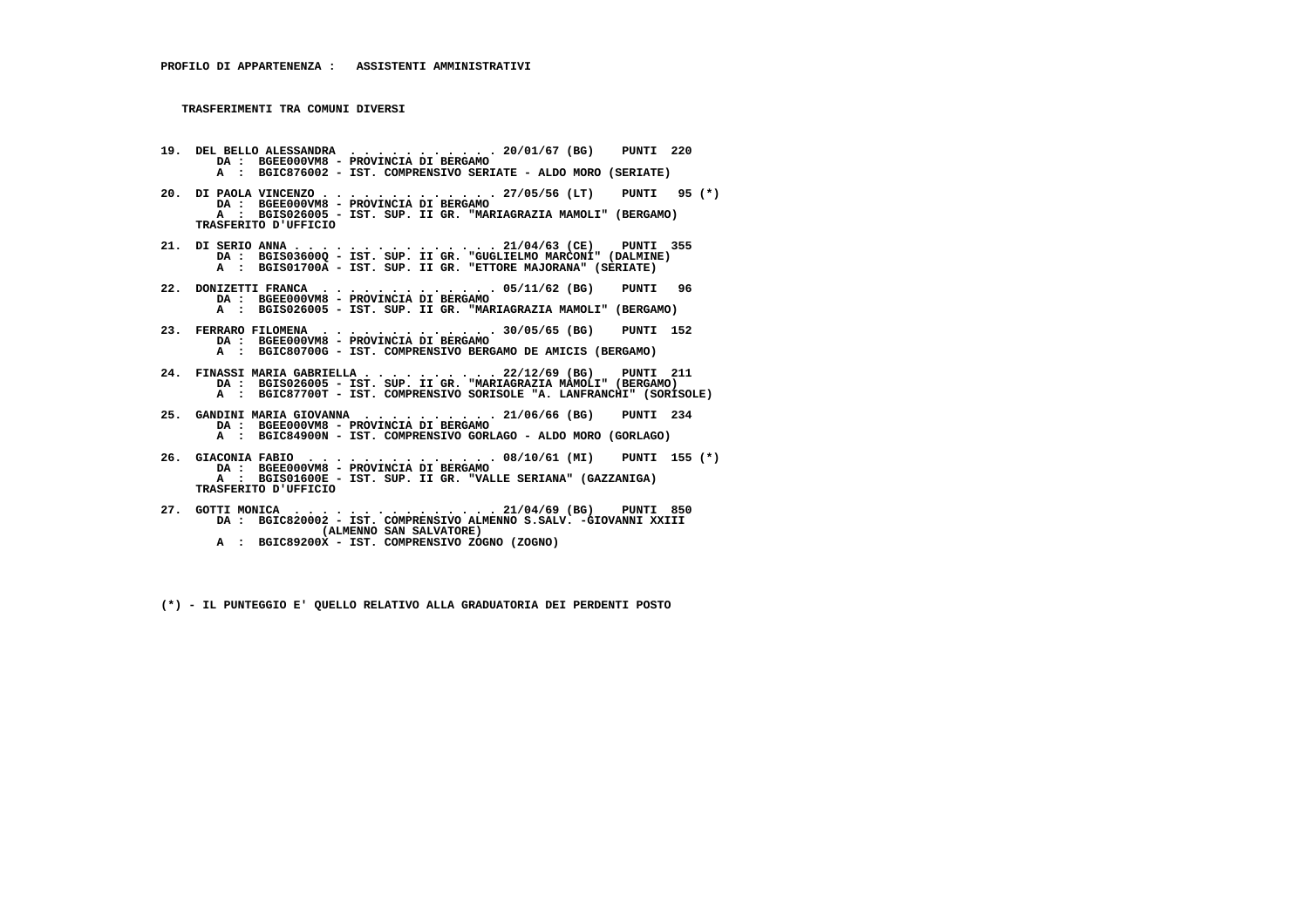**PROFILO DI APPARTENENZA : ASSISTENTI AMMINISTRATIVI**

**TRASFERIMENTI TRA COMUNI DIVERSI**

19. DEL BELLO ALESSANDRA . . . . . . . . . . . . 20/01/67 (BG) PUNTI 220
    DA : BGEE000VM8 - PROVINCIA DI BERGAMO
    A : BGIC876002 - IST. COMPRENSIVO SERIATE - ALDO MORO (SERIATE)

20. DI PAOLA VINCENZO . . . . . . . . . . . . . 27/05/56 (LT) PUNTI 95 (*)
    DA : BGEE000VM8 - PROVINCIA DI BERGAMO
    A : BGIS026005 - IST. SUP. II GR. "MARIAGRAZIA MAMOLI" (BERGAMO)
    TRASFERITO D'UFFICIO

21. DI SERIO ANNA . . . . . . . . . . . . . . . 21/04/63 (CE) PUNTI 355
    DA : BGIS03600Q - IST. SUP. II GR. "GUGLIELMO MARCONI" (DALMINE)
    A : BGIS01700A - IST. SUP. II GR. "ETTORE MAJORANA" (SERIATE)

22. DONIZETTI FRANCA . . . . . . . . . . . . . 05/11/62 (BG) PUNTI 96
    DA : BGEE000VM8 - PROVINCIA DI BERGAMO
    A : BGIS026005 - IST. SUP. II GR. "MARIAGRAZIA MAMOLI" (BERGAMO)

23. FERRARO FILOMENA . . . . . . . . . . . . . 30/05/65 (BG) PUNTI 152
    DA : BGEE000VM8 - PROVINCIA DI BERGAMO
    A : BGIC80700G - IST. COMPRENSIVO BERGAMO DE AMICIS (BERGAMO)

24. FINASSI MARIA GABRIELLA . . . . . . . . . . 22/12/69 (BG) PUNTI 211
    DA : BGIS026005 - IST. SUP. II GR. "MARIAGRAZIA MAMOLI" (BERGAMO)
    A : BGIC87700T - IST. COMPRENSIVO SORISOLE "A. LANFRANCHI" (SORISOLE)

25. GANDINI MARIA GIOVANNA . . . . . . . . . . 21/06/66 (BG) PUNTI 234
    DA : BGEE000VM8 - PROVINCIA DI BERGAMO
    A : BGIC84900N - IST. COMPRENSIVO GORLAGO - ALDO MORO (GORLAGO)

26. GIACONIA FABIO . . . . . . . . . . . . . . 08/10/61 (MI) PUNTI 155 (*)
    DA : BGEE000VM8 - PROVINCIA DI BERGAMO
    A : BGIS01600E - IST. SUP. II GR. "VALLE SERIANA" (GAZZANIGA)
    TRASFERITO D'UFFICIO

27. GOTTI MONICA . . . . . . . . . . . . . . . 21/04/69 (BG) PUNTI 850
    DA : BGIC820002 - IST. COMPRENSIVO ALMENNO S.SALV. -GIOVANNI XXIII (ALMENNO SAN SALVATORE)
    A : BGIC89200X - IST. COMPRENSIVO ZOGNO (ZOGNO)

(*) - IL PUNTEGGIO E' QUELLO RELATIVO ALLA GRADUATORIA DEI PERDENTI POSTO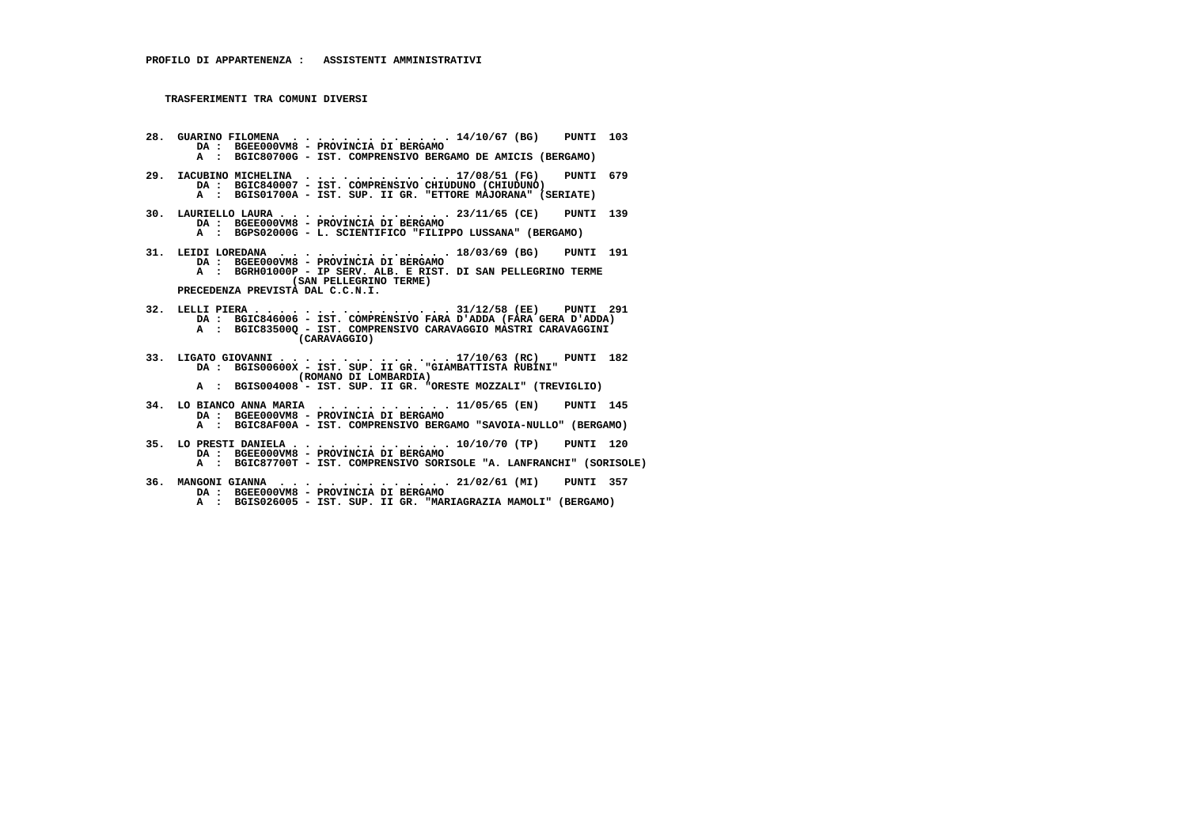**PROFILO DI APPARTENENZA : ASSISTENTI AMMINISTRATIVI**

**TRASFERIMENTI TRA COMUNI DIVERSI**

**28. GUARINO FILOMENA . . . . . . . . . . . . . 14/10/67 (BG) PUNTI 103**
DA : BGEE000VM8 - PROVINCIA DI BERGAMO
A : BGIC80700G - IST. COMPRENSIVO BERGAMO DE AMICIS (BERGAMO)

**29. IACUBINO MICHELINA . . . . . . . . . . . . 17/08/51 (FG) PUNTI 679**
DA : BGIC840007 - IST. COMPRENSIVO CHIUDUNO (CHIUDUNO)
A : BGIS01700A - IST. SUP. II GR. "ETTORE MAJORANA" (SERIATE)

**30. LAURIELLO LAURA . . . . . . . . . . . . . 23/11/65 (CE) PUNTI 139**
DA : BGEE000VM8 - PROVINCIA DI BERGAMO
A : BGPS02000G - L. SCIENTIFICO "FILIPPO LUSSANA" (BERGAMO)

**31. LEIDI LOREDANA . . . . . . . . . . . . . 18/03/69 (BG) PUNTI 191**
DA : BGEE000VM8 - PROVINCIA DI BERGAMO
A : BGRH01000P - IP SERV. ALB. E RIST. DI SAN PELLEGRINO TERME (SAN PELLEGRINO TERME)
PRECEDENZA PREVISTA DAL C.C.N.I.

**32. LELLI PIERA . . . . . . . . . . . . . . . 31/12/58 (EE) PUNTI 291**
DA : BGIC846006 - IST. COMPRENSIVO FARA D'ADDA (FARA GERA D'ADDA)
A : BGIC83500Q - IST. COMPRENSIVO CARAVAGGIO MASTRI CARAVAGGINI (CARAVAGGIO)

**33. LIGATO GIOVANNI . . . . . . . . . . . . . 17/10/63 (RC) PUNTI 182**
DA : BGIS00600X - IST. SUP. II GR. "GIAMBATTISTA RUBINI" (ROMANO DI LOMBARDIA)
A : BGIS004008 - IST. SUP. II GR. "ORESTE MOZZALI" (TREVIGLIO)

**34. LO BIANCO ANNA MARIA . . . . . . . . . . 11/05/65 (EN) PUNTI 145**
DA : BGEE000VM8 - PROVINCIA DI BERGAMO
A : BGIC8AF00A - IST. COMPRENSIVO BERGAMO "SAVOIA-NULLO" (BERGAMO)

**35. LO PRESTI DANIELA . . . . . . . . . . . . 10/10/70 (TP) PUNTI 120**
DA : BGEE000VM8 - PROVINCIA DI BERGAMO
A : BGIC87700T - IST. COMPRENSIVO SORISOLE "A. LANFRANCHI" (SORISOLE)

**36. MANGONI GIANNA . . . . . . . . . . . . . 21/02/61 (MI) PUNTI 357**
DA : BGEE000VM8 - PROVINCIA DI BERGAMO
A : BGIS026005 - IST. SUP. II GR. "MARIAGRAZIA MAMOLI" (BERGAMO)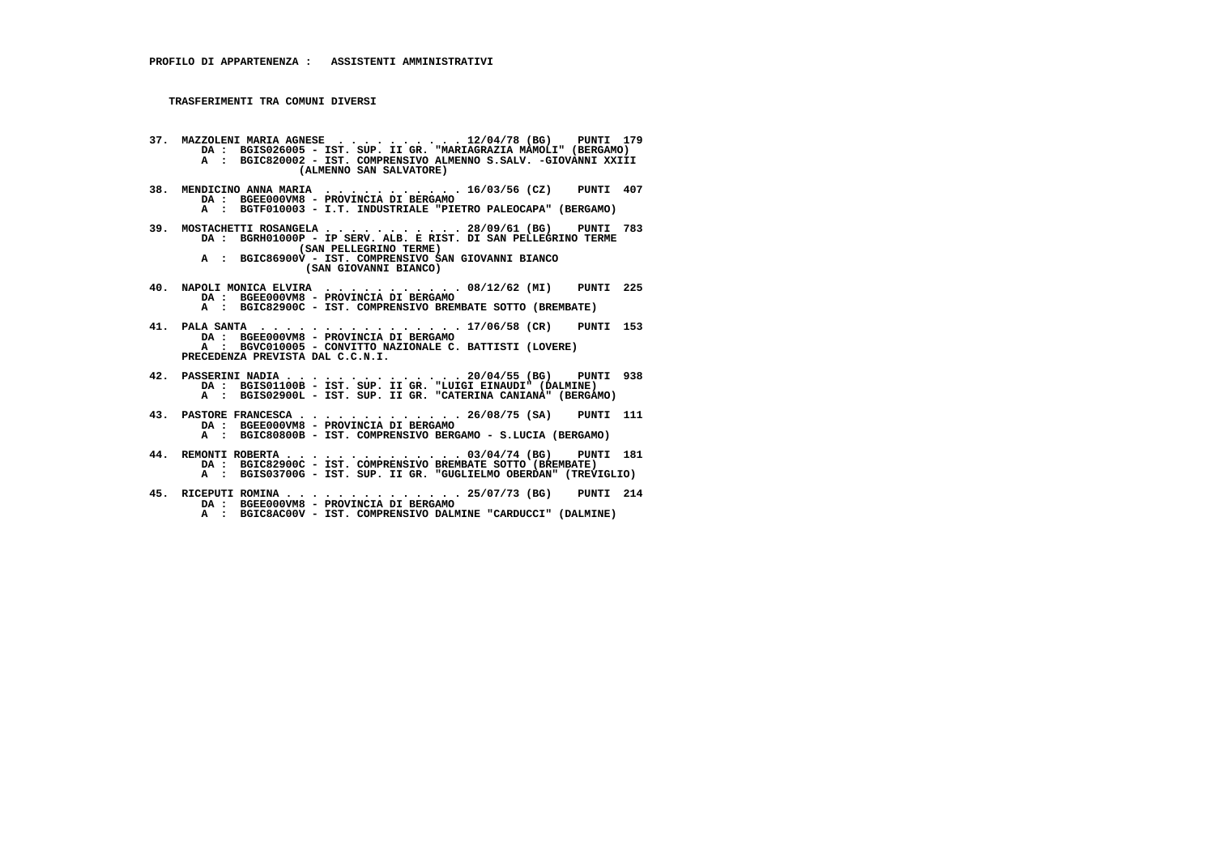**PROFILO DI APPARTENENZA :   ASSISTENTI AMMINISTRATIVI**

**TRASFERIMENTI TRA COMUNI DIVERSI**

**37. MAZZOLENI MARIA AGNESE . . . . . . . . . . . 12/04/78 (BG)   PUNTI 179**
DA : BGIS026005 - IST. SUP. II GR. "MARIAGRAZIA MAMOLI" (BERGAMO)
A : BGIC820002 - IST. COMPRENSIVO ALMENNO S.SALV. -GIOVANNI XXIII (ALMENNO SAN SALVATORE)

**38. MENDICINO ANNA MARIA . . . . . . . . . . . 16/03/56 (CZ)   PUNTI 407**
DA : BGEE000VM8 - PROVINCIA DI BERGAMO
A : BGTF010003 - I.T. INDUSTRIALE "PIETRO PALEOCAPA" (BERGAMO)

**39. MOSTACHETTI ROSANGELA . . . . . . . . . . . 28/09/61 (BG)   PUNTI 783**
DA : BGRH01000P - IP SERV. ALB. E RIST. DI SAN PELLEGRINO TERME (SAN PELLEGRINO TERME)
A : BGIC86900V - IST. COMPRENSIVO SAN GIOVANNI BIANCO (SAN GIOVANNI BIANCO)

**40. NAPOLI MONICA ELVIRA . . . . . . . . . . . 08/12/62 (MI)   PUNTI 225**
DA : BGEE000VM8 - PROVINCIA DI BERGAMO
A : BGIC82900C - IST. COMPRENSIVO BREMBATE SOTTO (BREMBATE)

**41. PALA SANTA . . . . . . . . . . . . . . . 17/06/58 (CR)   PUNTI 153**
DA : BGEE000VM8 - PROVINCIA DI BERGAMO
A : BGVC010005 - CONVITTO NAZIONALE C. BATTISTI (LOVERE)
PRECEDENZA PREVISTA DAL C.C.N.I.

**42. PASSERINI NADIA . . . . . . . . . . . . . 20/04/55 (BG)   PUNTI 938**
DA : BGIS01100B - IST. SUP. II GR. "LUIGI EINAUDI" (DALMINE)
A : BGIS02900L - IST. SUP. II GR. "CATERINA CANIANA" (BERGAMO)

**43. PASTORE FRANCESCA . . . . . . . . . . . . 26/08/75 (SA)   PUNTI 111**
DA : BGEE000VM8 - PROVINCIA DI BERGAMO
A : BGIC80800B - IST. COMPRENSIVO BERGAMO - S.LUCIA (BERGAMO)

**44. REMONTI ROBERTA . . . . . . . . . . . . . 03/04/74 (BG)   PUNTI 181**
DA : BGIC82900C - IST. COMPRENSIVO BREMBATE SOTTO (BREMBATE)
A : BGIS03700G - IST. SUP. II GR. "GUGLIELMO OBERDAN" (TREVIGLIO)

**45. RICEPUTI ROMINA . . . . . . . . . . . . . 25/07/73 (BG)   PUNTI 214**
DA : BGEE000VM8 - PROVINCIA DI BERGAMO
A : BGIC8AC00V - IST. COMPRENSIVO DALMINE "CARDUCCI" (DALMINE)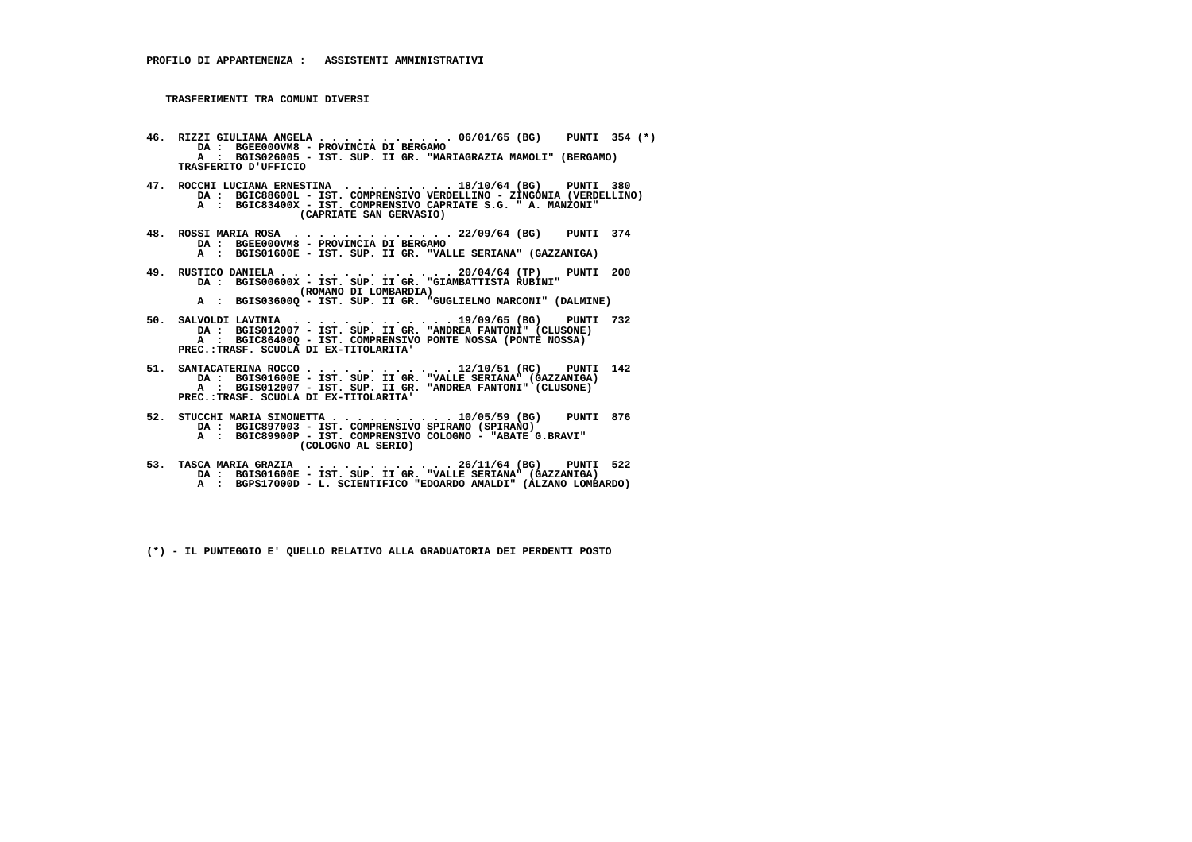**PROFILO DI APPARTENENZA : ASSISTENTI AMMINISTRATIVI**

**TRASFERIMENTI TRA COMUNI DIVERSI**

**46. RIZZI GIULIANA ANGELA . . . . . . . . . . . . 06/01/65 (BG) PUNTI 354 (*)**
DA : BGEE000VM8 - PROVINCIA DI BERGAMO
A : BGIS026005 - IST. SUP. II GR. "MARIAGRAZIA MAMOLI" (BERGAMO)
TRASFERITO D'UFFICIO

**47. ROCCHI LUCIANA ERNESTINA . . . . . . . . . . 18/10/64 (BG) PUNTI 380**
DA : BGIC88600L - IST. COMPRENSIVO VERDELLINO - ZINGONIA (VERDELLINO)
A : BGIC83400X - IST. COMPRENSIVO CAPRIATE S.G. " A. MANZONI" (CAPRIATE SAN GERVASIO)

**48. ROSSI MARIA ROSA . . . . . . . . . . . . . 22/09/64 (BG) PUNTI 374**
DA : BGEE000VM8 - PROVINCIA DI BERGAMO
A : BGIS01600E - IST. SUP. II GR. "VALLE SERIANA" (GAZZANIGA)

**49. RUSTICO DANIELA . . . . . . . . . . . . . . 20/04/64 (TP) PUNTI 200**
DA : BGIS00600X - IST. SUP. II GR. "GIAMBATTISTA RUBINI" (ROMANO DI LOMBARDIA)
A : BGIS03600Q - IST. SUP. II GR. "GUGLIELMO MARCONI" (DALMINE)

**50. SALVOLDI LAVINIA . . . . . . . . . . . . . 19/09/65 (BG) PUNTI 732**
DA : BGIS012007 - IST. SUP. II GR. "ANDREA FANTONI" (CLUSONE)
A : BGIC86400Q - IST. COMPRENSIVO PONTE NOSSA (PONTE NOSSA)
PREC.:TRASF. SCUOLA DI EX-TITOLARITA'

**51. SANTACATERINA ROCCO . . . . . . . . . . . . 12/10/51 (RC) PUNTI 142**
DA : BGIS01600E - IST. SUP. II GR. "VALLE SERIANA" (GAZZANIGA)
A : BGIS012007 - IST. SUP. II GR. "ANDREA FANTONI" (CLUSONE)
PREC.:TRASF. SCUOLA DI EX-TITOLARITA'

**52. STUCCHI MARIA SIMONETTA . . . . . . . . . . 10/05/59 (BG) PUNTI 876**
DA : BGIC897003 - IST. COMPRENSIVO SPIRANO (SPIRANO)
A : BGIC89900P - IST. COMPRENSIVO COLOGNO - "ABATE G.BRAVI" (COLOGNO AL SERIO)

**53. TASCA MARIA GRAZIA . . . . . . . . . . . . 26/11/64 (BG) PUNTI 522**
DA : BGIS01600E - IST. SUP. II GR. "VALLE SERIANA" (GAZZANIGA)
A : BGPS17000D - L. SCIENTIFICO "EDOARDO AMALDI" (ALZANO LOMBARDO)

(*) - IL PUNTEGGIO E' QUELLO RELATIVO ALLA GRADUATORIA DEI PERDENTI POSTO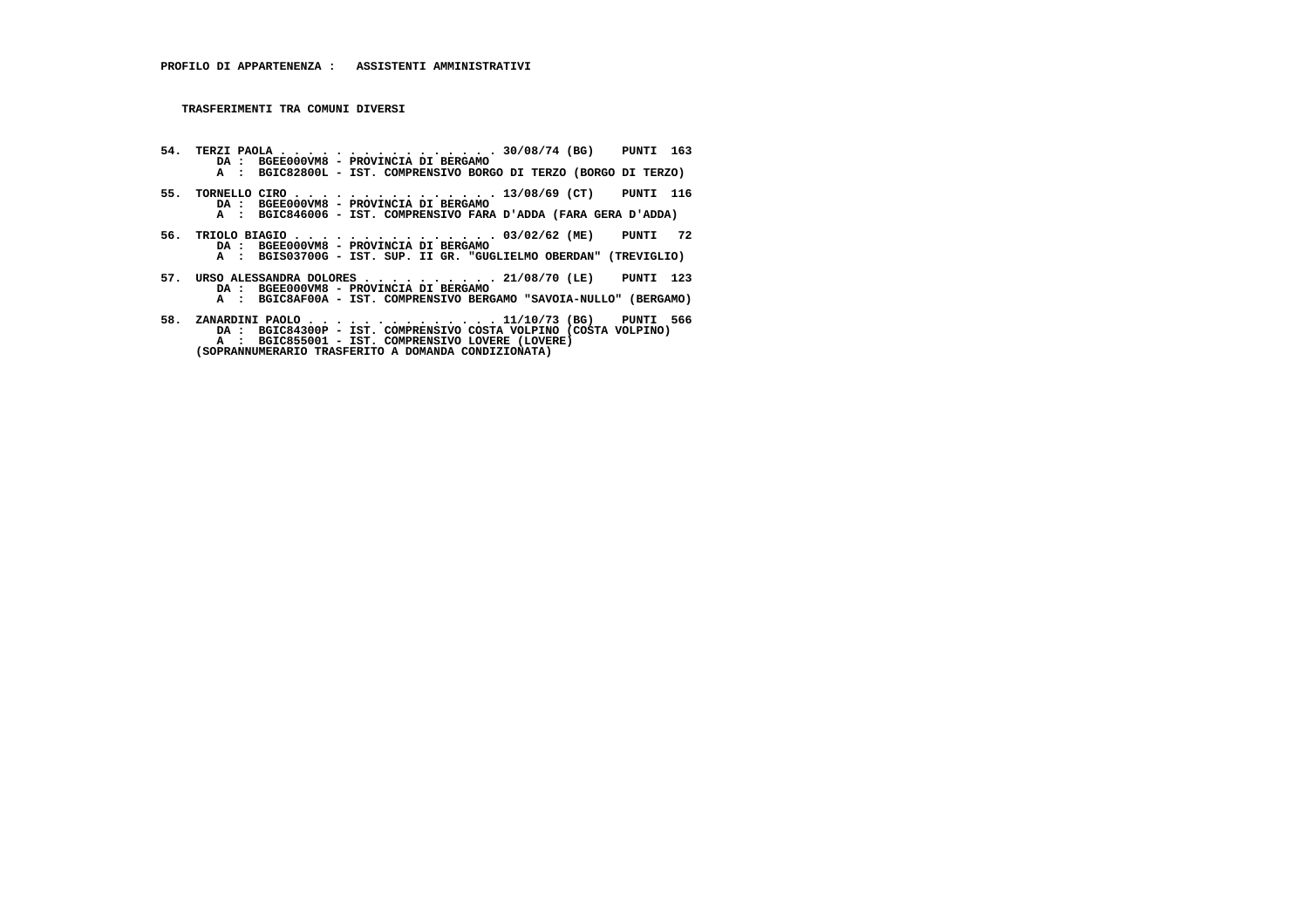**PROFILO DI APPARTENENZA : ASSISTENTI AMMINISTRATIVI**

**TRASFERIMENTI TRA COMUNI DIVERSI**

**54. TERZI PAOLA . . . . . . . . . . . . . . . . 30/08/74 (BG) PUNTI 163**
**DA : BGEE000VM8 - PROVINCIA DI BERGAMO**
**A : BGIC82800L - IST. COMPRENSIVO BORGO DI TERZO (BORGO DI TERZO)**

**55. TORNELLO CIRO . . . . . . . . . . . . . . . 13/08/69 (CT) PUNTI 116**
**DA : BGEE000VM8 - PROVINCIA DI BERGAMO**
**A : BGIC846006 - IST. COMPRENSIVO FARA D'ADDA (FARA GERA D'ADDA)**

**56. TRIOLO BIAGIO . . . . . . . . . . . . . . . 03/02/62 (ME) PUNTI 72**
**DA : BGEE000VM8 - PROVINCIA DI BERGAMO**
**A : BGIS03700G - IST. SUP. II GR. "GUGLIELMO OBERDAN" (TREVIGLIO)**

**57. URSO ALESSANDRA DOLORES . . . . . . . . . . 21/08/70 (LE) PUNTI 123**
**DA : BGEE000VM8 - PROVINCIA DI BERGAMO**
**A : BGIC8AF00A - IST. COMPRENSIVO BERGAMO "SAVOIA-NULLO" (BERGAMO)**

**58. ZANARDINI PAOLO . . . . . . . . . . . . . . 11/10/73 (BG) PUNTI 566**
**DA : BGIC84300P - IST. COMPRENSIVO COSTA VOLPINO (COSTA VOLPINO)**
**A : BGIC855001 - IST. COMPRENSIVO LOVERE (LOVERE)**
**(SOPRANNUMERARIO TRASFERITO A DOMANDA CONDIZIONATA)**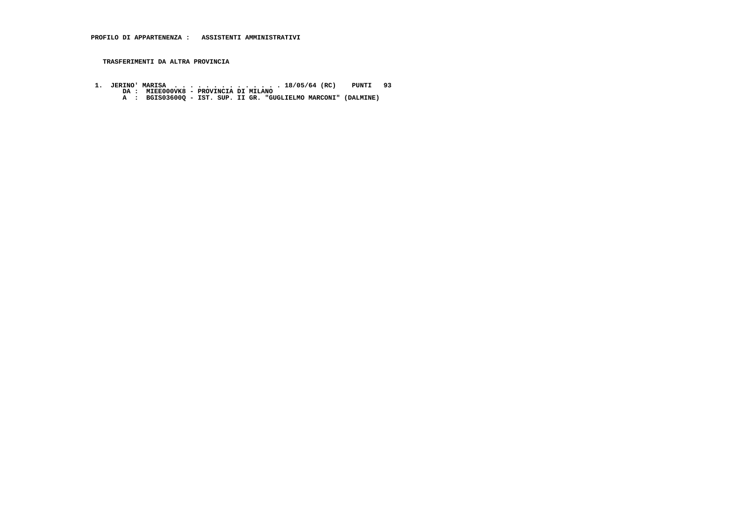**PROFILO DI APPARTENENZA : ASSISTENTI AMMINISTRATIVI**

**TRASFERIMENTI DA ALTRA PROVINCIA**

**1. JERINO' MARISA . . . . . . . . . . . . . . 18/05/64 (RC) PUNTI 93**
**DA : MIEE000VK8 - PROVINCIA DI MILANO**
**A : BGIS03600Q - IST. SUP. II GR. "GUGLIELMO MARCONI" (DALMINE)**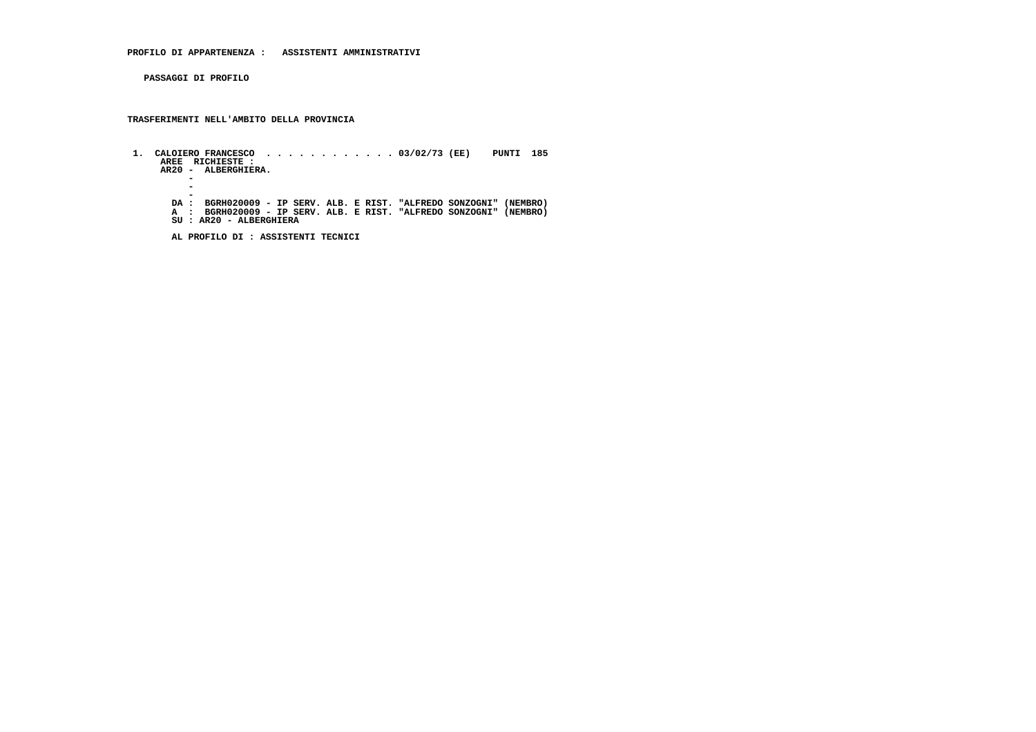**PROFILO DI APPARTENENZA : ASSISTENTI AMMINISTRATIVI**

**PASSAGGI DI PROFILO**

**TRASFERIMENTI NELL'AMBITO DELLA PROVINCIA**

**1. CALOIERO FRANCESCO . . . . . . . . . . . . 03/02/73 (EE) PUNTI 185**
**AREE RICHIESTE :**
**AR20 - ALBERGHIERA.**
**-**
**-**
**-**
**DA : BGRH020009 - IP SERV. ALB. E RIST. "ALFREDO SONZOGNI" (NEMBRO)**
**A : BGRH020009 - IP SERV. ALB. E RIST. "ALFREDO SONZOGNI" (NEMBRO)**
**SU : AR20 - ALBERGHIERA**

**AL PROFILO DI : ASSISTENTI TECNICI**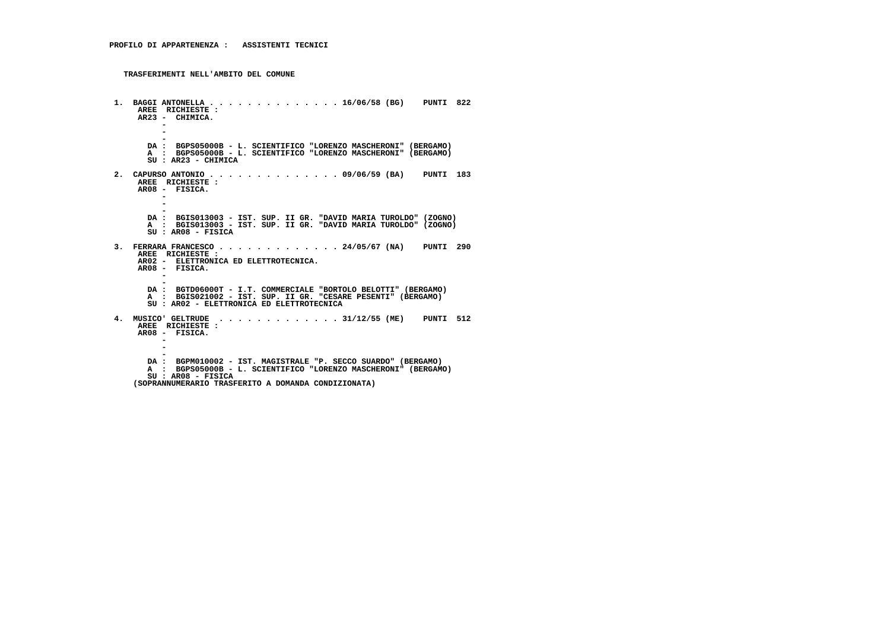**PROFILO DI APPARTENENZA : ASSISTENTI TECNICI**

**TRASFERIMENTI NELL'AMBITO DEL COMUNE**

**1. BAGGI ANTONELLA . . . . . . . . . . . . . . 16/06/58 (BG) PUNTI 822**
AREE RICHIESTE :
AR23 - CHIMICA.
-
-
-
DA : BGPS05000B - L. SCIENTIFICO "LORENZO MASCHERONI" (BERGAMO)
A : BGPS05000B - L. SCIENTIFICO "LORENZO MASCHERONI" (BERGAMO)
SU : AR23 - CHIMICA

**2. CAPURSO ANTONIO . . . . . . . . . . . . . . 09/06/59 (BA) PUNTI 183**
AREE RICHIESTE :
AR08 - FISICA.
-
-
-
DA : BGIS013003 - IST. SUP. II GR. "DAVID MARIA TUROLDO" (ZOGNO)
A : BGIS013003 - IST. SUP. II GR. "DAVID MARIA TUROLDO" (ZOGNO)
SU : AR08 - FISICA

**3. FERRARA FRANCESCO . . . . . . . . . . . . . 24/05/67 (NA) PUNTI 290**
AREE RICHIESTE :
AR02 - ELETTRONICA ED ELETTROTECNICA.
AR08 - FISICA.
-
-
DA : BGTD06000T - I.T. COMMERCIALE "BORTOLO BELOTTI" (BERGAMO)
A : BGIS021002 - IST. SUP. II GR. "CESARE PESENTI" (BERGAMO)
SU : AR02 - ELETTRONICA ED ELETTROTECNICA

**4. MUSICO' GELTRUDE . . . . . . . . . . . . . 31/12/55 (ME) PUNTI 512**
AREE RICHIESTE :
AR08 - FISICA.
-
-
-
DA : BGPM010002 - IST. MAGISTRALE "P. SECCO SUARDO" (BERGAMO)
A : BGPS05000B - L. SCIENTIFICO "LORENZO MASCHERONI" (BERGAMO)
SU : AR08 - FISICA
(SOPRANNUMERARIO TRASFERITO A DOMANDA CONDIZIONATA)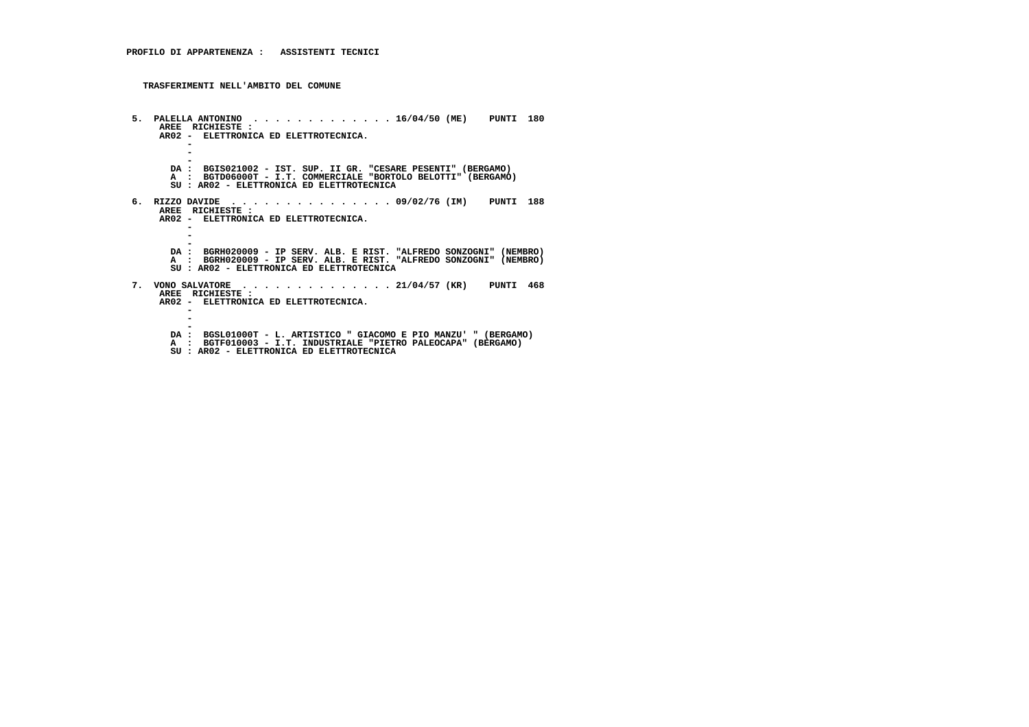**PROFILO DI APPARTENENZA :   ASSISTENTI TECNICI**

**TRASFERIMENTI NELL'AMBITO DEL COMUNE**

```
 5.  PALELLA ANTONINO  . . . . . . . . . . . . . 16/04/50 (ME)    PUNTI  180
      AREE  RICHIESTE :
      AR02 -  ELETTRONICA ED ELETTROTECNICA.
           -
           -
           -
        DA :  BGIS021002 - IST. SUP. II GR. "CESARE PESENTI" (BERGAMO)
        A  :  BGTD06000T - I.T. COMMERCIALE "BORTOLO BELOTTI" (BERGAMO)
        SU : AR02 - ELETTRONICA ED ELETTROTECNICA

 6.  RIZZO DAVIDE  . . . . . . . . . . . . . . . 09/02/76 (IM)    PUNTI  188
      AREE  RICHIESTE :
      AR02 -  ELETTRONICA ED ELETTROTECNICA.
           -
           -
           -
        DA :  BGRH020009 - IP SERV. ALB. E RIST. "ALFREDO SONZOGNI" (NEMBRO)
        A  :  BGRH020009 - IP SERV. ALB. E RIST. "ALFREDO SONZOGNI" (NEMBRO)
        SU : AR02 - ELETTRONICA ED ELETTROTECNICA

 7.  VONO SALVATORE  . . . . . . . . . . . . . . 21/04/57 (KR)    PUNTI  468
      AREE  RICHIESTE :
      AR02 -  ELETTRONICA ED ELETTROTECNICA.
           -
           -
           -
        DA :  BGSL01000T - L. ARTISTICO " GIACOMO E PIO MANZU' " (BERGAMO)
        A  :  BGTF010003 - I.T. INDUSTRIALE "PIETRO PALEOCAPA" (BERGAMO)
        SU : AR02 - ELETTRONICA ED ELETTROTECNICA
```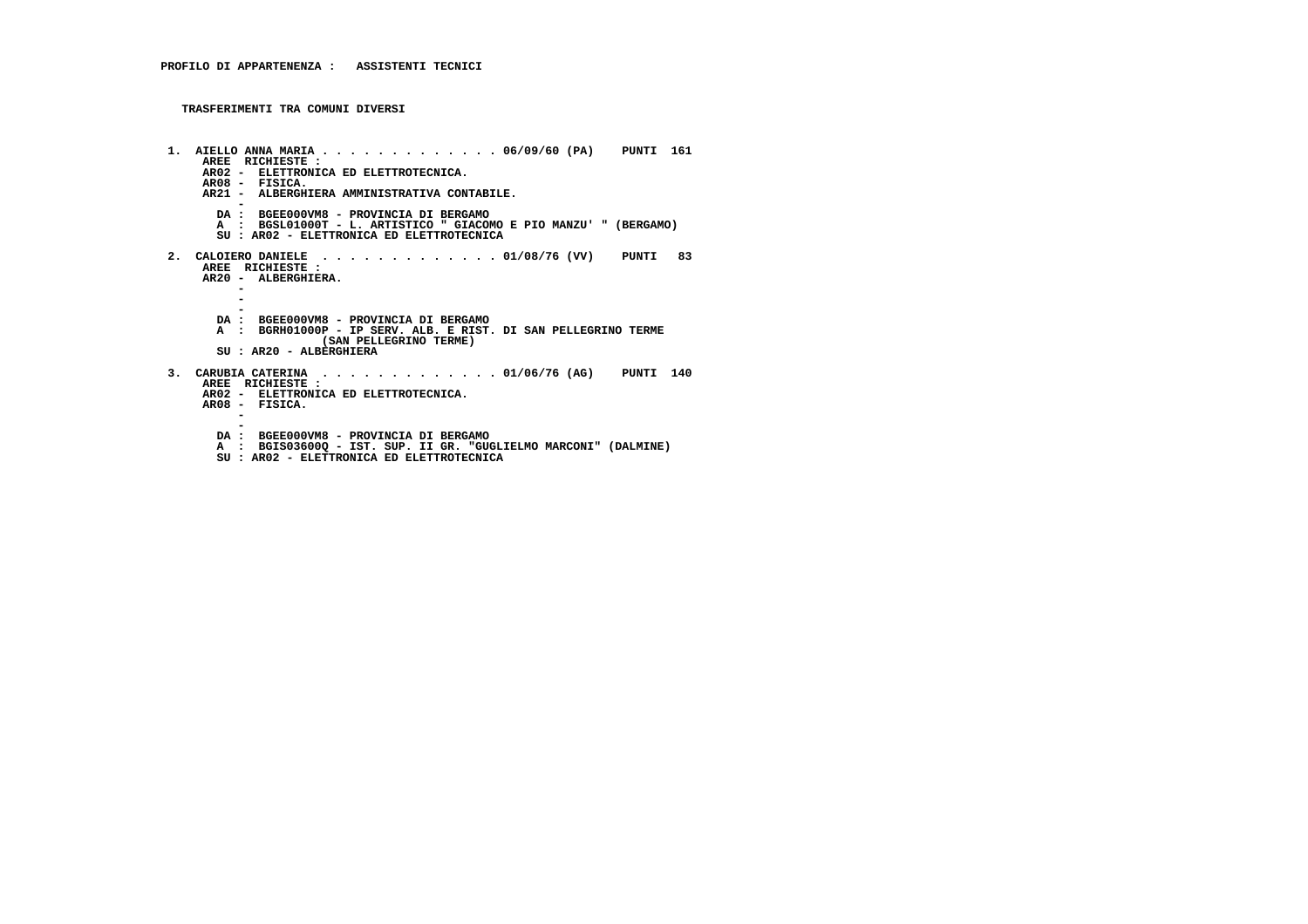**PROFILO DI APPARTENENZA : ASSISTENTI TECNICI**

**TRASFERIMENTI TRA COMUNI DIVERSI**

```
 1.  AIELLO ANNA MARIA . . . . . . . . . . . . . 06/09/60 (PA)    PUNTI  161
      AREE  RICHIESTE :
      AR02 -  ELETTRONICA ED ELETTROTECNICA.
      AR08 -  FISICA.
      AR21 -  ALBERGHIERA AMMINISTRATIVA CONTABILE.
         -
        DA :  BGEE000VM8 - PROVINCIA DI BERGAMO
        A  :  BGSL01000T - L. ARTISTICO " GIACOMO E PIO MANZU' " (BERGAMO)
        SU : AR02 - ELETTRONICA ED ELETTROTECNICA

 2.  CALOIERO DANIELE  . . . . . . . . . . . . . 01/08/76 (VV)    PUNTI   83
      AREE  RICHIESTE :
      AR20 -  ALBERGHIERA.
         -
         -
         -
        DA :  BGEE000VM8 - PROVINCIA DI BERGAMO
        A  :  BGRH01000P - IP SERV. ALB. E RIST. DI SAN PELLEGRINO TERME
                        (SAN PELLEGRINO TERME)
        SU : AR20 - ALBERGHIERA

 3.  CARUBIA CATERINA  . . . . . . . . . . . . . 01/06/76 (AG)    PUNTI  140
      AREE  RICHIESTE :
      AR02 -  ELETTRONICA ED ELETTROTECNICA.
      AR08 -  FISICA.
         -
         -
        DA :  BGEE000VM8 - PROVINCIA DI BERGAMO
        A  :  BGIS03600Q - IST. SUP. II GR. "GUGLIELMO MARCONI" (DALMINE)
        SU : AR02 - ELETTRONICA ED ELETTROTECNICA
```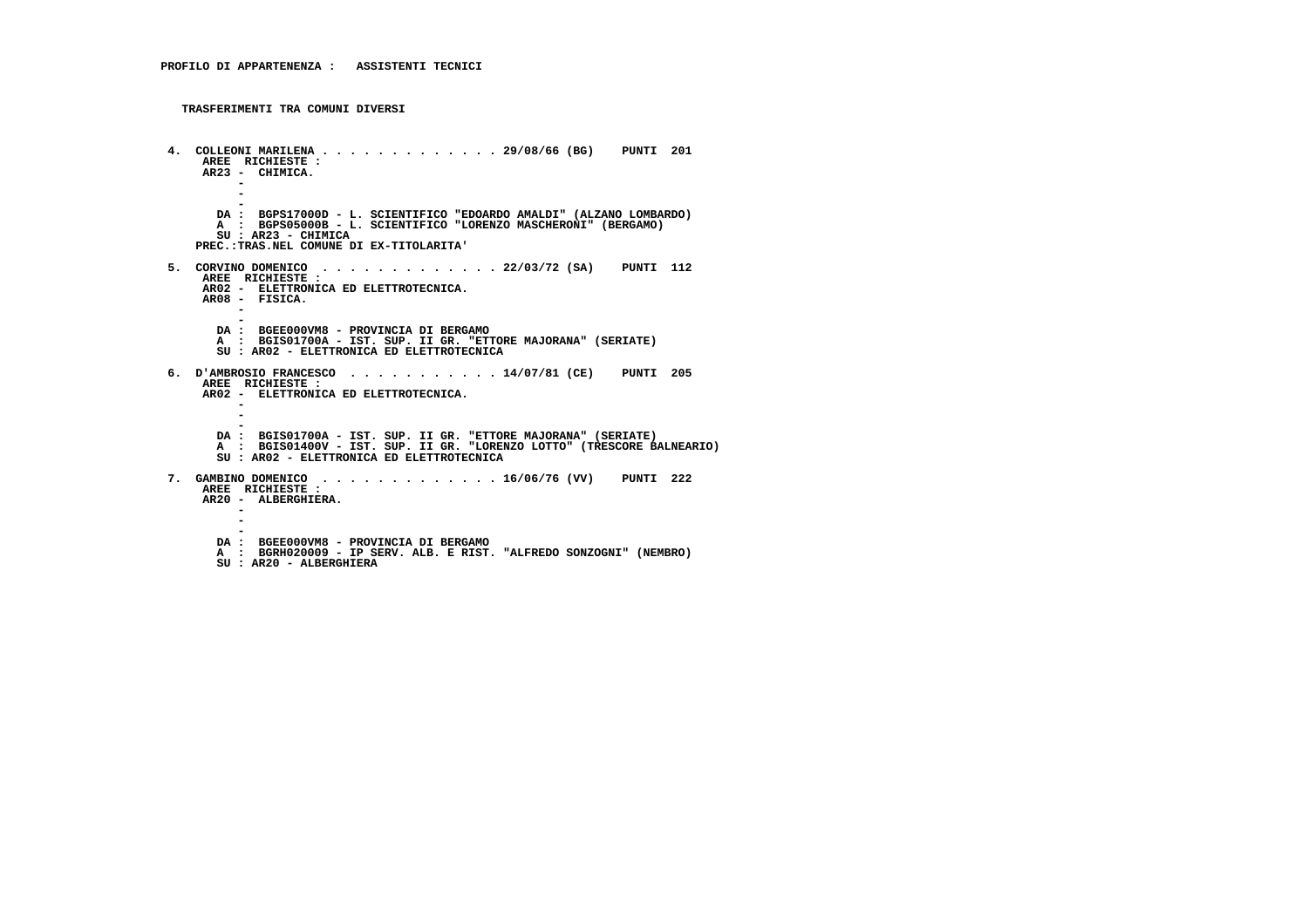**PROFILO DI APPARTENENZA : ASSISTENTI TECNICI**

**TRASFERIMENTI TRA COMUNI DIVERSI**

```
 4. COLLEONI MARILENA . . . . . . . . . . . . . 29/08/66 (BG)   PUNTI  201
     AREE  RICHIESTE :
     AR23 -  CHIMICA.
          -
          -
          -
       DA :  BGPS17000D - L. SCIENTIFICO "EDOARDO AMALDI" (ALZANO LOMBARDO)
       A  :  BGPS05000B - L. SCIENTIFICO "LORENZO MASCHERONI" (BERGAMO)
       SU : AR23 - CHIMICA
    PREC.:TRAS.NEL COMUNE DI EX-TITOLARITA'

 5. CORVINO DOMENICO  . . . . . . . . . . . . . 22/03/72 (SA)   PUNTI  112
     AREE  RICHIESTE :
     AR02 -  ELETTRONICA ED ELETTROTECNICA.
     AR08 -  FISICA.
          -
          -
       DA :  BGEE000VM8 - PROVINCIA DI BERGAMO
       A  :  BGIS01700A - IST. SUP. II GR. "ETTORE MAJORANA" (SERIATE)
       SU : AR02 - ELETTRONICA ED ELETTROTECNICA

 6. D'AMBROSIO FRANCESCO  . . . . . . . . . . . 14/07/81 (CE)   PUNTI  205
     AREE  RICHIESTE :
     AR02 -  ELETTRONICA ED ELETTROTECNICA.
          -
          -
          -
       DA :  BGIS01700A - IST. SUP. II GR. "ETTORE MAJORANA" (SERIATE)
       A  :  BGIS01400V - IST. SUP. II GR. "LORENZO LOTTO" (TRESCORE BALNEARIO)
       SU : AR02 - ELETTRONICA ED ELETTROTECNICA

 7. GAMBINO DOMENICO  . . . . . . . . . . . . . 16/06/76 (VV)   PUNTI  222
     AREE  RICHIESTE :
     AR20 -  ALBERGHIERA.
          -
          -
          -
       DA :  BGEE000VM8 - PROVINCIA DI BERGAMO
       A  :  BGRH020009 - IP SERV. ALB. E RIST. "ALFREDO SONZOGNI" (NEMBRO)
       SU : AR20 - ALBERGHIERA
```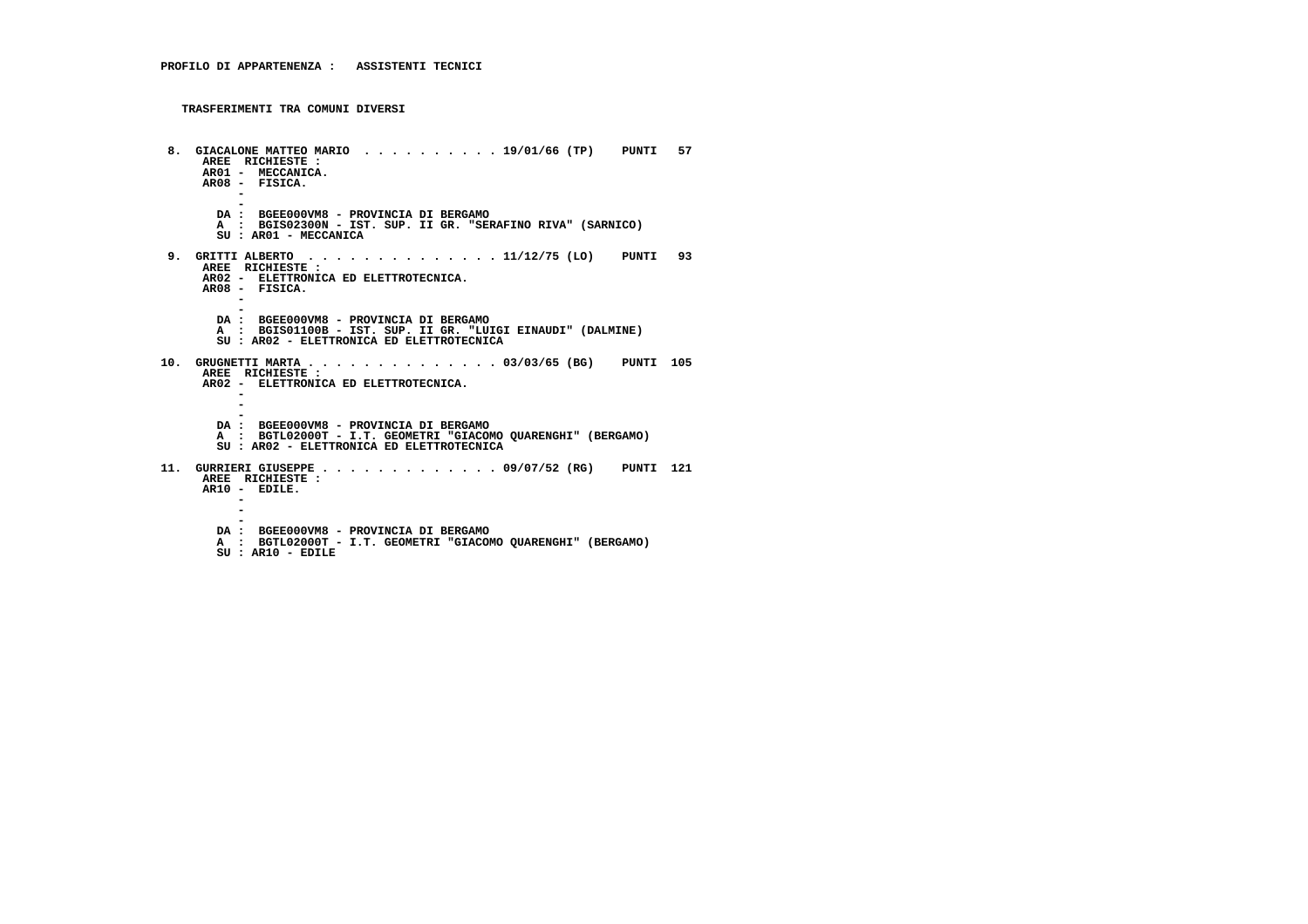**PROFILO DI APPARTENENZA : ASSISTENTI TECNICI**

**TRASFERIMENTI TRA COMUNI DIVERSI**

**8. GIACALONE MATTEO MARIO . . . . . . . . . . 19/01/66 (TP) PUNTI 57**
AREE RICHIESTE :
AR01 - MECCANICA.
AR08 - FISICA.
-
-
DA : BGEE000VM8 - PROVINCIA DI BERGAMO
A : BGIS02300N - IST. SUP. II GR. "SERAFINO RIVA" (SARNICO)
SU : AR01 - MECCANICA

**9. GRITTI ALBERTO . . . . . . . . . . . . . . 11/12/75 (LO) PUNTI 93**
AREE RICHIESTE :
AR02 - ELETTRONICA ED ELETTROTECNICA.
AR08 - FISICA.
-
-
DA : BGEE000VM8 - PROVINCIA DI BERGAMO
A : BGIS01100B - IST. SUP. II GR. "LUIGI EINAUDI" (DALMINE)
SU : AR02 - ELETTRONICA ED ELETTROTECNICA

**10. GRUGNETTI MARTA . . . . . . . . . . . . . . 03/03/65 (BG) PUNTI 105**
AREE RICHIESTE :
AR02 - ELETTRONICA ED ELETTROTECNICA.
-
-
-
DA : BGEE000VM8 - PROVINCIA DI BERGAMO
A : BGTL02000T - I.T. GEOMETRI "GIACOMO QUARENGHI" (BERGAMO)
SU : AR02 - ELETTRONICA ED ELETTROTECNICA

**11. GURRIERI GIUSEPPE . . . . . . . . . . . . 09/07/52 (RG) PUNTI 121**
AREE RICHIESTE :
AR10 - EDILE.
-
-
-
DA : BGEE000VM8 - PROVINCIA DI BERGAMO
A : BGTL02000T - I.T. GEOMETRI "GIACOMO QUARENGHI" (BERGAMO)
SU : AR10 - EDILE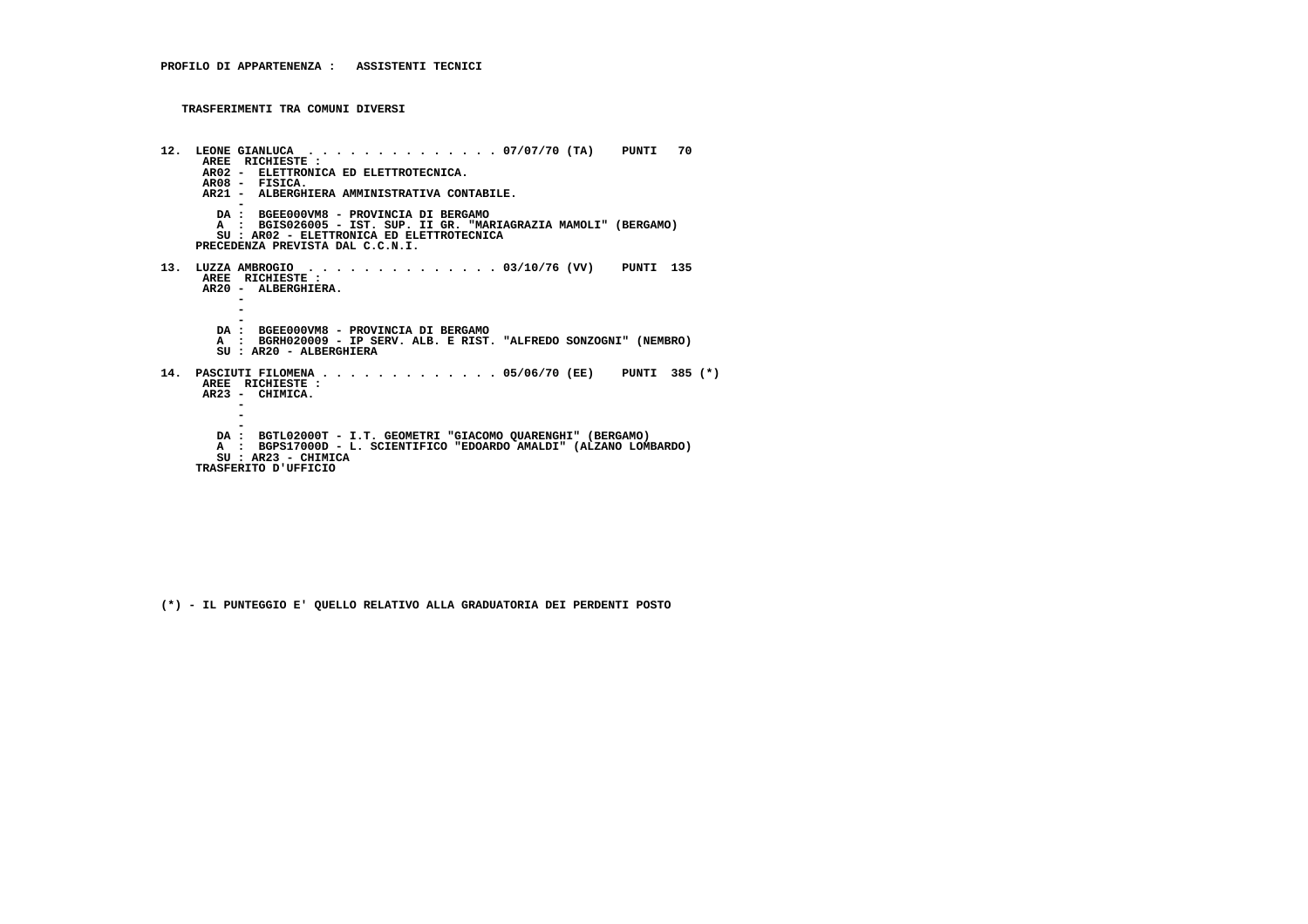**PROFILO DI APPARTENENZA : ASSISTENTI TECNICI**

**TRASFERIMENTI TRA COMUNI DIVERSI**

**12. LEONE GIANLUCA . . . . . . . . . . . . . . 07/07/70 (TA) PUNTI 70**
AREE RICHIESTE :
AR02 - ELETTRONICA ED ELETTROTECNICA.
AR08 - FISICA.
AR21 - ALBERGHIERA AMMINISTRATIVA CONTABILE.
-
DA : BGEE000VM8 - PROVINCIA DI BERGAMO
A : BGIS026005 - IST. SUP. II GR. "MARIAGRAZIA MAMOLI" (BERGAMO)
SU : AR02 - ELETTRONICA ED ELETTROTECNICA
PRECEDENZA PREVISTA DAL C.C.N.I.

**13. LUZZA AMBROGIO . . . . . . . . . . . . . . 03/10/76 (VV) PUNTI 135**
AREE RICHIESTE :
AR20 - ALBERGHIERA.
-
-
-
DA : BGEE000VM8 - PROVINCIA DI BERGAMO
A : BGRH020009 - IP SERV. ALB. E RIST. "ALFREDO SONZOGNI" (NEMBRO)
SU : AR20 - ALBERGHIERA

**14. PASCIUTI FILOMENA . . . . . . . . . . . . . 05/06/70 (EE) PUNTI 385 (*)**
AREE RICHIESTE :
AR23 - CHIMICA.
-
-
-
DA : BGTL02000T - I.T. GEOMETRI "GIACOMO QUARENGHI" (BERGAMO)
A : BGPS17000D - L. SCIENTIFICO "EDOARDO AMALDI" (ALZANO LOMBARDO)
SU : AR23 - CHIMICA
TRASFERITO D'UFFICIO

(*) - IL PUNTEGGIO E' QUELLO RELATIVO ALLA GRADUATORIA DEI PERDENTI POSTO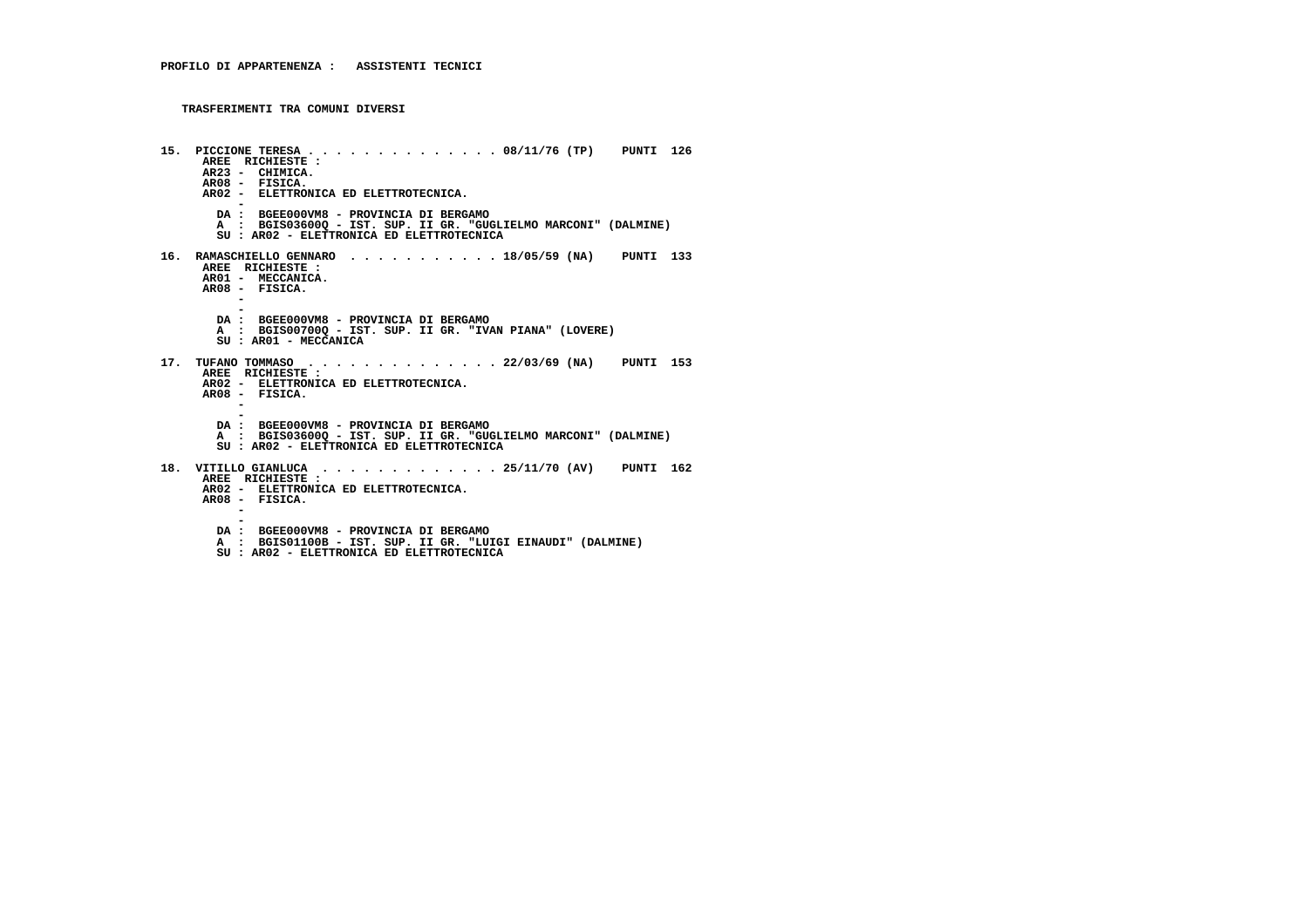**PROFILO DI APPARTENENZA : ASSISTENTI TECNICI**

**TRASFERIMENTI TRA COMUNI DIVERSI**

**15. PICCIONE TERESA . . . . . . . . . . . . . . 08/11/76 (TP) PUNTI 126**
AREE RICHIESTE :
AR23 - CHIMICA.
AR08 - FISICA.
AR02 - ELETTRONICA ED ELETTROTECNICA.
-
DA : BGEE000VM8 - PROVINCIA DI BERGAMO
A : BGIS03600Q - IST. SUP. II GR. "GUGLIELMO MARCONI" (DALMINE)
SU : AR02 - ELETTRONICA ED ELETTROTECNICA

**16. RAMASCHIELLO GENNARO . . . . . . . . . . . 18/05/59 (NA) PUNTI 133**
AREE RICHIESTE :
AR01 - MECCANICA.
AR08 - FISICA.
-
-
DA : BGEE000VM8 - PROVINCIA DI BERGAMO
A : BGIS00700Q - IST. SUP. II GR. "IVAN PIANA" (LOVERE)
SU : AR01 - MECCANICA

**17. TUFANO TOMMASO . . . . . . . . . . . . . . 22/03/69 (NA) PUNTI 153**
AREE RICHIESTE :
AR02 - ELETTRONICA ED ELETTROTECNICA.
AR08 - FISICA.
-
-
DA : BGEE000VM8 - PROVINCIA DI BERGAMO
A : BGIS03600Q - IST. SUP. II GR. "GUGLIELMO MARCONI" (DALMINE)
SU : AR02 - ELETTRONICA ED ELETTROTECNICA

**18. VITILLO GIANLUCA . . . . . . . . . . . . . 25/11/70 (AV) PUNTI 162**
AREE RICHIESTE :
AR02 - ELETTRONICA ED ELETTROTECNICA.
AR08 - FISICA.
-
-
DA : BGEE000VM8 - PROVINCIA DI BERGAMO
A : BGIS01100B - IST. SUP. II GR. "LUIGI EINAUDI" (DALMINE)
SU : AR02 - ELETTRONICA ED ELETTROTECNICA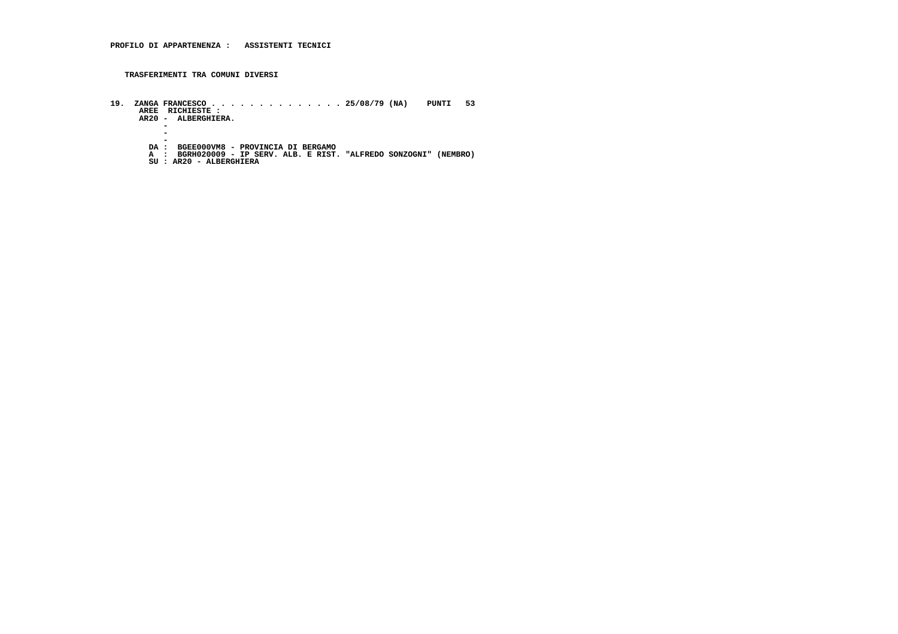**PROFILO DI APPARTENENZA : ASSISTENTI TECNICI**

**TRASFERIMENTI TRA COMUNI DIVERSI**

```
19.  ZANGA FRANCESCO . . . . . . . . . . . . . . 25/08/79 (NA)    PUNTI   53
      AREE  RICHIESTE :
      AR20 -  ALBERGHIERA.
           -
           -
           -
        DA :  BGEE000VM8 - PROVINCIA DI BERGAMO
        A  :  BGRH020009 - IP SERV. ALB. E RIST. "ALFREDO SONZOGNI" (NEMBRO)
        SU : AR20 - ALBERGHIERA
```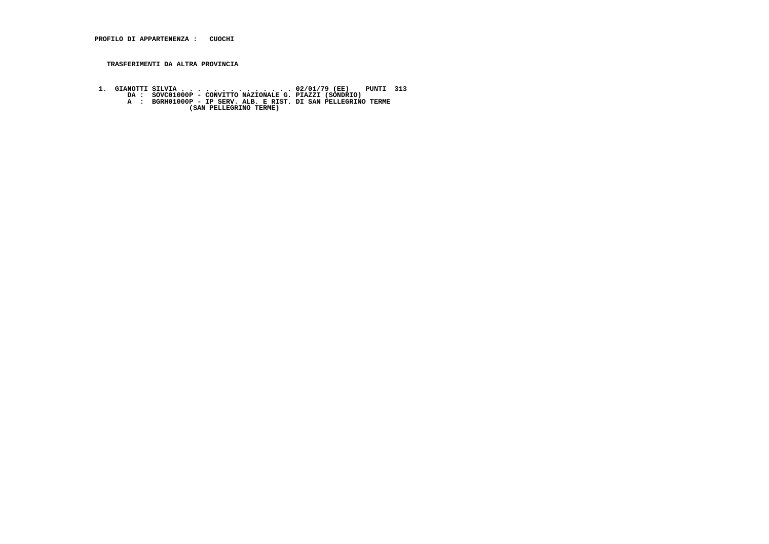**PROFILO DI APPARTENENZA : CUOCHI**

**TRASFERIMENTI DA ALTRA PROVINCIA**

1. GIANOTTI SILVIA . . . . . . . . . . . . . . . 02/01/79 (EE) PUNTI 313
   DA : SOVC01000P - CONVITTO NAZIONALE G. PIAZZI (SONDRIO)
   A : BGRH01000P - IP SERV. ALB. E RIST. DI SAN PELLEGRINO TERME
   (SAN PELLEGRINO TERME)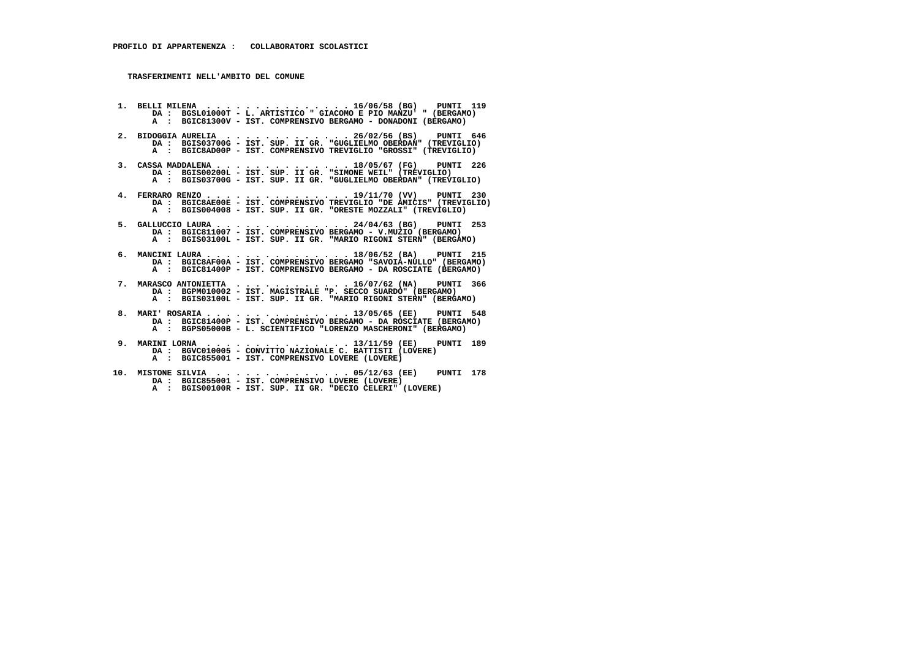**PROFILO DI APPARTENENZA : COLLABORATORI SCOLASTICI**

**TRASFERIMENTI NELL'AMBITO DEL COMUNE**

1. BELLI MILENA . . . . . . . . . . . . . . . 16/06/58 (BG) PUNTI 119
   DA : BGSL01000T - L. ARTISTICO " GIACOMO E PIO MANZU' " (BERGAMO)
   A : BGIC81300V - IST. COMPRENSIVO BERGAMO - DONADONI (BERGAMO)

2. BIDOGGIA AURELIA . . . . . . . . . . . . . 26/02/56 (BS) PUNTI 646
   DA : BGIS03700G - IST. SUP. II GR. "GUGLIELMO OBERDAN" (TREVIGLIO)
   A : BGIC8AD00P - IST. COMPRENSIVO TREVIGLIO "GROSSI" (TREVIGLIO)

3. CASSA MADDALENA . . . . . . . . . . . . . . 18/05/67 (FG) PUNTI 226
   DA : BGIS00200L - IST. SUP. II GR. "SIMONE WEIL" (TREVIGLIO)
   A : BGIS03700G - IST. SUP. II GR. "GUGLIELMO OBERDAN" (TREVIGLIO)

4. FERRARO RENZO . . . . . . . . . . . . . . . 19/11/70 (VV) PUNTI 230
   DA : BGIC8AE00E - IST. COMPRENSIVO TREVIGLIO "DE AMICIS" (TREVIGLIO)
   A : BGIS004008 - IST. SUP. II GR. "ORESTE MOZZALI" (TREVIGLIO)

5. GALLUCCIO LAURA . . . . . . . . . . . . . . 24/04/63 (BG) PUNTI 253
   DA : BGIC811007 - IST. COMPRENSIVO BERGAMO - V.MUZIO (BERGAMO)
   A : BGIS03100L - IST. SUP. II GR. "MARIO RIGONI STERN" (BERGAMO)

6. MANCINI LAURA . . . . . . . . . . . . . . . 18/06/52 (BA) PUNTI 215
   DA : BGIC8AF00A - IST. COMPRENSIVO BERGAMO "SAVOIA-NULLO" (BERGAMO)
   A : BGIC81400P - IST. COMPRENSIVO BERGAMO - DA ROSCIATE (BERGAMO)

7. MARASCO ANTONIETTA . . . . . . . . . . . 16/07/62 (NA) PUNTI 366
   DA : BGPM010002 - IST. MAGISTRALE "P. SECCO SUARDO" (BERGAMO)
   A : BGIS03100L - IST. SUP. II GR. "MARIO RIGONI STERN" (BERGAMO)

8. MARI' ROSARIA . . . . . . . . . . . . . . . 13/05/65 (EE) PUNTI 548
   DA : BGIC81400P - IST. COMPRENSIVO BERGAMO - DA ROSCIATE (BERGAMO)
   A : BGPS05000B - L. SCIENTIFICO "LORENZO MASCHERONI" (BERGAMO)

9. MARINI LORNA . . . . . . . . . . . . . . . 13/11/59 (EE) PUNTI 189
   DA : BGVC010005 - CONVITTO NAZIONALE C. BATTISTI (LOVERE)
   A : BGIC855001 - IST. COMPRENSIVO LOVERE (LOVERE)

10. MISTONE SILVIA . . . . . . . . . . . . . . 05/12/63 (EE) PUNTI 178
    DA : BGIC855001 - IST. COMPRENSIVO LOVERE (LOVERE)
    A : BGIS00100R - IST. SUP. II GR. "DECIO CELERI" (LOVERE)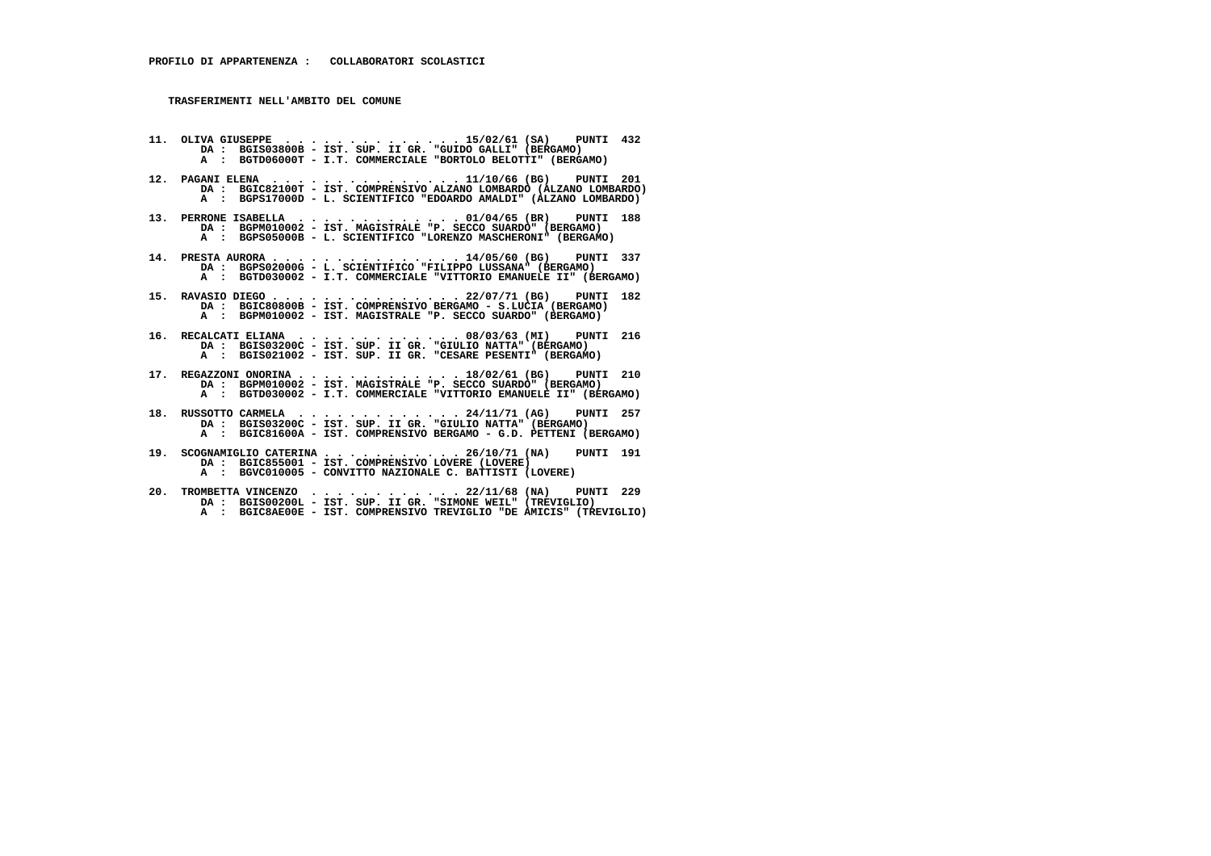**PROFILO DI APPARTENENZA : COLLABORATORI SCOLASTICI**

**TRASFERIMENTI NELL'AMBITO DEL COMUNE**

11\. OLIVA GIUSEPPE . . . . . . . . . . . . . 15/02/61 (SA) PUNTI 432
DA : BGIS03800B - IST. SUP. II GR. "GUIDO GALLI" (BERGAMO)
A : BGTD06000T - I.T. COMMERCIALE "BORTOLO BELOTTI" (BERGAMO)

12\. PAGANI ELENA . . . . . . . . . . . . . . 11/10/66 (BG) PUNTI 201
DA : BGIC82100T - IST. COMPRENSIVO ALZANO LOMBARDO (ALZANO LOMBARDO)
A : BGPS17000D - L. SCIENTIFICO "EDOARDO AMALDI" (ALZANO LOMBARDO)

13\. PERRONE ISABELLA . . . . . . . . . . . . 01/04/65 (BR) PUNTI 188
DA : BGPM010002 - IST. MAGISTRALE "P. SECCO SUARDO" (BERGAMO)
A : BGPS05000B - L. SCIENTIFICO "LORENZO MASCHERONI" (BERGAMO)

14\. PRESTA AURORA . . . . . . . . . . . . . . 14/05/60 (BG) PUNTI 337
DA : BGPS02000G - L. SCIENTIFICO "FILIPPO LUSSANA" (BERGAMO)
A : BGTD030002 - I.T. COMMERCIALE "VITTORIO EMANUELE II" (BERGAMO)

15\. RAVASIO DIEGO . . . . . . . . . . . . . . 22/07/71 (BG) PUNTI 182
DA : BGIC80800B - IST. COMPRENSIVO BERGAMO - S.LUCIA (BERGAMO)
A : BGPM010002 - IST. MAGISTRALE "P. SECCO SUARDO" (BERGAMO)

16\. RECALCATI ELIANA . . . . . . . . . . . . 08/03/63 (MI) PUNTI 216
DA : BGIS03200C - IST. SUP. II GR. "GIULIO NATTA" (BERGAMO)
A : BGIS021002 - IST. SUP. II GR. "CESARE PESENTI" (BERGAMO)

17\. REGAZZONI ONORINA . . . . . . . . . . . . 18/02/61 (BG) PUNTI 210
DA : BGPM010002 - IST. MAGISTRALE "P. SECCO SUARDO" (BERGAMO)
A : BGTD030002 - I.T. COMMERCIALE "VITTORIO EMANUELE II" (BERGAMO)

18\. RUSSOTTO CARMELA . . . . . . . . . . . . 24/11/71 (AG) PUNTI 257
DA : BGIS03200C - IST. SUP. II GR. "GIULIO NATTA" (BERGAMO)
A : BGIC81600A - IST. COMPRENSIVO BERGAMO - G.D. PETTENI (BERGAMO)

19\. SCOGNAMIGLIO CATERINA . . . . . . . . . . 26/10/71 (NA) PUNTI 191
DA : BGIC855001 - IST. COMPRENSIVO LOVERE (LOVERE)
A : BGVC010005 - CONVITTO NAZIONALE C. BATTISTI (LOVERE)

20\. TROMBETTA VINCENZO . . . . . . . . . . . 22/11/68 (NA) PUNTI 229
DA : BGIS00200L - IST. SUP. II GR. "SIMONE WEIL" (TREVIGLIO)
A : BGIC8AE00E - IST. COMPRENSIVO TREVIGLIO "DE AMICIS" (TREVIGLIO)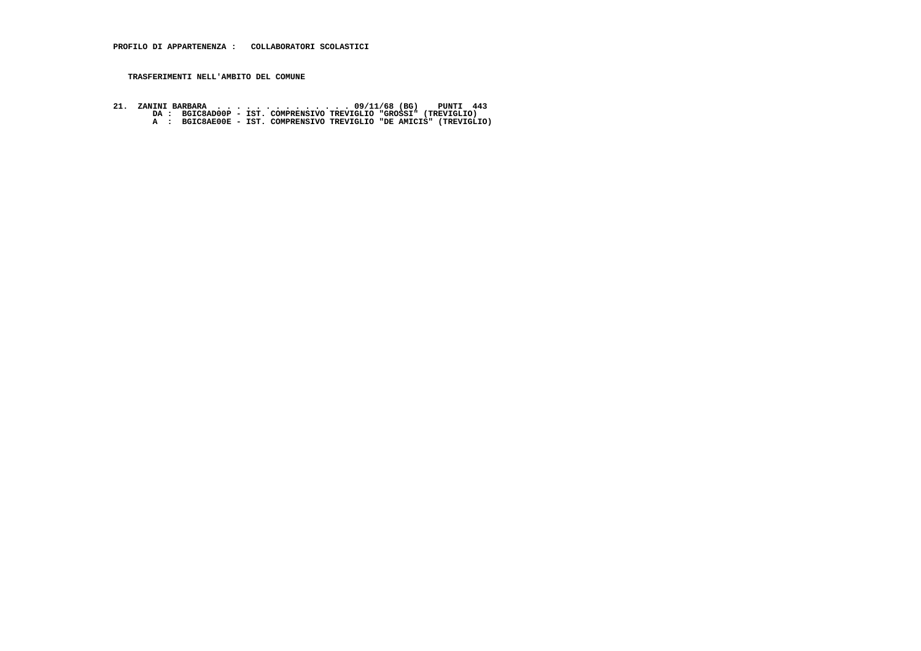**PROFILO DI APPARTENENZA : COLLABORATORI SCOLASTICI**

**TRASFERIMENTI NELL'AMBITO DEL COMUNE**

```
21.  ZANINI BARBARA  . . . . . . . . . . . . . . 09/11/68 (BG)    PUNTI  443
        DA :  BGIC8AD00P - IST. COMPRENSIVO TREVIGLIO "GROSSI" (TREVIGLIO)
        A  :  BGIC8AE00E - IST. COMPRENSIVO TREVIGLIO "DE AMICIS" (TREVIGLIO)
```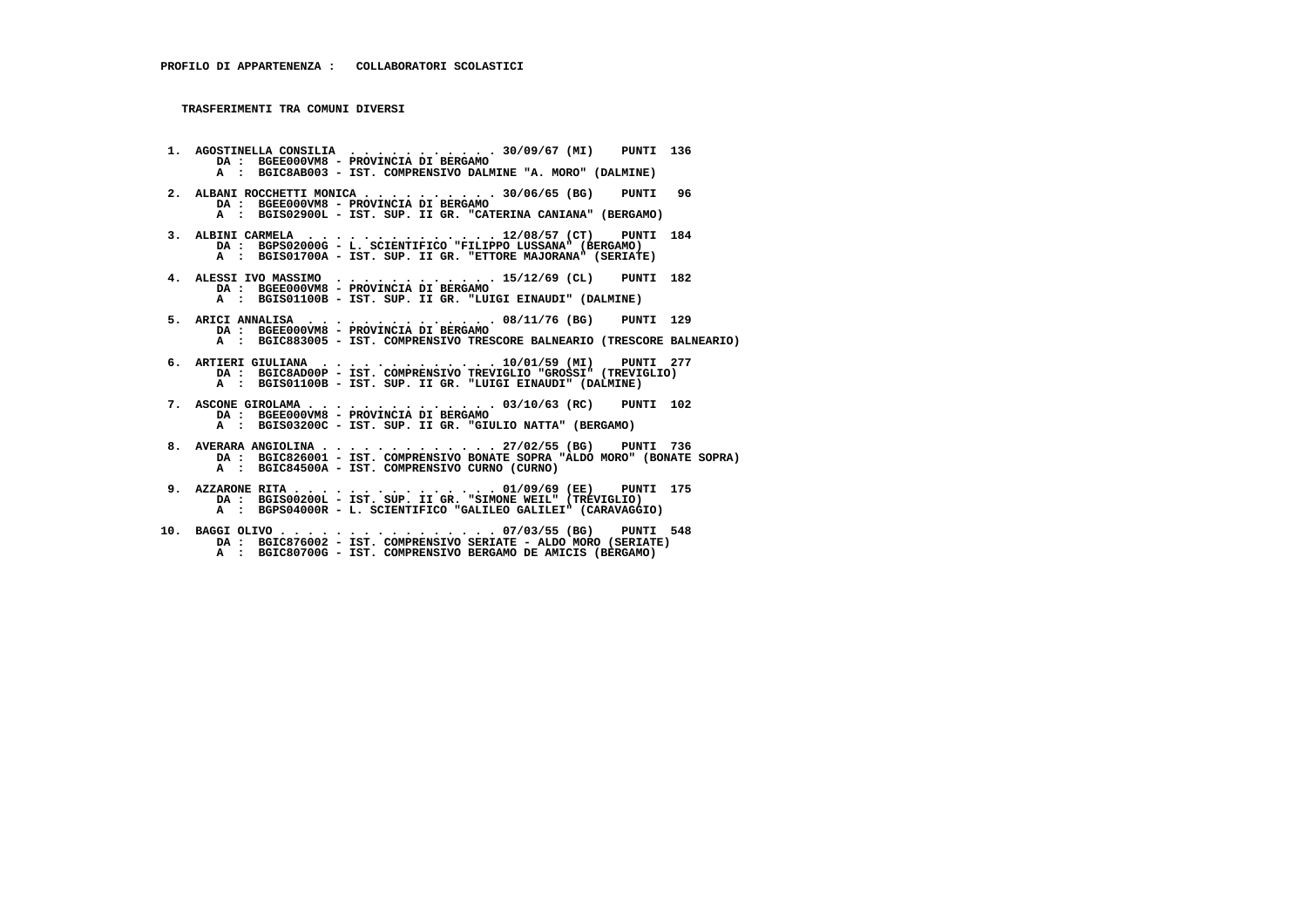**PROFILO DI APPARTENENZA : COLLABORATORI SCOLASTICI**

**TRASFERIMENTI TRA COMUNI DIVERSI**

1. AGOSTINELLA CONSILIA . . . . . . . . . . . . 30/09/67 (MI) PUNTI 136
   DA : BGEE000VM8 - PROVINCIA DI BERGAMO
   A : BGIC8AB003 - IST. COMPRENSIVO DALMINE "A. MORO" (DALMINE)

2. ALBANI ROCCHETTI MONICA . . . . . . . . . . 30/06/65 (BG) PUNTI 96
   DA : BGEE000VM8 - PROVINCIA DI BERGAMO
   A : BGIS02900L - IST. SUP. II GR. "CATERINA CANIANA" (BERGAMO)

3. ALBINI CARMELA . . . . . . . . . . . . . . 12/08/57 (CT) PUNTI 184
   DA : BGPS02000G - L. SCIENTIFICO "FILIPPO LUSSANA" (BERGAMO)
   A : BGIS01700A - IST. SUP. II GR. "ETTORE MAJORANA" (SERIATE)

4. ALESSI IVO MASSIMO . . . . . . . . . . . . 15/12/69 (CL) PUNTI 182
   DA : BGEE000VM8 - PROVINCIA DI BERGAMO
   A : BGIS01100B - IST. SUP. II GR. "LUIGI EINAUDI" (DALMINE)

5. ARICI ANNALISA . . . . . . . . . . . . . . 08/11/76 (BG) PUNTI 129
   DA : BGEE000VM8 - PROVINCIA DI BERGAMO
   A : BGIC883005 - IST. COMPRENSIVO TRESCORE BALNEARIO (TRESCORE BALNEARIO)

6. ARTIERI GIULIANA . . . . . . . . . . . . . 10/01/59 (MI) PUNTI 277
   DA : BGIC8AD00P - IST. COMPRENSIVO TREVIGLIO "GROSSI" (TREVIGLIO)
   A : BGIS01100B - IST. SUP. II GR. "LUIGI EINAUDI" (DALMINE)

7. ASCONE GIROLAMA . . . . . . . . . . . . . . 03/10/63 (RC) PUNTI 102
   DA : BGEE000VM8 - PROVINCIA DI BERGAMO
   A : BGIS03200C - IST. SUP. II GR. "GIULIO NATTA" (BERGAMO)

8. AVERARA ANGIOLINA . . . . . . . . . . . . . 27/02/55 (BG) PUNTI 736
   DA : BGIC826001 - IST. COMPRENSIVO BONATE SOPRA "ALDO MORO" (BONATE SOPRA)
   A : BGIC84500A - IST. COMPRENSIVO CURNO (CURNO)

9. AZZARONE RITA . . . . . . . . . . . . . . . 01/09/69 (EE) PUNTI 175
   DA : BGIS00200L - IST. SUP. II GR. "SIMONE WEIL" (TREVIGLIO)
   A : BGPS04000R - L. SCIENTIFICO "GALILEO GALILEI" (CARAVAGGIO)

10. BAGGI OLIVO . . . . . . . . . . . . . . . . 07/03/55 (BG) PUNTI 548
    DA : BGIC876002 - IST. COMPRENSIVO SERIATE - ALDO MORO (SERIATE)
    A : BGIC80700G - IST. COMPRENSIVO BERGAMO DE AMICIS (BERGAMO)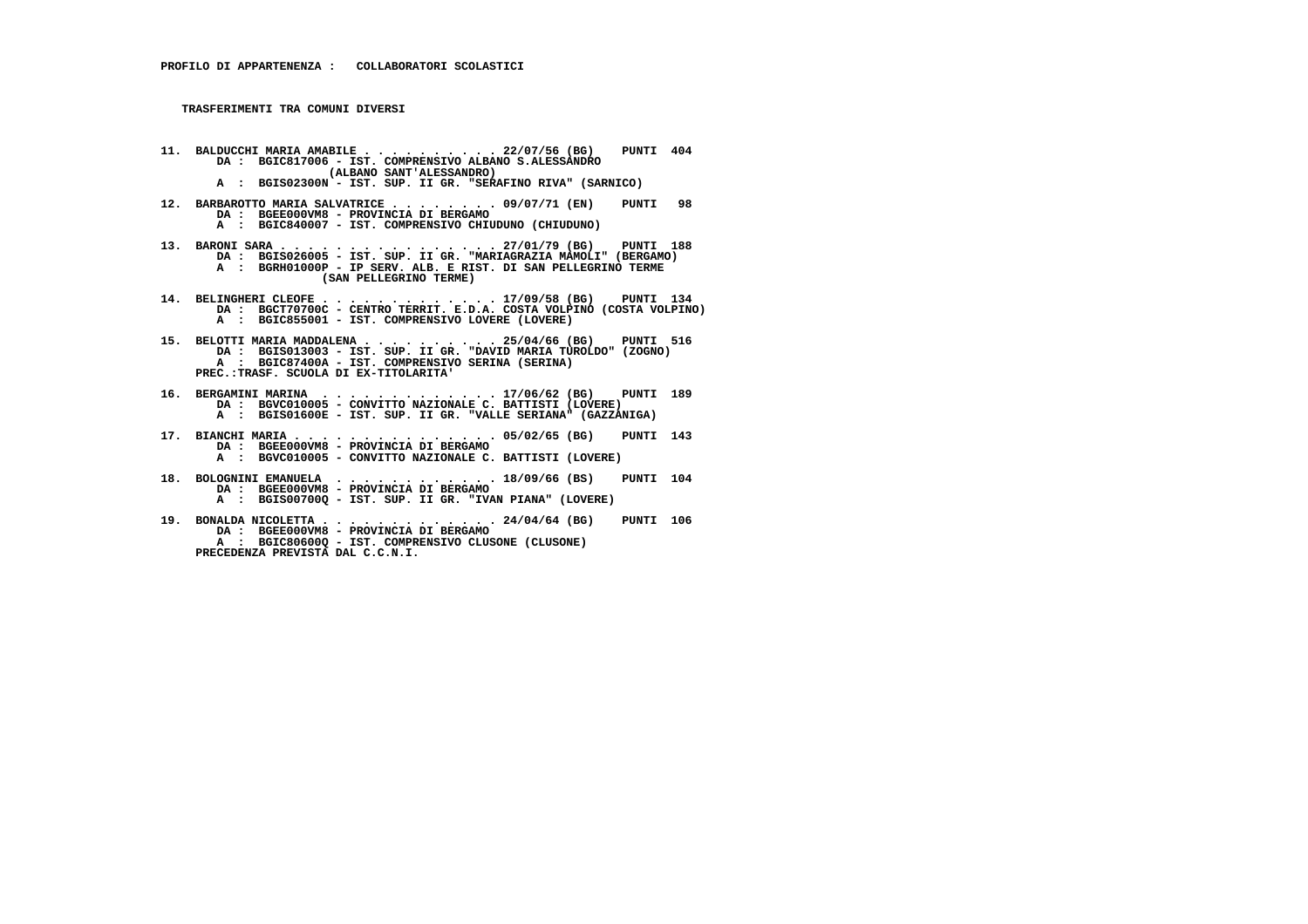**PROFILO DI APPARTENENZA : COLLABORATORI SCOLASTICI**

**TRASFERIMENTI TRA COMUNI DIVERSI**

11. BALDUCCHI MARIA AMABILE . . . . . . . . . . 22/07/56 (BG) PUNTI 404
    DA : BGIC817006 - IST. COMPRENSIVO ALBANO S.ALESSANDRO (ALBANO SANT'ALESSANDRO)
    A : BGIS02300N - IST. SUP. II GR. "SERAFINO RIVA" (SARNICO)

12. BARBAROTTO MARIA SALVATRICE . . . . . . . . 09/07/71 (EN) PUNTI 98
    DA : BGEE000VM8 - PROVINCIA DI BERGAMO
    A : BGIC840007 - IST. COMPRENSIVO CHIUDUNO (CHIUDUNO)

13. BARONI SARA . . . . . . . . . . . . . . . . 27/01/79 (BG) PUNTI 188
    DA : BGIS026005 - IST. SUP. II GR. "MARIAGRAZIA MAMOLI" (BERGAMO)
    A : BGRH01000P - IP SERV. ALB. E RIST. DI SAN PELLEGRINO TERME (SAN PELLEGRINO TERME)

14. BELINGHERI CLEOFE . . . . . . . . . . . . . 17/09/58 (BG) PUNTI 134
    DA : BGCT70700C - CENTRO TERRIT. E.D.A. COSTA VOLPINO (COSTA VOLPINO)
    A : BGIC855001 - IST. COMPRENSIVO LOVERE (LOVERE)

15. BELOTTI MARIA MADDALENA . . . . . . . . . . 25/04/66 (BG) PUNTI 516
    DA : BGIS013003 - IST. SUP. II GR. "DAVID MARIA TUROLDO" (ZOGNO)
    A : BGIC87400A - IST. COMPRENSIVO SERINA (SERINA)
    PREC.:TRASF. SCUOLA DI EX-TITOLARITA'

16. BERGAMINI MARINA . . . . . . . . . . . . . 17/06/62 (BG) PUNTI 189
    DA : BGVC010005 - CONVITTO NAZIONALE C. BATTISTI (LOVERE)
    A : BGIS01600E - IST. SUP. II GR. "VALLE SERIANA" (GAZZANIGA)

17. BIANCHI MARIA . . . . . . . . . . . . . . . 05/02/65 (BG) PUNTI 143
    DA : BGEE000VM8 - PROVINCIA DI BERGAMO
    A : BGVC010005 - CONVITTO NAZIONALE C. BATTISTI (LOVERE)

18. BOLOGNINI EMANUELA . . . . . . . . . . . . 18/09/66 (BS) PUNTI 104
    DA : BGEE000VM8 - PROVINCIA DI BERGAMO
    A : BGIS00700Q - IST. SUP. II GR. "IVAN PIANA" (LOVERE)

19. BONALDA NICOLETTA . . . . . . . . . . . . . 24/04/64 (BG) PUNTI 106
    DA : BGEE000VM8 - PROVINCIA DI BERGAMO
    A : BGIC80600Q - IST. COMPRENSIVO CLUSONE (CLUSONE)
    PRECEDENZA PREVISTA DAL C.C.N.I.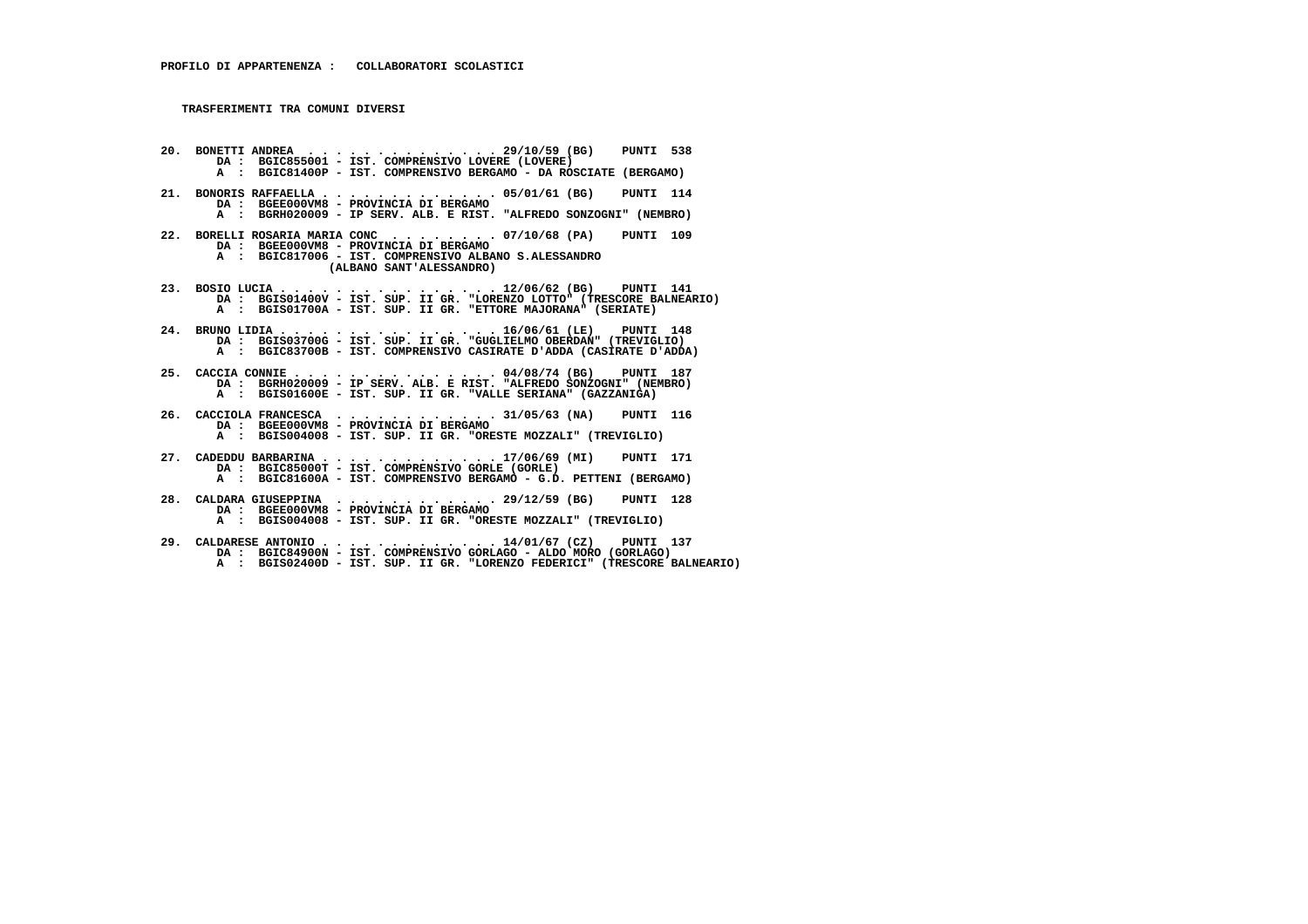**PROFILO DI APPARTENENZA : COLLABORATORI SCOLASTICI**

**TRASFERIMENTI TRA COMUNI DIVERSI**

20. BONETTI ANDREA . . . . . . . . . . . . . . 29/10/59 (BG) PUNTI 538
    DA : BGIC855001 - IST. COMPRENSIVO LOVERE (LOVERE)
    A : BGIC81400P - IST. COMPRENSIVO BERGAMO - DA ROSCIATE (BERGAMO)

21. BONORIS RAFFAELLA . . . . . . . . . . . . . 05/01/61 (BG) PUNTI 114
    DA : BGEE000VM8 - PROVINCIA DI BERGAMO
    A : BGRH020009 - IP SERV. ALB. E RIST. "ALFREDO SONZOGNI" (NEMBRO)

22. BORELLI ROSARIA MARIA CONC . . . . . . . . 07/10/68 (PA) PUNTI 109
    DA : BGEE000VM8 - PROVINCIA DI BERGAMO
    A : BGIC817006 - IST. COMPRENSIVO ALBANO S.ALESSANDRO (ALBANO SANT'ALESSANDRO)

23. BOSIO LUCIA . . . . . . . . . . . . . . . . 12/06/62 (BG) PUNTI 141
    DA : BGIS01400V - IST. SUP. II GR. "LORENZO LOTTO" (TRESCORE BALNEARIO)
    A : BGIS01700A - IST. SUP. II GR. "ETTORE MAJORANA" (SERIATE)

24. BRUNO LIDIA . . . . . . . . . . . . . . . . 16/06/61 (LE) PUNTI 148
    DA : BGIS03700G - IST. SUP. II GR. "GUGLIELMO OBERDAN" (TREVIGLIO)
    A : BGIC83700B - IST. COMPRENSIVO CASIRATE D'ADDA (CASIRATE D'ADDA)

25. CACCIA CONNIE . . . . . . . . . . . . . . . 04/08/74 (BG) PUNTI 187
    DA : BGRH020009 - IP SERV. ALB. E RIST. "ALFREDO SONZOGNI" (NEMBRO)
    A : BGIS01600E - IST. SUP. II GR. "VALLE SERIANA" (GAZZANIGA)

26. CACCIOLA FRANCESCA . . . . . . . . . . . . 31/05/63 (NA) PUNTI 116
    DA : BGEE000VM8 - PROVINCIA DI BERGAMO
    A : BGIS004008 - IST. SUP. II GR. "ORESTE MOZZALI" (TREVIGLIO)

27. CADEDDU BARBARINA . . . . . . . . . . . . . 17/06/69 (MI) PUNTI 171
    DA : BGIC85000T - IST. COMPRENSIVO GORLE (GORLE)
    A : BGIC81600A - IST. COMPRENSIVO BERGAMO - G.D. PETTENI (BERGAMO)

28. CALDARA GIUSEPPINA . . . . . . . . . . . . 29/12/59 (BG) PUNTI 128
    DA : BGEE000VM8 - PROVINCIA DI BERGAMO
    A : BGIS004008 - IST. SUP. II GR. "ORESTE MOZZALI" (TREVIGLIO)

29. CALDARESE ANTONIO . . . . . . . . . . . . . 14/01/67 (CZ) PUNTI 137
    DA : BGIC84900N - IST. COMPRENSIVO GORLAGO - ALDO MORO (GORLAGO)
    A : BGIS02400D - IST. SUP. II GR. "LORENZO FEDERICI" (TRESCORE BALNEARIO)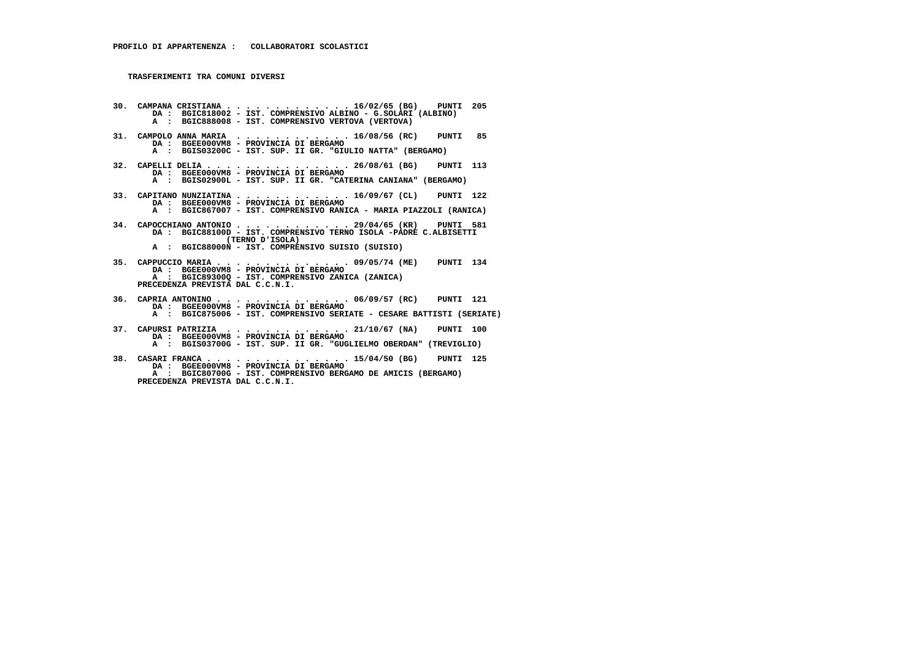**PROFILO DI APPARTENENZA : COLLABORATORI SCOLASTICI**

**TRASFERIMENTI TRA COMUNI DIVERSI**

**30. CAMPANA CRISTIANA . . . . . . . . . . . . . 16/02/65 (BG) PUNTI 205**
DA : BGIC818002 - IST. COMPRENSIVO ALBINO - G.SOLARI (ALBINO)
A : BGIC888008 - IST. COMPRENSIVO VERTOVA (VERTOVA)

**31. CAMPOLO ANNA MARIA . . . . . . . . . . . . 16/08/56 (RC) PUNTI 85**
DA : BGEE000VM8 - PROVINCIA DI BERGAMO
A : BGIS03200C - IST. SUP. II GR. "GIULIO NATTA" (BERGAMO)

**32. CAPELLI DELIA . . . . . . . . . . . . . . 26/08/61 (BG) PUNTI 113**
DA : BGEE000VM8 - PROVINCIA DI BERGAMO
A : BGIS02900L - IST. SUP. II GR. "CATERINA CANIANA" (BERGAMO)

**33. CAPITANO NUNZIATINA . . . . . . . . . . . 16/09/67 (CL) PUNTI 122**
DA : BGEE000VM8 - PROVINCIA DI BERGAMO
A : BGIC867007 - IST. COMPRENSIVO RANICA - MARIA PIAZZOLI (RANICA)

**34. CAPOCCHIANO ANTONIO . . . . . . . . . . . 29/04/65 (KR) PUNTI 581**
DA : BGIC88100D - IST. COMPRENSIVO TERNO ISOLA -PADRE C.ALBISETTI (TERNO D'ISOLA)
A : BGIC88000N - IST. COMPRENSIVO SUISIO (SUISIO)

**35. CAPPUCCIO MARIA . . . . . . . . . . . . . 09/05/74 (ME) PUNTI 134**
DA : BGEE000VM8 - PROVINCIA DI BERGAMO
A : BGIC89300Q - IST. COMPRENSIVO ZANICA (ZANICA)
PRECEDENZA PREVISTA DAL C.C.N.I.

**36. CAPRIA ANTONINO . . . . . . . . . . . . . 06/09/57 (RC) PUNTI 121**
DA : BGEE000VM8 - PROVINCIA DI BERGAMO
A : BGIC875006 - IST. COMPRENSIVO SERIATE - CESARE BATTISTI (SERIATE)

**37. CAPURSI PATRIZIA . . . . . . . . . . . . 21/10/67 (NA) PUNTI 100**
DA : BGEE000VM8 - PROVINCIA DI BERGAMO
A : BGIS03700G - IST. SUP. II GR. "GUGLIELMO OBERDAN" (TREVIGLIO)

**38. CASARI FRANCA . . . . . . . . . . . . . . 15/04/50 (BG) PUNTI 125**
DA : BGEE000VM8 - PROVINCIA DI BERGAMO
A : BGIC80700G - IST. COMPRENSIVO BERGAMO DE AMICIS (BERGAMO)
PRECEDENZA PREVISTA DAL C.C.N.I.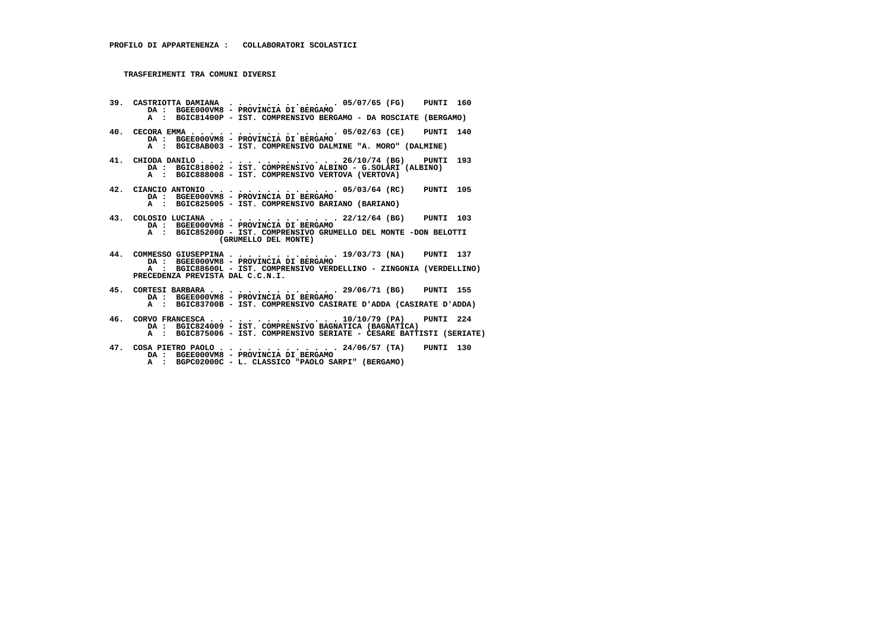**PROFILO DI APPARTENENZA : COLLABORATORI SCOLASTICI**

**TRASFERIMENTI TRA COMUNI DIVERSI**

**39. CASTRIOTTA DAMIANA . . . . . . . . . . . . . 05/07/65 (FG) PUNTI 160**
DA : BGEE000VM8 - PROVINCIA DI BERGAMO
A : BGIC81400P - IST. COMPRENSIVO BERGAMO - DA ROSCIATE (BERGAMO)

**40. CECORA EMMA . . . . . . . . . . . . . . . . 05/02/63 (CE) PUNTI 140**
DA : BGEE000VM8 - PROVINCIA DI BERGAMO
A : BGIC8AB003 - IST. COMPRENSIVO DALMINE "A. MORO" (DALMINE)

**41. CHIODA DANILO . . . . . . . . . . . . . . . 26/10/74 (BG) PUNTI 193**
DA : BGIC818002 - IST. COMPRENSIVO ALBINO - G.SOLARI (ALBINO)
A : BGIC888008 - IST. COMPRENSIVO VERTOVA (VERTOVA)

**42. CIANCIO ANTONIO . . . . . . . . . . . . . . 05/03/64 (RC) PUNTI 105**
DA : BGEE000VM8 - PROVINCIA DI BERGAMO
A : BGIC825005 - IST. COMPRENSIVO BARIANO (BARIANO)

**43. COLOSIO LUCIANA . . . . . . . . . . . . . . 22/12/64 (BG) PUNTI 103**
DA : BGEE000VM8 - PROVINCIA DI BERGAMO
A : BGIC85200D - IST. COMPRENSIVO GRUMELLO DEL MONTE -DON BELOTTI (GRUMELLO DEL MONTE)

**44. COMMESSO GIUSEPPINA . . . . . . . . . . . . 19/03/73 (NA) PUNTI 137**
DA : BGEE000VM8 - PROVINCIA DI BERGAMO
A : BGIC88600L - IST. COMPRENSIVO VERDELLINO - ZINGONIA (VERDELLINO)
PRECEDENZA PREVISTA DAL C.C.N.I.

**45. CORTESI BARBARA . . . . . . . . . . . . . . 29/06/71 (BG) PUNTI 155**
DA : BGEE000VM8 - PROVINCIA DI BERGAMO
A : BGIC83700B - IST. COMPRENSIVO CASIRATE D'ADDA (CASIRATE D'ADDA)

**46. CORVO FRANCESCA . . . . . . . . . . . . . . 10/10/79 (PA) PUNTI 224**
DA : BGIC824009 - IST. COMPRENSIVO BAGNATICA (BAGNATICA)
A : BGIC875006 - IST. COMPRENSIVO SERIATE - CESARE BATTISTI (SERIATE)

**47. COSA PIETRO PAOLO . . . . . . . . . . . . . 24/06/57 (TA) PUNTI 130**
DA : BGEE000VM8 - PROVINCIA DI BERGAMO
A : BGPC02000C - L. CLASSICO "PAOLO SARPI" (BERGAMO)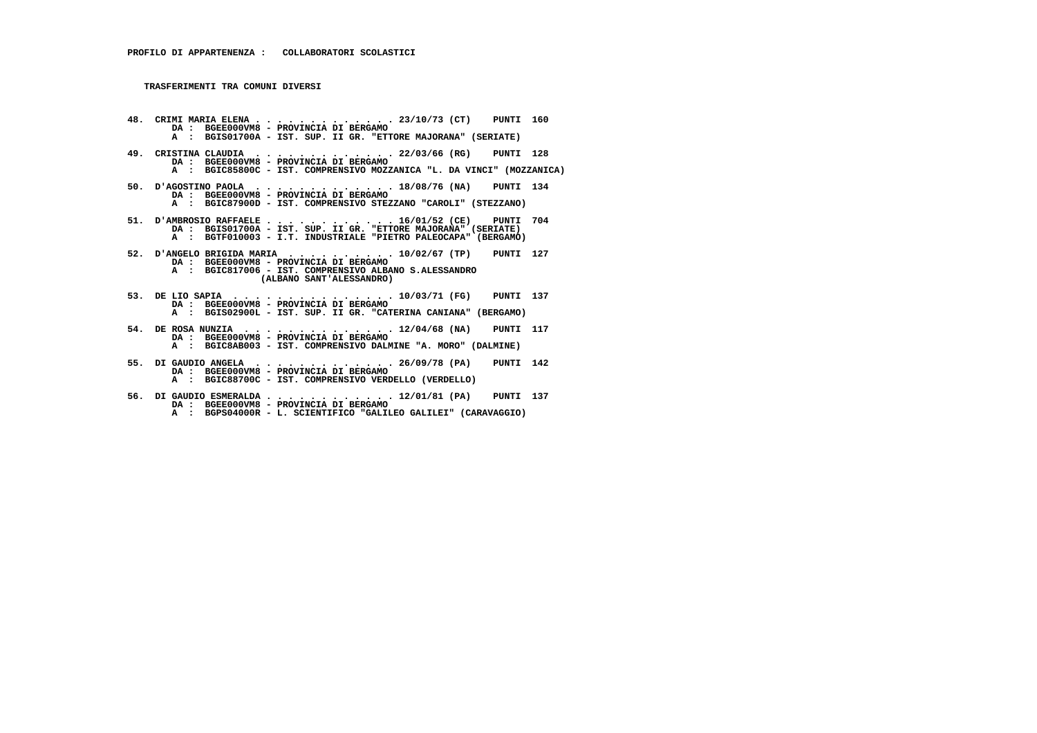**PROFILO DI APPARTENENZA : COLLABORATORI SCOLASTICI**

**TRASFERIMENTI TRA COMUNI DIVERSI**

48. CRIMI MARIA ELENA . . . . . . . . . . . . . 23/10/73 (CT) PUNTI 160
    DA : BGEE000VM8 - PROVINCIA DI BERGAMO
    A : BGIS01700A - IST. SUP. II GR. "ETTORE MAJORANA" (SERIATE)

49. CRISTINA CLAUDIA . . . . . . . . . . . . . 22/03/66 (RG) PUNTI 128
    DA : BGEE000VM8 - PROVINCIA DI BERGAMO
    A : BGIC85800C - IST. COMPRENSIVO MOZZANICA "L. DA VINCI" (MOZZANICA)

50. D'AGOSTINO PAOLA . . . . . . . . . . . . . 18/08/76 (NA) PUNTI 134
    DA : BGEE000VM8 - PROVINCIA DI BERGAMO
    A : BGIC87900D - IST. COMPRENSIVO STEZZANO "CAROLI" (STEZZANO)

51. D'AMBROSIO RAFFAELE . . . . . . . . . . . . 16/01/52 (CE) PUNTI 704
    DA : BGIS01700A - IST. SUP. II GR. "ETTORE MAJORANA" (SERIATE)
    A : BGTF010003 - I.T. INDUSTRIALE "PIETRO PALEOCAPA" (BERGAMO)

52. D'ANGELO BRIGIDA MARIA . . . . . . . . . . 10/02/67 (TP) PUNTI 127
    DA : BGEE000VM8 - PROVINCIA DI BERGAMO
    A : BGIC817006 - IST. COMPRENSIVO ALBANO S.ALESSANDRO
    (ALBANO SANT'ALESSANDRO)

53. DE LIO SAPIA . . . . . . . . . . . . . . . 10/03/71 (FG) PUNTI 137
    DA : BGEE000VM8 - PROVINCIA DI BERGAMO
    A : BGIS02900L - IST. SUP. II GR. "CATERINA CANIANA" (BERGAMO)

54. DE ROSA NUNZIA . . . . . . . . . . . . . . 12/04/68 (NA) PUNTI 117
    DA : BGEE000VM8 - PROVINCIA DI BERGAMO
    A : BGIC8AB003 - IST. COMPRENSIVO DALMINE "A. MORO" (DALMINE)

55. DI GAUDIO ANGELA . . . . . . . . . . . . . 26/09/78 (PA) PUNTI 142
    DA : BGEE000VM8 - PROVINCIA DI BERGAMO
    A : BGIC88700C - IST. COMPRENSIVO VERDELLO (VERDELLO)

56. DI GAUDIO ESMERALDA . . . . . . . . . . . . 12/01/81 (PA) PUNTI 137
    DA : BGEE000VM8 - PROVINCIA DI BERGAMO
    A : BGPS04000R - L. SCIENTIFICO "GALILEO GALILEI" (CARAVAGGIO)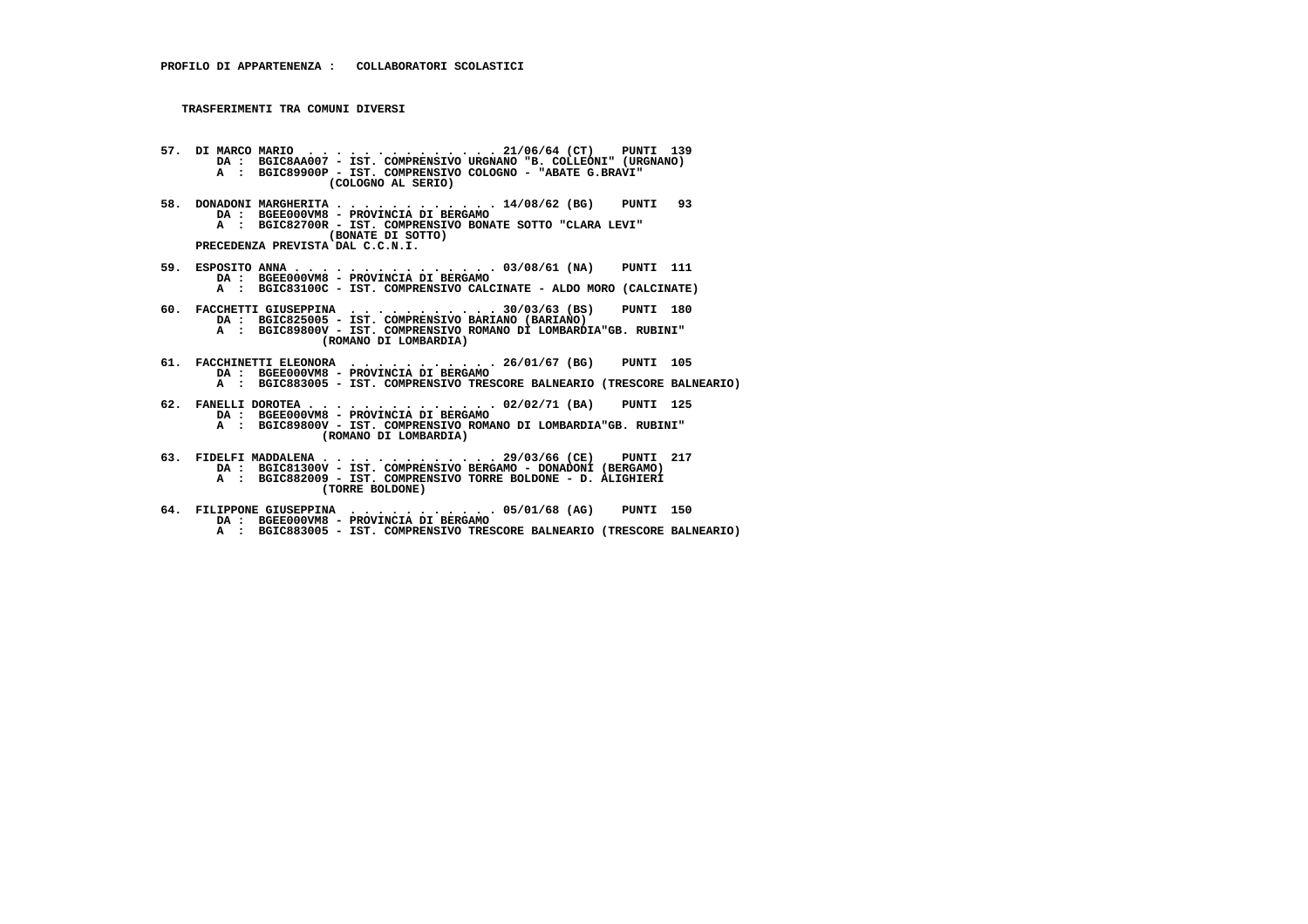**PROFILO DI APPARTENENZA : COLLABORATORI SCOLASTICI**

**TRASFERIMENTI TRA COMUNI DIVERSI**

**57. DI MARCO MARIO . . . . . . . . . . . . . . 21/06/64 (CT) PUNTI 139**
DA : BGIC8AA007 - IST. COMPRENSIVO URGNANO "B. COLLEONI" (URGNANO)
A : BGIC89900P - IST. COMPRENSIVO COLOGNO - "ABATE G.BRAVI" (COLOGNO AL SERIO)

**58. DONADONI MARGHERITA . . . . . . . . . . . . 14/08/62 (BG) PUNTI 93**
DA : BGEE000VM8 - PROVINCIA DI BERGAMO
A : BGIC82700R - IST. COMPRENSIVO BONATE SOTTO "CLARA LEVI" (BONATE DI SOTTO)
PRECEDENZA PREVISTA DAL C.C.N.I.

**59. ESPOSITO ANNA . . . . . . . . . . . . . . . 03/08/61 (NA) PUNTI 111**
DA : BGEE000VM8 - PROVINCIA DI BERGAMO
A : BGIC83100C - IST. COMPRENSIVO CALCINATE - ALDO MORO (CALCINATE)

**60. FACCHETTI GIUSEPPINA . . . . . . . . . . . 30/03/63 (BS) PUNTI 180**
DA : BGIC825005 - IST. COMPRENSIVO BARIANO (BARIANO)
A : BGIC89800V - IST. COMPRENSIVO ROMANO DI LOMBARDIA"GB. RUBINI" (ROMANO DI LOMBARDIA)

**61. FACCHINETTI ELEONORA . . . . . . . . . . . 26/01/67 (BG) PUNTI 105**
DA : BGEE000VM8 - PROVINCIA DI BERGAMO
A : BGIC883005 - IST. COMPRENSIVO TRESCORE BALNEARIO (TRESCORE BALNEARIO)

**62. FANELLI DOROTEA . . . . . . . . . . . . . . 02/02/71 (BA) PUNTI 125**
DA : BGEE000VM8 - PROVINCIA DI BERGAMO
A : BGIC89800V - IST. COMPRENSIVO ROMANO DI LOMBARDIA"GB. RUBINI" (ROMANO DI LOMBARDIA)

**63. FIDELFI MADDALENA . . . . . . . . . . . . . 29/03/66 (CE) PUNTI 217**
DA : BGIC81300V - IST. COMPRENSIVO BERGAMO - DONADONI (BERGAMO)
A : BGIC882009 - IST. COMPRENSIVO TORRE BOLDONE - D. ALIGHIERI (TORRE BOLDONE)

**64. FILIPPONE GIUSEPPINA . . . . . . . . . . . 05/01/68 (AG) PUNTI 150**
DA : BGEE000VM8 - PROVINCIA DI BERGAMO
A : BGIC883005 - IST. COMPRENSIVO TRESCORE BALNEARIO (TRESCORE BALNEARIO)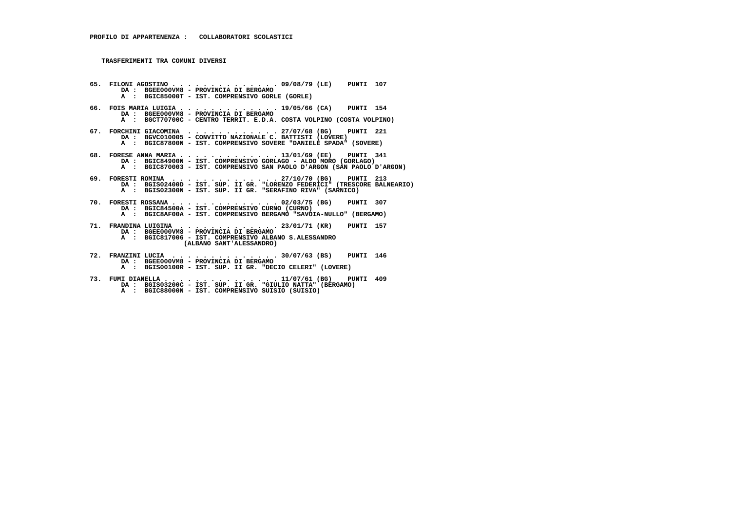**PROFILO DI APPARTENENZA : COLLABORATORI SCOLASTICI**

**TRASFERIMENTI TRA COMUNI DIVERSI**

65. FILONI AGOSTINO . . . . . . . . . . . . . . 09/08/79 (LE) PUNTI 107
    DA : BGEE000VM8 - PROVINCIA DI BERGAMO
    A : BGIC85000T - IST. COMPRENSIVO GORLE (GORLE)

66. FOIS MARIA LUIGIA . . . . . . . . . . . . . 19/05/66 (CA) PUNTI 154
    DA : BGEE000VM8 - PROVINCIA DI BERGAMO
    A : BGCT70700C - CENTRO TERRIT. E.D.A. COSTA VOLPINO (COSTA VOLPINO)

67. FORCHINI GIACOMINA . . . . . . . . . . . . 27/07/68 (BG) PUNTI 221
    DA : BGVC010005 - CONVITTO NAZIONALE C. BATTISTI (LOVERE)
    A : BGIC87800N - IST. COMPRENSIVO SOVERE "DANIELE SPADA" (SOVERE)

68. FORESE ANNA MARIA . . . . . . . . . . . . . 13/01/69 (EE) PUNTI 341
    DA : BGIC84900N - IST. COMPRENSIVO GORLAGO - ALDO MORO (GORLAGO)
    A : BGIC870003 - IST. COMPRENSIVO SAN PAOLO D'ARGON (SAN PAOLO D'ARGON)

69. FORESTI ROMINA . . . . . . . . . . . . . . 27/10/70 (BG) PUNTI 213
    DA : BGIS02400D - IST. SUP. II GR. "LORENZO FEDERICI" (TRESCORE BALNEARIO)
    A : BGIS02300N - IST. SUP. II GR. "SERAFINO RIVA" (SARNICO)

70. FORESTI ROSSANA . . . . . . . . . . . . . . 02/03/75 (BG) PUNTI 307
    DA : BGIC84500A - IST. COMPRENSIVO CURNO (CURNO)
    A : BGIC8AF00A - IST. COMPRENSIVO BERGAMO "SAVOIA-NULLO" (BERGAMO)

71. FRANDINA LUIGINA . . . . . . . . . . . . . 23/01/71 (KR) PUNTI 157
    DA : BGEE000VM8 - PROVINCIA DI BERGAMO
    A : BGIC817006 - IST. COMPRENSIVO ALBANO S.ALESSANDRO (ALBANO SANT'ALESSANDRO)

72. FRANZINI LUCIA . . . . . . . . . . . . . . 30/07/63 (BS) PUNTI 146
    DA : BGEE000VM8 - PROVINCIA DI BERGAMO
    A : BGIS00100R - IST. SUP. II GR. "DECIO CELERI" (LOVERE)

73. FUMI DIANELLA . . . . . . . . . . . . . . . 11/07/61 (BG) PUNTI 409
    DA : BGIS03200C - IST. SUP. II GR. "GIULIO NATTA" (BERGAMO)
    A : BGIC88000N - IST. COMPRENSIVO SUISIO (SUISIO)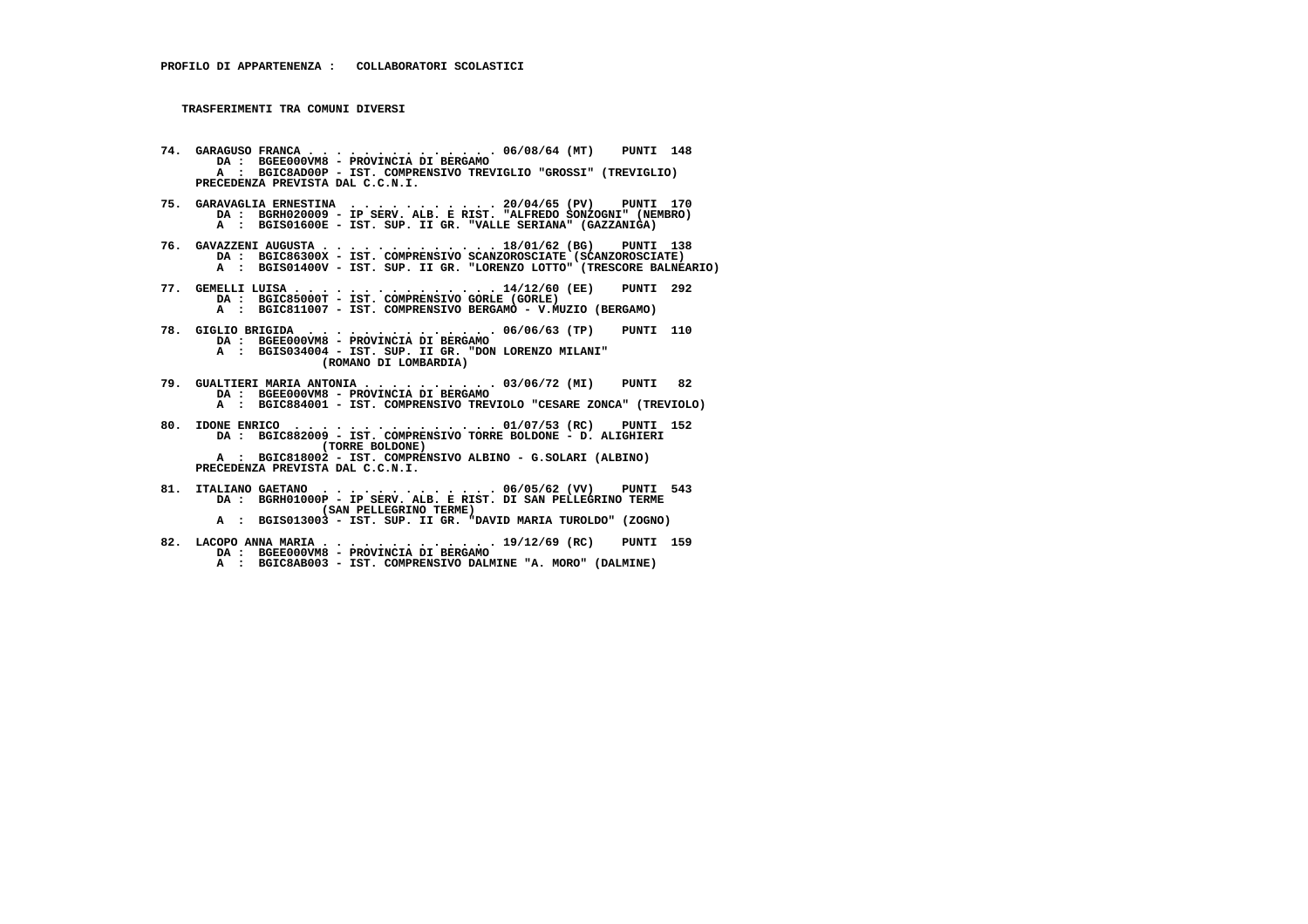**PROFILO DI APPARTENENZA : COLLABORATORI SCOLASTICI**

**TRASFERIMENTI TRA COMUNI DIVERSI**

74. GARAGUSO FRANCA . . . . . . . . . . . . . . 06/08/64 (MT) PUNTI 148
    DA : BGEE000VM8 - PROVINCIA DI BERGAMO
    A : BGIC8AD00P - IST. COMPRENSIVO TREVIGLIO "GROSSI" (TREVIGLIO)
    PRECEDENZA PREVISTA DAL C.C.N.I.

75. GARAVAGLIA ERNESTINA . . . . . . . . . . . 20/04/65 (PV) PUNTI 170
    DA : BGRH020009 - IP SERV. ALB. E RIST. "ALFREDO SONZOGNI" (NEMBRO)
    A : BGIS01600E - IST. SUP. II GR. "VALLE SERIANA" (GAZZANIGA)

76. GAVAZZENI AUGUSTA . . . . . . . . . . . . . 18/01/62 (BG) PUNTI 138
    DA : BGIC86300X - IST. COMPRENSIVO SCANZOROSCIATE (SCANZOROSCIATE)
    A : BGIS01400V - IST. SUP. II GR. "LORENZO LOTTO" (TRESCORE BALNEARIO)

77. GEMELLI LUISA . . . . . . . . . . . . . . . 14/12/60 (EE) PUNTI 292
    DA : BGIC85000T - IST. COMPRENSIVO GORLE (GORLE)
    A : BGIC811007 - IST. COMPRENSIVO BERGAMO - V.MUZIO (BERGAMO)

78. GIGLIO BRIGIDA . . . . . . . . . . . . . . 06/06/63 (TP) PUNTI 110
    DA : BGEE000VM8 - PROVINCIA DI BERGAMO
    A : BGIS034004 - IST. SUP. II GR. "DON LORENZO MILANI" (ROMANO DI LOMBARDIA)

79. GUALTIERI MARIA ANTONIA . . . . . . . . . . 03/06/72 (MI) PUNTI 82
    DA : BGEE000VM8 - PROVINCIA DI BERGAMO
    A : BGIC884001 - IST. COMPRENSIVO TREVIOLO "CESARE ZONCA" (TREVIOLO)

80. IDONE ENRICO . . . . . . . . . . . . . . . 01/07/53 (RC) PUNTI 152
    DA : BGIC882009 - IST. COMPRENSIVO TORRE BOLDONE - D. ALIGHIERI (TORRE BOLDONE)
    A : BGIC818002 - IST. COMPRENSIVO ALBINO - G.SOLARI (ALBINO)
    PRECEDENZA PREVISTA DAL C.C.N.I.

81. ITALIANO GAETANO . . . . . . . . . . . . . 06/05/62 (VV) PUNTI 543
    DA : BGRH01000P - IP SERV. ALB. E RIST. DI SAN PELLEGRINO TERME (SAN PELLEGRINO TERME)
    A : BGIS013003 - IST. SUP. II GR. "DAVID MARIA TUROLDO" (ZOGNO)

82. LACOPO ANNA MARIA . . . . . . . . . . . . . 19/12/69 (RC) PUNTI 159
    DA : BGEE000VM8 - PROVINCIA DI BERGAMO
    A : BGIC8AB003 - IST. COMPRENSIVO DALMINE "A. MORO" (DALMINE)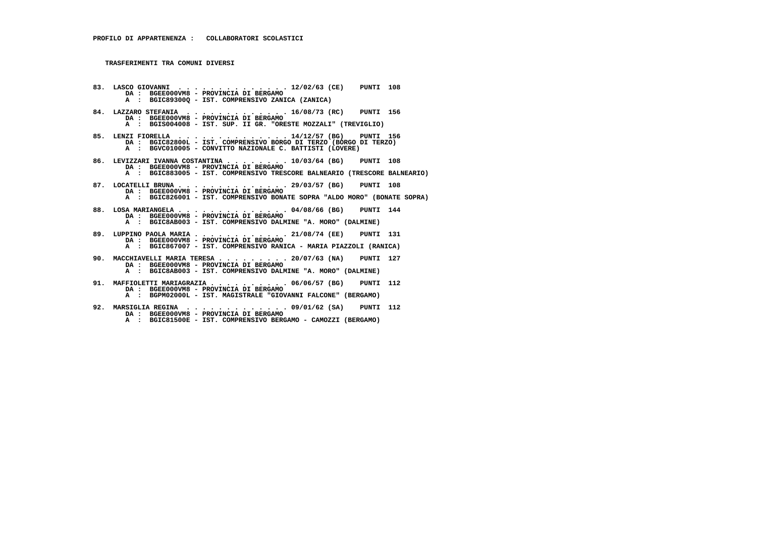**PROFILO DI APPARTENENZA : COLLABORATORI SCOLASTICI**

**TRASFERIMENTI TRA COMUNI DIVERSI**

83. LASCO GIOVANNI . . . . . . . . . . . . . . 12/02/63 (CE) PUNTI 108
    DA : BGEE000VM8 - PROVINCIA DI BERGAMO
    A : BGIC89300Q - IST. COMPRENSIVO ZANICA (ZANICA)

84. LAZZARO STEFANIA . . . . . . . . . . . . . 16/08/73 (RC) PUNTI 156
    DA : BGEE000VM8 - PROVINCIA DI BERGAMO
    A : BGIS004008 - IST. SUP. II GR. "ORESTE MOZZALI" (TREVIGLIO)

85. LENZI FIORELLA . . . . . . . . . . . . . . 14/12/57 (BG) PUNTI 156
    DA : BGIC82800L - IST. COMPRENSIVO BORGO DI TERZO (BORGO DI TERZO)
    A : BGVC010005 - CONVITTO NAZIONALE C. BATTISTI (LOVERE)

86. LEVIZZARI IVANNA COSTANTINA . . . . . . . . 10/03/64 (BG) PUNTI 108
    DA : BGEE000VM8 - PROVINCIA DI BERGAMO
    A : BGIC883005 - IST. COMPRENSIVO TRESCORE BALNEARIO (TRESCORE BALNEARIO)

87. LOCATELLI BRUNA . . . . . . . . . . . . . . 29/03/57 (BG) PUNTI 108
    DA : BGEE000VM8 - PROVINCIA DI BERGAMO
    A : BGIC826001 - IST. COMPRENSIVO BONATE SOPRA "ALDO MORO" (BONATE SOPRA)

88. LOSA MARIANGELA . . . . . . . . . . . . . . 04/08/66 (BG) PUNTI 144
    DA : BGEE000VM8 - PROVINCIA DI BERGAMO
    A : BGIC8AB003 - IST. COMPRENSIVO DALMINE "A. MORO" (DALMINE)

89. LUPPINO PAOLA MARIA . . . . . . . . . . . . 21/08/74 (EE) PUNTI 131
    DA : BGEE000VM8 - PROVINCIA DI BERGAMO
    A : BGIC867007 - IST. COMPRENSIVO RANICA - MARIA PIAZZOLI (RANICA)

90. MACCHIAVELLI MARIA TERESA . . . . . . . . . 20/07/63 (NA) PUNTI 127
    DA : BGEE000VM8 - PROVINCIA DI BERGAMO
    A : BGIC8AB003 - IST. COMPRENSIVO DALMINE "A. MORO" (DALMINE)

91. MAFFIOLETTI MARIAGRAZIA . . . . . . . . . . 06/06/57 (BG) PUNTI 112
    DA : BGEE000VM8 - PROVINCIA DI BERGAMO
    A : BGPM02000L - IST. MAGISTRALE "GIOVANNI FALCONE" (BERGAMO)

92. MARSIGLIA REGINA . . . . . . . . . . . . . 09/01/62 (SA) PUNTI 112
    DA : BGEE000VM8 - PROVINCIA DI BERGAMO
    A : BGIC81500E - IST. COMPRENSIVO BERGAMO - CAMOZZI (BERGAMO)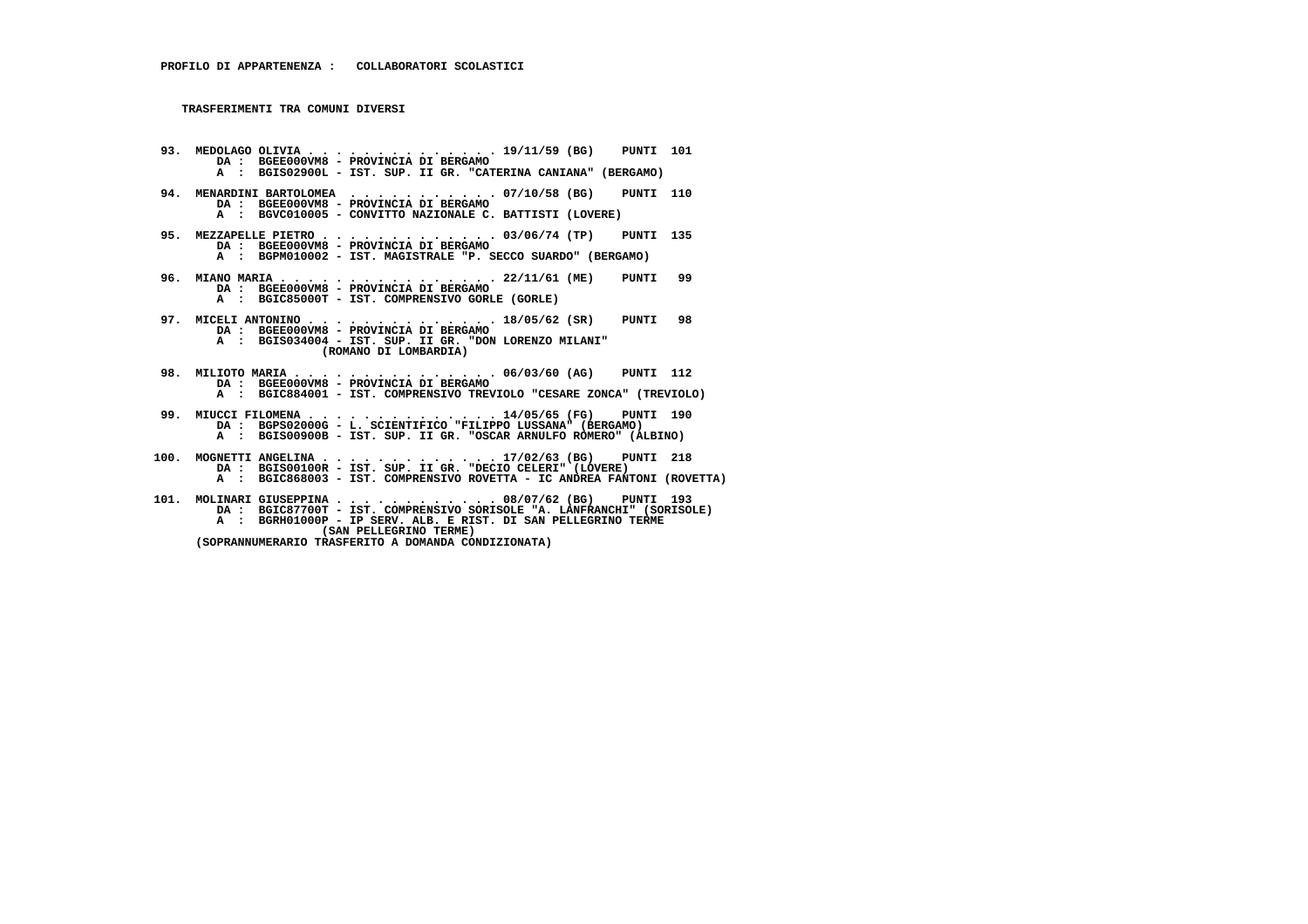**PROFILO DI APPARTENENZA : COLLABORATORI SCOLASTICI**

**TRASFERIMENTI TRA COMUNI DIVERSI**

```
 93. MEDOLAGO OLIVIA . . . . . . . . . . . . . . 19/11/59 (BG)    PUNTI  101
        DA :  BGEE000VM8 - PROVINCIA DI BERGAMO
        A  :  BGIS02900L - IST. SUP. II GR. "CATERINA CANIANA" (BERGAMO)

 94. MENARDINI BARTOLOMEA  . . . . . . . . . . . 07/10/58 (BG)    PUNTI  110
        DA :  BGEE000VM8 - PROVINCIA DI BERGAMO
        A  :  BGVC010005 - CONVITTO NAZIONALE C. BATTISTI (LOVERE)

 95. MEZZAPELLE PIETRO . . . . . . . . . . . . . 03/06/74 (TP)    PUNTI  135
        DA :  BGEE000VM8 - PROVINCIA DI BERGAMO
        A  :  BGPM010002 - IST. MAGISTRALE "P. SECCO SUARDO" (BERGAMO)

 96. MIANO MARIA . . . . . . . . . . . . . . . . 22/11/61 (ME)    PUNTI   99
        DA :  BGEE000VM8 - PROVINCIA DI BERGAMO
        A  :  BGIC85000T - IST. COMPRENSIVO GORLE (GORLE)

 97. MICELI ANTONINO . . . . . . . . . . . . . . 18/05/62 (SR)    PUNTI   98
        DA :  BGEE000VM8 - PROVINCIA DI BERGAMO
        A  :  BGIS034004 - IST. SUP. II GR. "DON LORENZO MILANI"
                     (ROMANO DI LOMBARDIA)

 98. MILIOTO MARIA . . . . . . . . . . . . . . . 06/03/60 (AG)    PUNTI  112
        DA :  BGEE000VM8 - PROVINCIA DI BERGAMO
        A  :  BGIC884001 - IST. COMPRENSIVO TREVIOLO "CESARE ZONCA" (TREVIOLO)

 99. MIUCCI FILOMENA . . . . . . . . . . . . . . 14/05/65 (FG)    PUNTI  190
        DA :  BGPS02000G - L. SCIENTIFICO "FILIPPO LUSSANA" (BERGAMO)
        A  :  BGIS00900B - IST. SUP. II GR. "OSCAR ARNULFO ROMERO" (ALBINO)

100. MOGNETTI ANGELINA . . . . . . . . . . . . . 17/02/63 (BG)    PUNTI  218
        DA :  BGIS00100R - IST. SUP. II GR. "DECIO CELERI" (LOVERE)
        A  :  BGIC868003 - IST. COMPRENSIVO ROVETTA - IC ANDREA FANTONI (ROVETTA)

101. MOLINARI GIUSEPPINA . . . . . . . . . . . . 08/07/62 (BG)    PUNTI  193
        DA :  BGIC87700T - IST. COMPRENSIVO SORISOLE "A. LANFRANCHI" (SORISOLE)
        A  :  BGRH01000P - IP SERV. ALB. E RIST. DI SAN PELLEGRINO TERME
                     (SAN PELLEGRINO TERME)
     (SOPRANNUMERARIO TRASFERITO A DOMANDA CONDIZIONATA)
```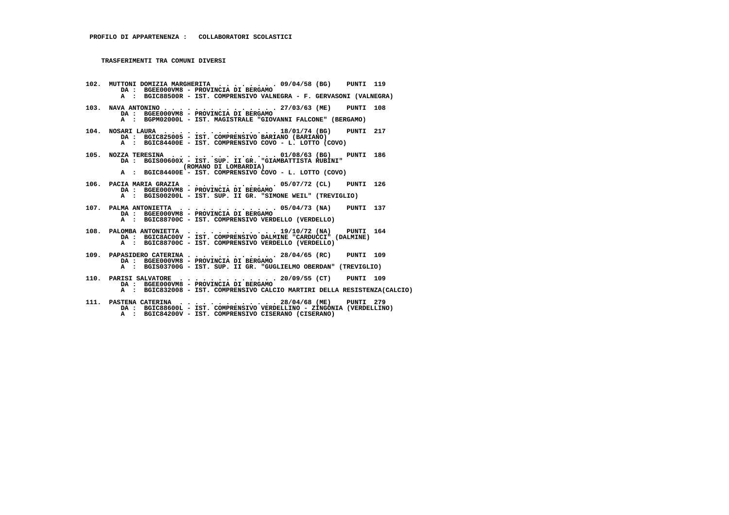**PROFILO DI APPARTENENZA : COLLABORATORI SCOLASTICI**

**TRASFERIMENTI TRA COMUNI DIVERSI**

**102. MUTTONI DOMIZIA MARGHERITA . . . . . . . . 09/04/58 (BG) PUNTI 119**
DA : BGEE000VM8 - PROVINCIA DI BERGAMO
A : BGIC88500R - IST. COMPRENSIVO VALNEGRA - F. GERVASONI (VALNEGRA)

**103. NAVA ANTONINO . . . . . . . . . . . . . . 27/03/63 (ME) PUNTI 108**
DA : BGEE000VM8 - PROVINCIA DI BERGAMO
A : BGPM02000L - IST. MAGISTRALE "GIOVANNI FALCONE" (BERGAMO)

**104. NOSARI LAURA . . . . . . . . . . . . . . 18/01/74 (BG) PUNTI 217**
DA : BGIC825005 - IST. COMPRENSIVO BARIANO (BARIANO)
A : BGIC84400E - IST. COMPRENSIVO COVO - L. LOTTO (COVO)

**105. NOZZA TERESINA . . . . . . . . . . . . . 01/08/63 (BG) PUNTI 186**
DA : BGIS00600X - IST. SUP. II GR. "GIAMBATTISTA RUBINI" (ROMANO DI LOMBARDIA)
A : BGIC84400E - IST. COMPRENSIVO COVO - L. LOTTO (COVO)

**106. PACIA MARIA GRAZIA . . . . . . . . . . . 05/07/72 (CL) PUNTI 126**
DA : BGEE000VM8 - PROVINCIA DI BERGAMO
A : BGIS00200L - IST. SUP. II GR. "SIMONE WEIL" (TREVIGLIO)

**107. PALMA ANTONIETTA . . . . . . . . . . . . 05/04/73 (NA) PUNTI 137**
DA : BGEE000VM8 - PROVINCIA DI BERGAMO
A : BGIC88700C - IST. COMPRENSIVO VERDELLO (VERDELLO)

**108. PALOMBA ANTONIETTA . . . . . . . . . . . 19/10/72 (NA) PUNTI 164**
DA : BGIC8AC00V - IST. COMPRENSIVO DALMINE "CARDUCCI" (DALMINE)
A : BGIC88700C - IST. COMPRENSIVO VERDELLO (VERDELLO)

**109. PAPASIDERO CATERINA . . . . . . . . . . . 28/04/65 (RC) PUNTI 109**
DA : BGEE000VM8 - PROVINCIA DI BERGAMO
A : BGIS03700G - IST. SUP. II GR. "GUGLIELMO OBERDAN" (TREVIGLIO)

**110. PARISI SALVATORE . . . . . . . . . . . . 20/09/55 (CT) PUNTI 109**
DA : BGEE000VM8 - PROVINCIA DI BERGAMO
A : BGIC832008 - IST. COMPRENSIVO CALCIO MARTIRI DELLA RESISTENZA(CALCIO)

**111. PASTENA CATERINA . . . . . . . . . . . . 28/04/68 (ME) PUNTI 279**
DA : BGIC88600L - IST. COMPRENSIVO VERDELLINO - ZINGONIA (VERDELLINO)
A : BGIC84200V - IST. COMPRENSIVO CISERANO (CISERANO)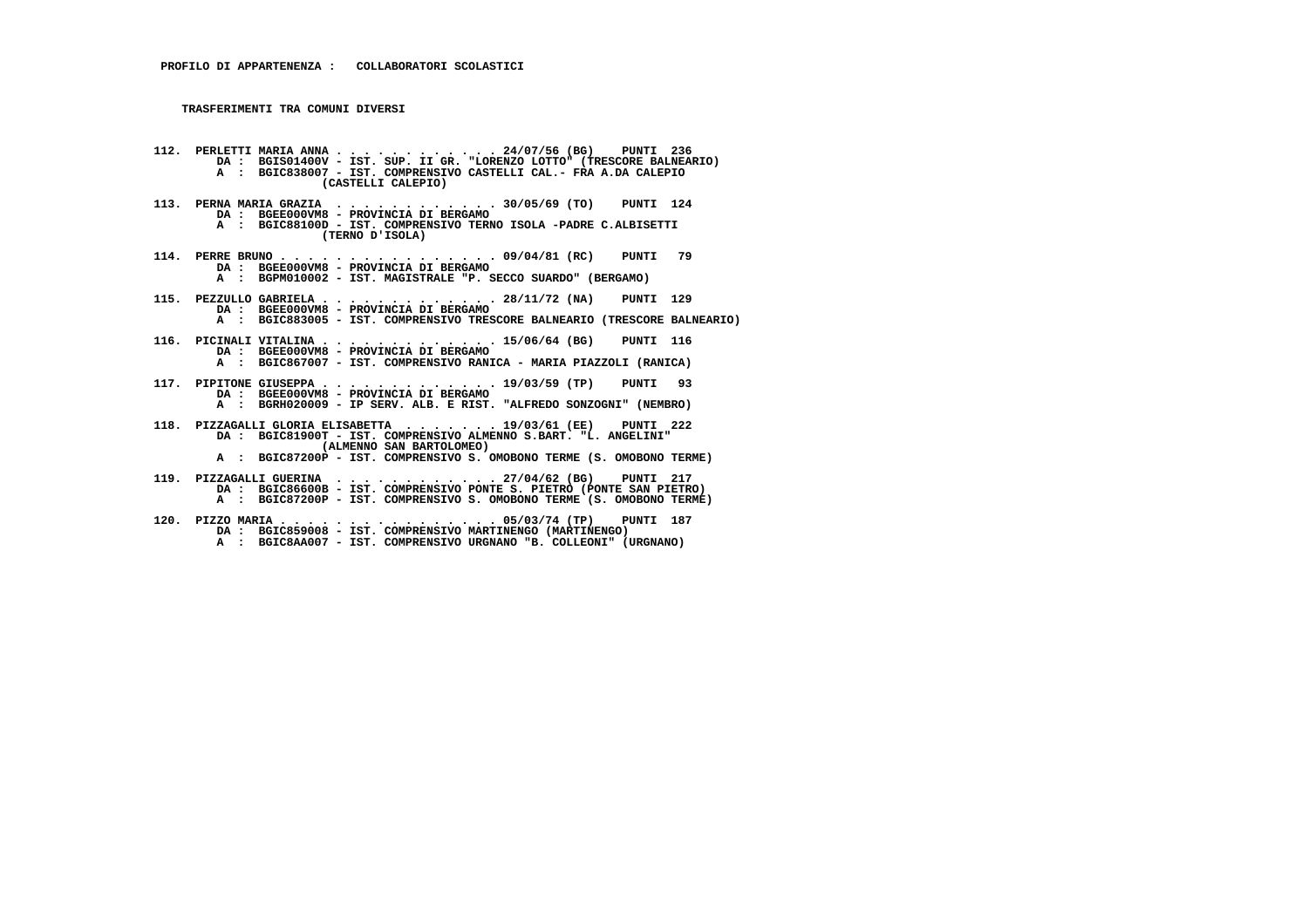**PROFILO DI APPARTENENZA : COLLABORATORI SCOLASTICI**

**TRASFERIMENTI TRA COMUNI DIVERSI**

**112. PERLETTI MARIA ANNA . . . . . . . . . . . . 24/07/56 (BG) PUNTI 236**
DA : BGIS01400V - IST. SUP. II GR. "LORENZO LOTTO" (TRESCORE BALNEARIO)
A : BGIC838007 - IST. COMPRENSIVO CASTELLI CAL.- FRA A.DA CALEPIO (CASTELLI CALEPIO)

**113. PERNA MARIA GRAZIA . . . . . . . . . . . . 30/05/69 (TO) PUNTI 124**
DA : BGEE000VM8 - PROVINCIA DI BERGAMO
A : BGIC88100D - IST. COMPRENSIVO TERNO ISOLA -PADRE C.ALBISETTI (TERNO D'ISOLA)

**114. PERRE BRUNO . . . . . . . . . . . . . . . 09/04/81 (RC) PUNTI 79**
DA : BGEE000VM8 - PROVINCIA DI BERGAMO
A : BGPM010002 - IST. MAGISTRALE "P. SECCO SUARDO" (BERGAMO)

**115. PEZZULLO GABRIELA . . . . . . . . . . . . 28/11/72 (NA) PUNTI 129**
DA : BGEE000VM8 - PROVINCIA DI BERGAMO
A : BGIC883005 - IST. COMPRENSIVO TRESCORE BALNEARIO (TRESCORE BALNEARIO)

**116. PICINALI VITALINA . . . . . . . . . . . . 15/06/64 (BG) PUNTI 116**
DA : BGEE000VM8 - PROVINCIA DI BERGAMO
A : BGIC867007 - IST. COMPRENSIVO RANICA - MARIA PIAZZOLI (RANICA)

**117. PIPITONE GIUSEPPA . . . . . . . . . . . . 19/03/59 (TP) PUNTI 93**
DA : BGEE000VM8 - PROVINCIA DI BERGAMO
A : BGRH020009 - IP SERV. ALB. E RIST. "ALFREDO SONZOGNI" (NEMBRO)

**118. PIZZAGALLI GLORIA ELISABETTA . . . . . . . 19/03/61 (EE) PUNTI 222**
DA : BGIC81900T - IST. COMPRENSIVO ALMENNO S.BART. "L. ANGELINI" (ALMENNO SAN BARTOLOMEO)
A : BGIC87200P - IST. COMPRENSIVO S. OMOBONO TERME (S. OMOBONO TERME)

**119. PIZZAGALLI GUERINA . . . . . . . . . . . . 27/04/62 (BG) PUNTI 217**
DA : BGIC86600B - IST. COMPRENSIVO PONTE S. PIETRO (PONTE SAN PIETRO)
A : BGIC87200P - IST. COMPRENSIVO S. OMOBONO TERME (S. OMOBONO TERME)

**120. PIZZO MARIA . . . . . . . . . . . . . . . 05/03/74 (TP) PUNTI 187**
DA : BGIC859008 - IST. COMPRENSIVO MARTINENGO (MARTINENGO)
A : BGIC8AA007 - IST. COMPRENSIVO URGNANO "B. COLLEONI" (URGNANO)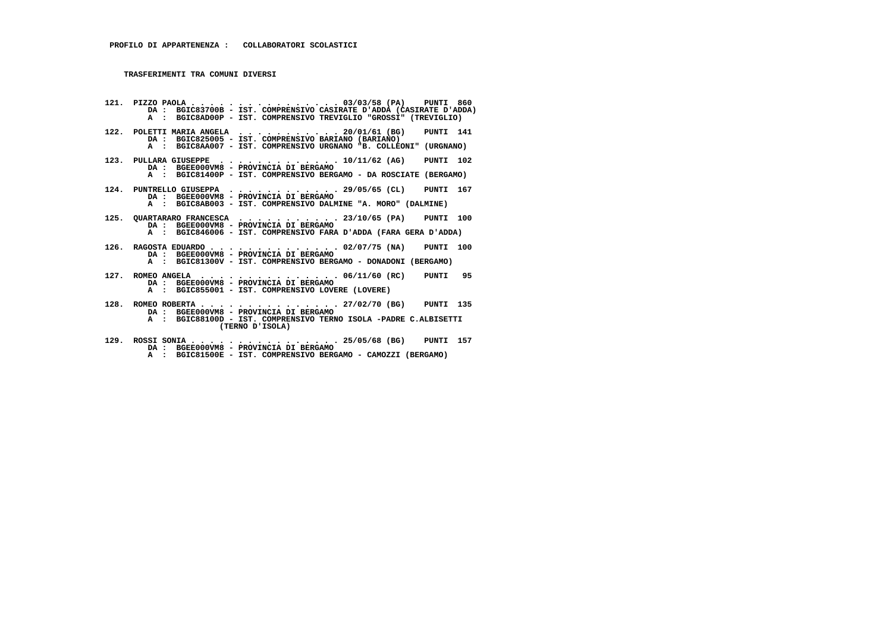**PROFILO DI APPARTENENZA : COLLABORATORI SCOLASTICI**

**TRASFERIMENTI TRA COMUNI DIVERSI**

121. PIZZO PAOLA . . . . . . . . . . . . . . . . 03/03/58 (PA) PUNTI 860
DA : BGIC83700B - IST. COMPRENSIVO CASIRATE D'ADDA (CASIRATE D'ADDA)
A : BGIC8AD00P - IST. COMPRENSIVO TREVIGLIO "GROSSI" (TREVIGLIO)

122. POLETTI MARIA ANGELA . . . . . . . . . . . . 20/01/61 (BG) PUNTI 141
DA : BGIC825005 - IST. COMPRENSIVO BARIANO (BARIANO)
A : BGIC8AA007 - IST. COMPRENSIVO URGNANO "B. COLLEONI" (URGNANO)

123. PULLARA GIUSEPPE . . . . . . . . . . . . . 10/11/62 (AG) PUNTI 102
DA : BGEE000VM8 - PROVINCIA DI BERGAMO
A : BGIC81400P - IST. COMPRENSIVO BERGAMO - DA ROSCIATE (BERGAMO)

124. PUNTRELLO GIUSEPPA . . . . . . . . . . . . 29/05/65 (CL) PUNTI 167
DA : BGEE000VM8 - PROVINCIA DI BERGAMO
A : BGIC8AB003 - IST. COMPRENSIVO DALMINE "A. MORO" (DALMINE)

125. QUARTARARO FRANCESCA . . . . . . . . . . . 23/10/65 (PA) PUNTI 100
DA : BGEE000VM8 - PROVINCIA DI BERGAMO
A : BGIC846006 - IST. COMPRENSIVO FARA D'ADDA (FARA GERA D'ADDA)

126. RAGOSTA EDUARDO . . . . . . . . . . . . . . 02/07/75 (NA) PUNTI 100
DA : BGEE000VM8 - PROVINCIA DI BERGAMO
A : BGIC81300V - IST. COMPRENSIVO BERGAMO - DONADONI (BERGAMO)

127. ROMEO ANGELA . . . . . . . . . . . . . . . 06/11/60 (RC) PUNTI 95
DA : BGEE000VM8 - PROVINCIA DI BERGAMO
A : BGIC855001 - IST. COMPRENSIVO LOVERE (LOVERE)

128. ROMEO ROBERTA . . . . . . . . . . . . . . . 27/02/70 (BG) PUNTI 135
DA : BGEE000VM8 - PROVINCIA DI BERGAMO
A : BGIC88100D - IST. COMPRENSIVO TERNO ISOLA -PADRE C.ALBISETTI (TERNO D'ISOLA)

129. ROSSI SONIA . . . . . . . . . . . . . . . . 25/05/68 (BG) PUNTI 157
DA : BGEE000VM8 - PROVINCIA DI BERGAMO
A : BGIC81500E - IST. COMPRENSIVO BERGAMO - CAMOZZI (BERGAMO)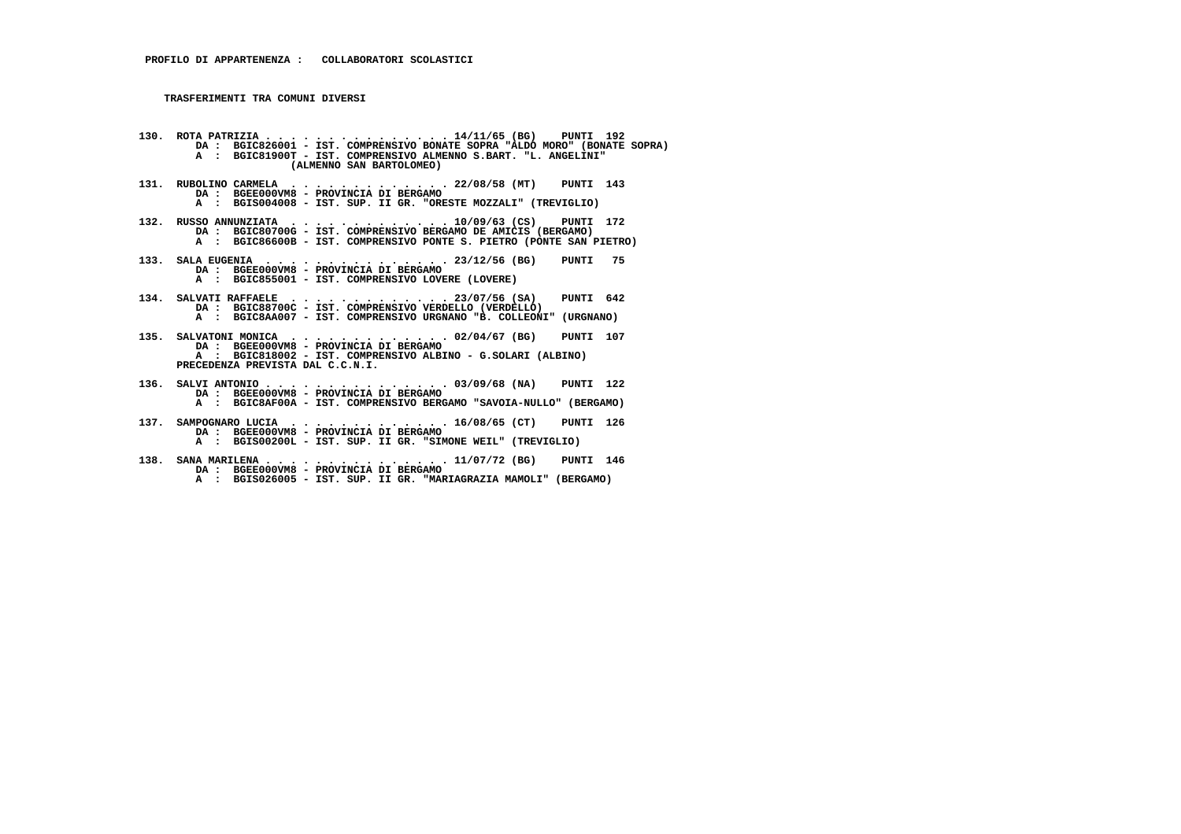**PROFILO DI APPARTENENZA : COLLABORATORI SCOLASTICI**

**TRASFERIMENTI TRA COMUNI DIVERSI**

```
130. ROTA PATRIZIA . . . . . . . . . . . . . . . 14/11/65 (BG)    PUNTI  192
        DA :  BGIC826001 - IST. COMPRENSIVO BONATE SOPRA "ALDO MORO" (BONATE SOPRA)
        A  :  BGIC81900T - IST. COMPRENSIVO ALMENNO S.BART. "L. ANGELINI"
                     (ALMENNO SAN BARTOLOMEO)

131. RUBOLINO CARMELA  . . . . . . . . . . . . . 22/08/58 (MT)    PUNTI  143
        DA :  BGEE000VM8 - PROVINCIA DI BERGAMO
        A  :  BGIS004008 - IST. SUP. II GR. "ORESTE MOZZALI" (TREVIGLIO)

132. RUSSO ANNUNZIATA  . . . . . . . . . . . . . 10/09/63 (CS)    PUNTI  172
        DA :  BGIC80700G - IST. COMPRENSIVO BERGAMO DE AMICIS (BERGAMO)
        A  :  BGIC86600B - IST. COMPRENSIVO PONTE S. PIETRO (PONTE SAN PIETRO)

133. SALA EUGENIA  . . . . . . . . . . . . . . . 23/12/56 (BG)    PUNTI   75
        DA :  BGEE000VM8 - PROVINCIA DI BERGAMO
        A  :  BGIC855001 - IST. COMPRENSIVO LOVERE (LOVERE)

134. SALVATI RAFFAELE  . . . . . . . . . . . . . 23/07/56 (SA)    PUNTI  642
        DA :  BGIC88700C - IST. COMPRENSIVO VERDELLO (VERDELLO)
        A  :  BGIC8AA007 - IST. COMPRENSIVO URGNANO "B. COLLEONI" (URGNANO)

135. SALVATONI MONICA  . . . . . . . . . . . . . 02/04/67 (BG)    PUNTI  107
        DA :  BGEE000VM8 - PROVINCIA DI BERGAMO
        A  :  BGIC818002 - IST. COMPRENSIVO ALBINO - G.SOLARI (ALBINO)
     PRECEDENZA PREVISTA DAL C.C.N.I.

136. SALVI ANTONIO . . . . . . . . . . . . . . . 03/09/68 (NA)    PUNTI  122
        DA :  BGEE000VM8 - PROVINCIA DI BERGAMO
        A  :  BGIC8AF00A - IST. COMPRENSIVO BERGAMO "SAVOIA-NULLO" (BERGAMO)

137. SAMPOGNARO LUCIA  . . . . . . . . . . . . . 16/08/65 (CT)    PUNTI  126
        DA :  BGEE000VM8 - PROVINCIA DI BERGAMO
        A  :  BGIS00200L - IST. SUP. II GR. "SIMONE WEIL" (TREVIGLIO)

138. SANA MARILENA . . . . . . . . . . . . . . . 11/07/72 (BG)    PUNTI  146
        DA :  BGEE000VM8 - PROVINCIA DI BERGAMO
        A  :  BGIS026005 - IST. SUP. II GR. "MARIAGRAZIA MAMOLI" (BERGAMO)
```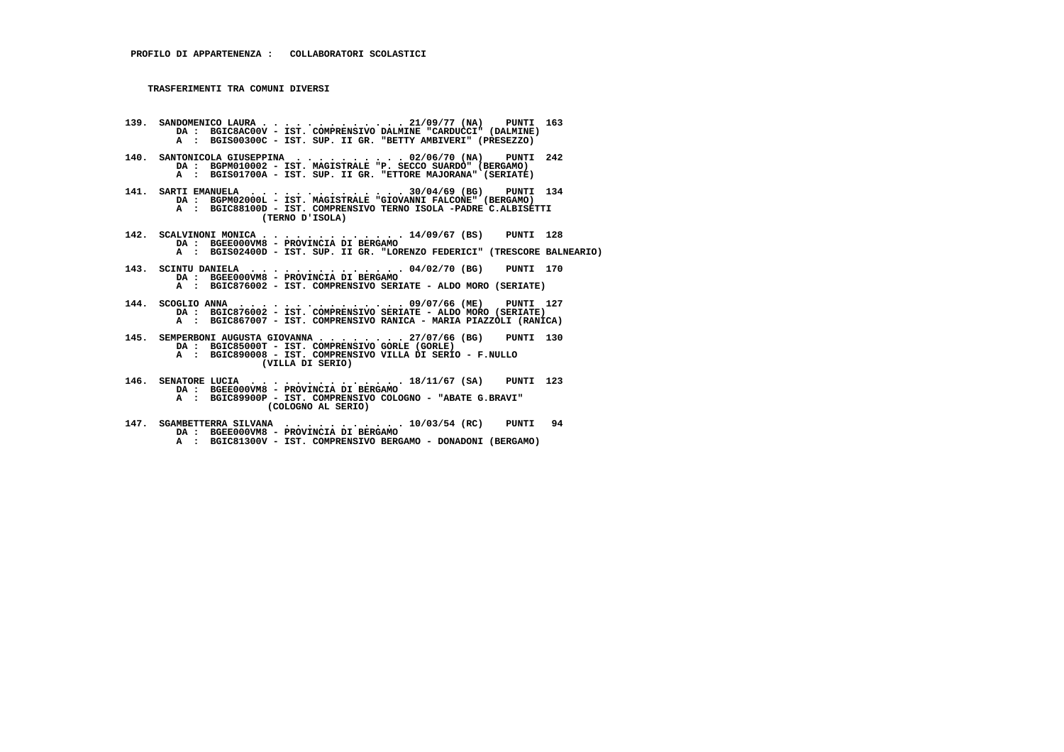**PROFILO DI APPARTENENZA : COLLABORATORI SCOLASTICI**

**TRASFERIMENTI TRA COMUNI DIVERSI**

139. SANDOMENICO LAURA . . . . . . . . . . . . . 21/09/77 (NA) PUNTI 163
DA : BGIC8AC00V - IST. COMPRENSIVO DALMINE "CARDUCCI" (DALMINE)
A : BGIS00300C - IST. SUP. II GR. "BETTY AMBIVERI" (PRESEZZO)

140. SANTONICOLA GIUSEPPINA . . . . . . . . . . 02/06/70 (NA) PUNTI 242
DA : BGPM010002 - IST. MAGISTRALE "P. SECCO SUARDO" (BERGAMO)
A : BGIS01700A - IST. SUP. II GR. "ETTORE MAJORANA" (SERIATE)

141. SARTI EMANUELA . . . . . . . . . . . . . . 30/04/69 (BG) PUNTI 134
DA : BGPM02000L - IST. MAGISTRALE "GIOVANNI FALCONE" (BERGAMO)
A : BGIC88100D - IST. COMPRENSIVO TERNO ISOLA -PADRE C.ALBISETTI (TERNO D'ISOLA)

142. SCALVINONI MONICA . . . . . . . . . . . . . 14/09/67 (BS) PUNTI 128
DA : BGEE000VM8 - PROVINCIA DI BERGAMO
A : BGIS02400D - IST. SUP. II GR. "LORENZO FEDERICI" (TRESCORE BALNEARIO)

143. SCINTU DANIELA . . . . . . . . . . . . . . 04/02/70 (BG) PUNTI 170
DA : BGEE000VM8 - PROVINCIA DI BERGAMO
A : BGIC876002 - IST. COMPRENSIVO SERIATE - ALDO MORO (SERIATE)

144. SCOGLIO ANNA . . . . . . . . . . . . . . . 09/07/66 (ME) PUNTI 127
DA : BGIC876002 - IST. COMPRENSIVO SERIATE - ALDO MORO (SERIATE)
A : BGIC867007 - IST. COMPRENSIVO RANICA - MARIA PIAZZOLI (RANICA)

145. SEMPERBONI AUGUSTA GIOVANNA . . . . . . . . 27/07/66 (BG) PUNTI 130
DA : BGIC85000T - IST. COMPRENSIVO GORLE (GORLE)
A : BGIC890008 - IST. COMPRENSIVO VILLA DI SERIO - F.NULLO (VILLA DI SERIO)

146. SENATORE LUCIA . . . . . . . . . . . . . . 18/11/67 (SA) PUNTI 123
DA : BGEE000VM8 - PROVINCIA DI BERGAMO
A : BGIC89900P - IST. COMPRENSIVO COLOGNO - "ABATE G.BRAVI" (COLOGNO AL SERIO)

147. SGAMBETTERRA SILVANA . . . . . . . . . . . 10/03/54 (RC) PUNTI 94
DA : BGEE000VM8 - PROVINCIA DI BERGAMO
A : BGIC81300V - IST. COMPRENSIVO BERGAMO - DONADONI (BERGAMO)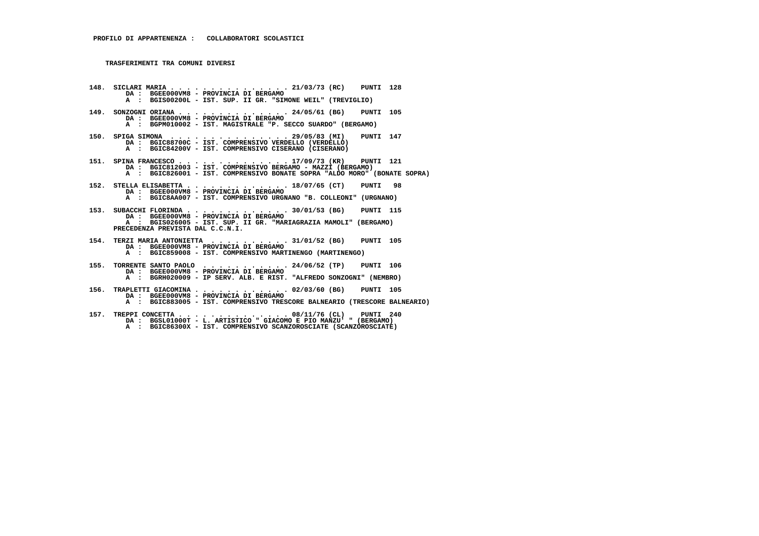**PROFILO DI APPARTENENZA : COLLABORATORI SCOLASTICI**

**TRASFERIMENTI TRA COMUNI DIVERSI**

**148. SICLARI MARIA . . . . . . . . . . . . . . . 21/03/73 (RC) PUNTI 128**
DA : BGEE000VM8 - PROVINCIA DI BERGAMO
A : BGIS00200L - IST. SUP. II GR. "SIMONE WEIL" (TREVIGLIO)

**149. SONZOGNI ORIANA . . . . . . . . . . . . . . 24/05/61 (BG) PUNTI 105**
DA : BGEE000VM8 - PROVINCIA DI BERGAMO
A : BGPM010002 - IST. MAGISTRALE "P. SECCO SUARDO" (BERGAMO)

**150. SPIGA SIMONA . . . . . . . . . . . . . . . 29/05/83 (MI) PUNTI 147**
DA : BGIC88700C - IST. COMPRENSIVO VERDELLO (VERDELLO)
A : BGIC84200V - IST. COMPRENSIVO CISERANO (CISERANO)

**151. SPINA FRANCESCO . . . . . . . . . . . . . . 17/09/73 (KR) PUNTI 121**
DA : BGIC812003 - IST. COMPRENSIVO BERGAMO - MAZZI (BERGAMO)
A : BGIC826001 - IST. COMPRENSIVO BONATE SOPRA "ALDO MORO" (BONATE SOPRA)

**152. STELLA ELISABETTA . . . . . . . . . . . . . 18/07/65 (CT) PUNTI 98**
DA : BGEE000VM8 - PROVINCIA DI BERGAMO
A : BGIC8AA007 - IST. COMPRENSIVO URGNANO "B. COLLEONI" (URGNANO)

**153. SUBACCHI FLORINDA . . . . . . . . . . . . . 30/01/53 (BG) PUNTI 115**
DA : BGEE000VM8 - PROVINCIA DI BERGAMO
A : BGIS026005 - IST. SUP. II GR. "MARIAGRAZIA MAMOLI" (BERGAMO)
PRECEDENZA PREVISTA DAL C.C.N.I.

**154. TERZI MARIA ANTONIETTA . . . . . . . . . . 31/01/52 (BG) PUNTI 105**
DA : BGEE000VM8 - PROVINCIA DI BERGAMO
A : BGIC859008 - IST. COMPRENSIVO MARTINENGO (MARTINENGO)

**155. TORRENTE SANTO PAOLO . . . . . . . . . . . 24/06/52 (TP) PUNTI 106**
DA : BGEE000VM8 - PROVINCIA DI BERGAMO
A : BGRH020009 - IP SERV. ALB. E RIST. "ALFREDO SONZOGNI" (NEMBRO)

**156. TRAPLETTI GIACOMINA . . . . . . . . . . . . 02/03/60 (BG) PUNTI 105**
DA : BGEE000VM8 - PROVINCIA DI BERGAMO
A : BGIC883005 - IST. COMPRENSIVO TRESCORE BALNEARIO (TRESCORE BALNEARIO)

**157. TREPPI CONCETTA . . . . . . . . . . . . . . 08/11/76 (CL) PUNTI 240**
DA : BGSL01000T - L. ARTISTICO " GIACOMO E PIO MANZU' " (BERGAMO)
A : BGIC86300X - IST. COMPRENSIVO SCANZOROSCIATE (SCANZOROSCIATE)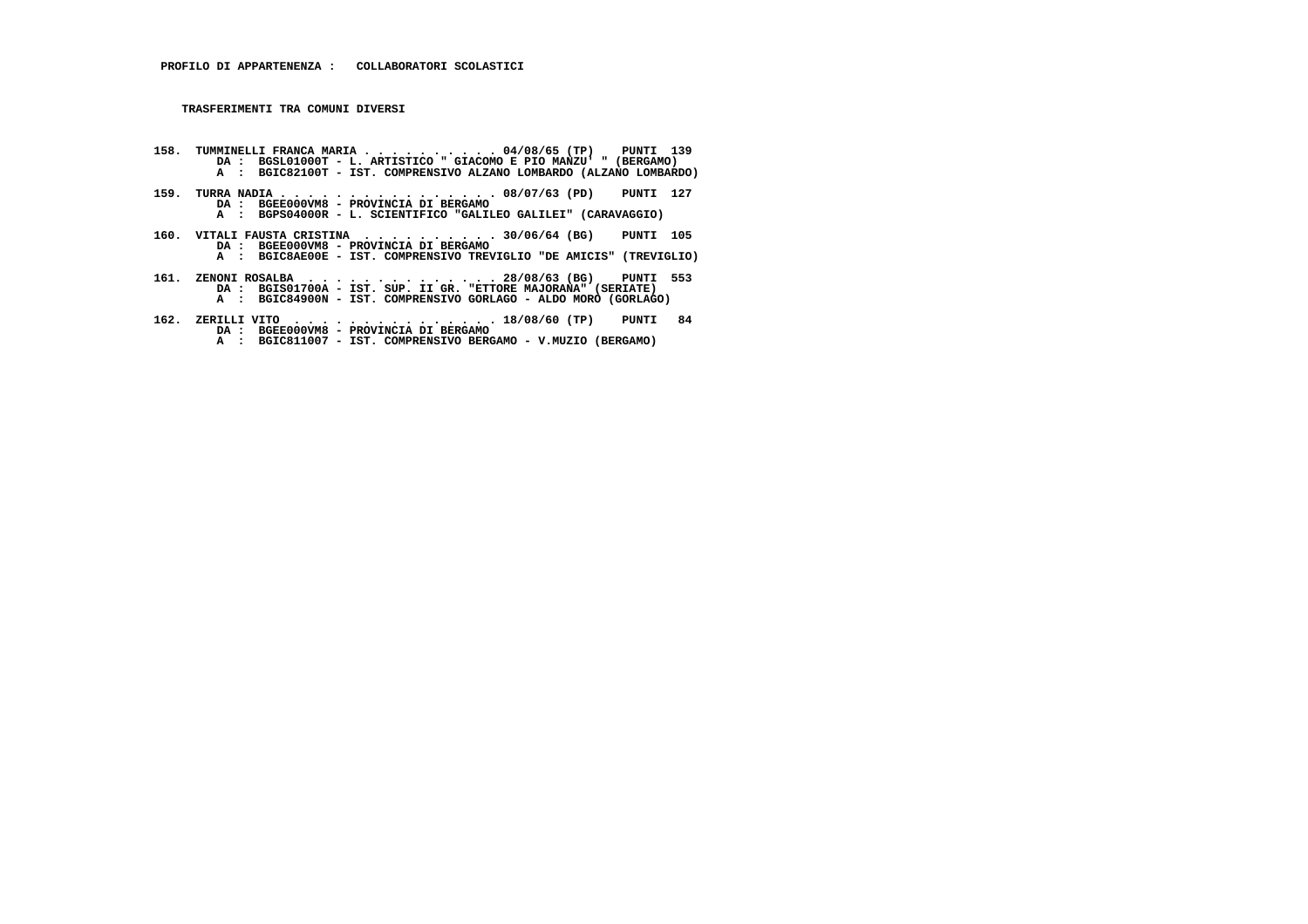**PROFILO DI APPARTENENZA :   COLLABORATORI SCOLASTICI**

**TRASFERIMENTI TRA COMUNI DIVERSI**

**158. TUMMINELLI FRANCA MARIA . . . . . . . . . . . 04/08/65 (TP)   PUNTI 139**
DA : BGSL01000T - L. ARTISTICO " GIACOMO E PIO MANZU' " (BERGAMO)
A : BGIC82100T - IST. COMPRENSIVO ALZANO LOMBARDO (ALZANO LOMBARDO)

**159. TURRA NADIA . . . . . . . . . . . . . . . . 08/07/63 (PD)   PUNTI 127**
DA : BGEE000VM8 - PROVINCIA DI BERGAMO
A : BGPS04000R - L. SCIENTIFICO "GALILEO GALILEI" (CARAVAGGIO)

**160. VITALI FAUSTA CRISTINA . . . . . . . . . . 30/06/64 (BG)   PUNTI 105**
DA : BGEE000VM8 - PROVINCIA DI BERGAMO
A : BGIC8AE00E - IST. COMPRENSIVO TREVIGLIO "DE AMICIS" (TREVIGLIO)

**161. ZENONI ROSALBA . . . . . . . . . . . . . . 28/08/63 (BG)   PUNTI 553**
DA : BGIS01700A - IST. SUP. II GR. "ETTORE MAJORANA" (SERIATE)
A : BGIC84900N - IST. COMPRENSIVO GORLAGO - ALDO MORO (GORLAGO)

**162. ZERILLI VITO . . . . . . . . . . . . . . . 18/08/60 (TP)   PUNTI 84**
DA : BGEE000VM8 - PROVINCIA DI BERGAMO
A : BGIC811007 - IST. COMPRENSIVO BERGAMO - V.MUZIO (BERGAMO)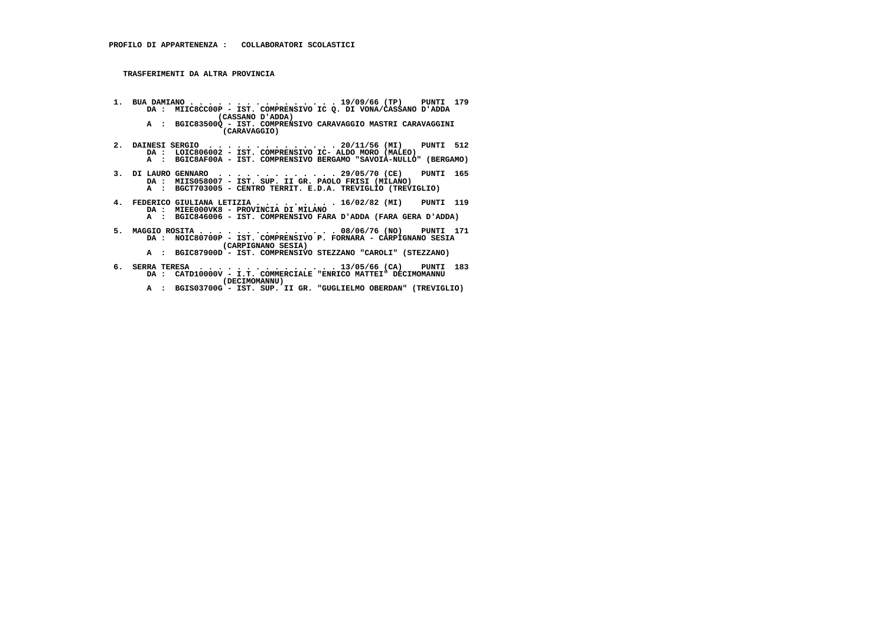**PROFILO DI APPARTENENZA : COLLABORATORI SCOLASTICI**

**TRASFERIMENTI DA ALTRA PROVINCIA**

1. BUA DAMIANO . . . . . . . . . . . . . . . . 19/09/66 (TP) PUNTI 179
   DA : MIIC8CC00P - IST. COMPRENSIVO IC Q. DI VONA/CASSANO D'ADDA (CASSANO D'ADDA)
   A : BGIC83500Q - IST. COMPRENSIVO CARAVAGGIO MASTRI CARAVAGGINI (CARAVAGGIO)

2. DAINESI SERGIO . . . . . . . . . . . . . . 20/11/56 (MI) PUNTI 512
   DA : LOIC806002 - IST. COMPRENSIVO IC- ALDO MORO (MALEO)
   A : BGIC8AF00A - IST. COMPRENSIVO BERGAMO "SAVOIA-NULLO" (BERGAMO)

3. DI LAURO GENNARO . . . . . . . . . . . . . 29/05/70 (CE) PUNTI 165
   DA : MIIS058007 - IST. SUP. II GR. PAOLO FRISI (MILANO)
   A : BGCT703005 - CENTRO TERRIT. E.D.A. TREVIGLIO (TREVIGLIO)

4. FEDERICO GIULIANA LETIZIA . . . . . . . . . 16/02/82 (MI) PUNTI 119
   DA : MIEE000VK8 - PROVINCIA DI MILANO
   A : BGIC846006 - IST. COMPRENSIVO FARA D'ADDA (FARA GERA D'ADDA)

5. MAGGIO ROSITA . . . . . . . . . . . . . . . 08/06/76 (NO) PUNTI 171
   DA : NOIC80700P - IST. COMPRENSIVO P. FORNARA - CARPIGNANO SESIA (CARPIGNANO SESIA)
   A : BGIC87900D - IST. COMPRENSIVO STEZZANO "CAROLI" (STEZZANO)

6. SERRA TERESA . . . . . . . . . . . . . . . 13/05/66 (CA) PUNTI 183
   DA : CATD10000V - I.T. COMMERCIALE "ENRICO MATTEI" DECIMOMANNU (DECIMOMANNU)
   A : BGIS03700G - IST. SUP. II GR. "GUGLIELMO OBERDAN" (TREVIGLIO)